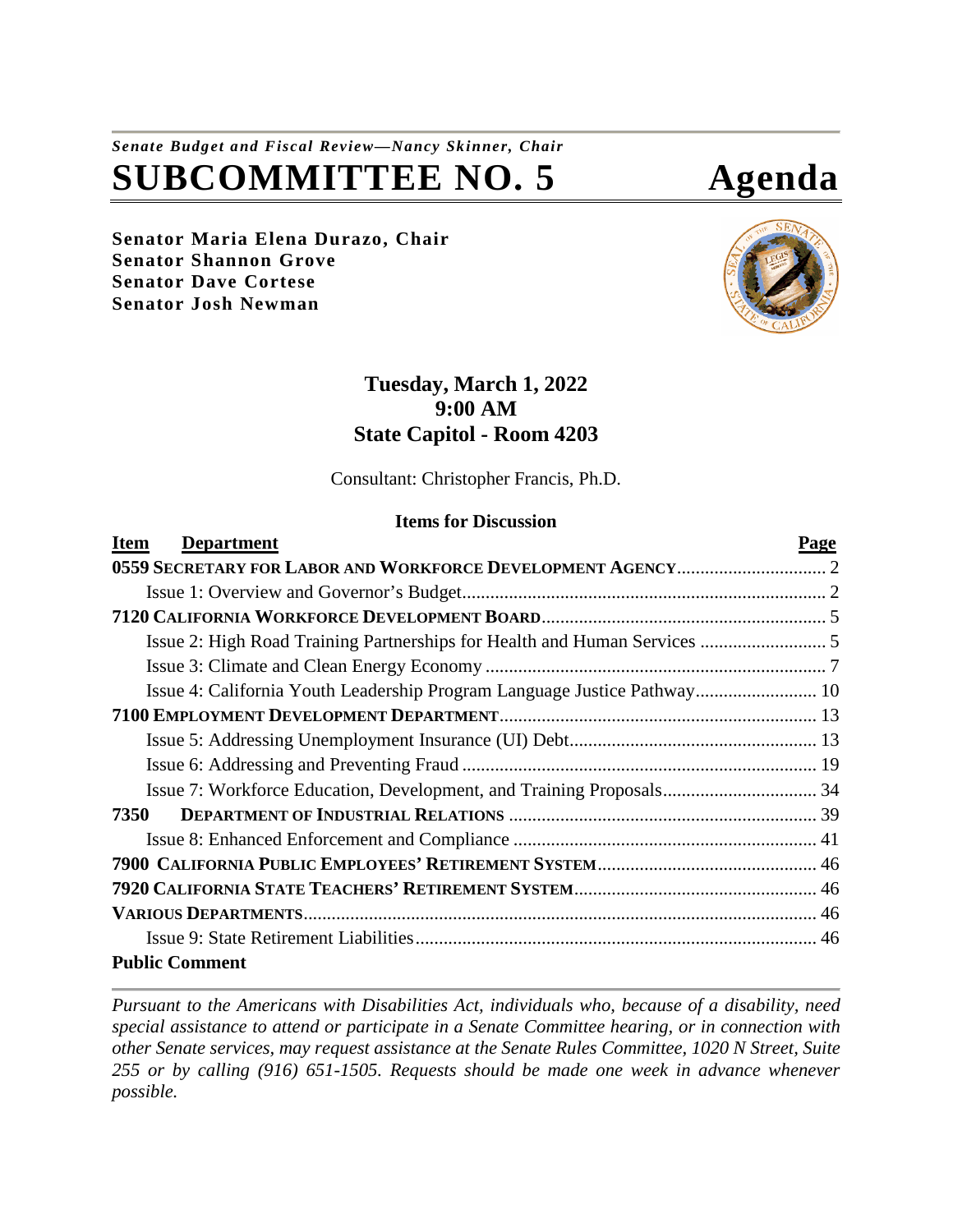*Senate Budget and Fiscal Review—Nancy Skinner, Chair*

# SUBCOMMITTEE NO. 5 Agenda

**Senator Maria Elena Durazo, Chair**
**Senator Shannon Grove**
**Senator Dave Cortese**
**Senator Josh Newman**

**Tuesday, March 1, 2022**
**9:00 AM**
**State Capitol - Room 4203**

Consultant: Christopher Francis, Ph.D.

**Items for Discussion**

| Item | Department | Page |
|---|---|---|
| **0559** | **SECRETARY FOR LABOR AND WORKFORCE DEVELOPMENT AGENCY** | 2 |
| | Issue 1: Overview and Governor's Budget | 2 |
| **7120** | **CALIFORNIA WORKFORCE DEVELOPMENT BOARD** | 5 |
| | Issue 2: High Road Training Partnerships for Health and Human Services | 5 |
| | Issue 3: Climate and Clean Energy Economy | 7 |
| | Issue 4: California Youth Leadership Program Language Justice Pathway | 10 |
| **7100** | **EMPLOYMENT DEVELOPMENT DEPARTMENT** | 13 |
| | Issue 5: Addressing Unemployment Insurance (UI) Debt | 13 |
| | Issue 6: Addressing and Preventing Fraud | 19 |
| | Issue 7: Workforce Education, Development, and Training Proposals | 34 |
| **7350** | **DEPARTMENT OF INDUSTRIAL RELATIONS** | 39 |
| | Issue 8: Enhanced Enforcement and Compliance | 41 |
| **7900** | **CALIFORNIA PUBLIC EMPLOYEES' RETIREMENT SYSTEM** | 46 |
| **7920** | **CALIFORNIA STATE TEACHERS' RETIREMENT SYSTEM** | 46 |
| | **VARIOUS DEPARTMENTS** | 46 |
| | Issue 9: State Retirement Liabilities | 46 |
| **Public Comment** | | |

*Pursuant to the Americans with Disabilities Act, individuals who, because of a disability, need special assistance to attend or participate in a Senate Committee hearing, or in connection with other Senate services, may request assistance at the Senate Rules Committee, 1020 N Street, Suite 255 or by calling (916) 651-1505. Requests should be made one week in advance whenever possible.*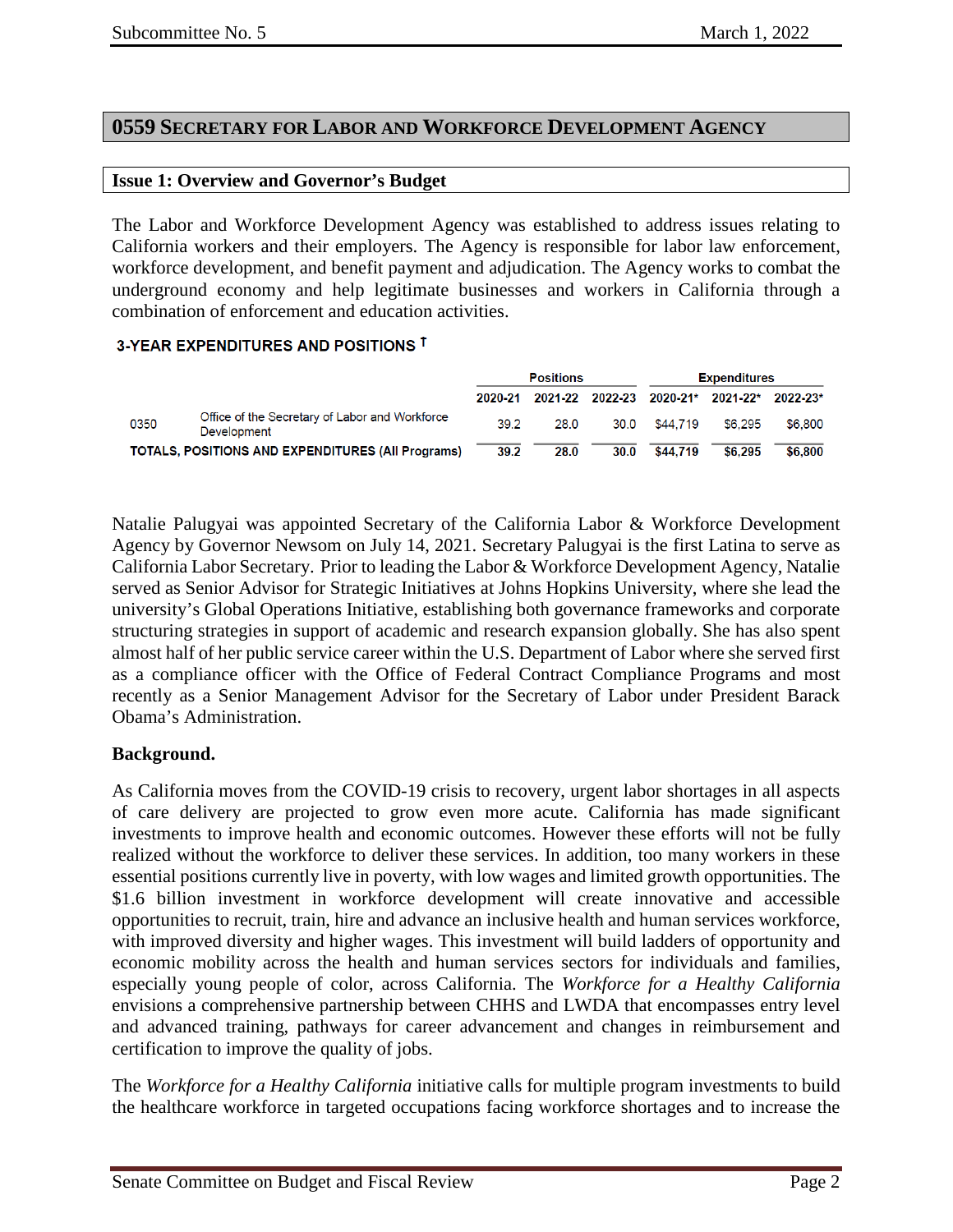## 0559 SECRETARY FOR LABOR AND WORKFORCE DEVELOPMENT AGENCY

### Issue 1: Overview and Governor's Budget

The Labor and Workforce Development Agency was established to address issues relating to California workers and their employers. The Agency is responsible for labor law enforcement, workforce development, and benefit payment and adjudication. The Agency works to combat the underground economy and help legitimate businesses and workers in California through a combination of enforcement and education activities.

**3-YEAR EXPENDITURES AND POSITIONS †**

| | | Positions | | | Expenditures | | |
|---|---|---|---|---|---|---|---|
| | | 2020-21 | 2021-22 | 2022-23 | 2020-21* | 2021-22* | 2022-23* |
| 0350 | Office of the Secretary of Labor and Workforce Development | 39.2 | 28.0 | 30.0 | $44,719 | $6,295 | $6,800 |
| **TOTALS, POSITIONS AND EXPENDITURES (All Programs)** | | **39.2** | **28.0** | **30.0** | **$44,719** | **$6,295** | **$6,800** |

Natalie Palugyai was appointed Secretary of the California Labor & Workforce Development Agency by Governor Newsom on July 14, 2021. Secretary Palugyai is the first Latina to serve as California Labor Secretary. Prior to leading the Labor & Workforce Development Agency, Natalie served as Senior Advisor for Strategic Initiatives at Johns Hopkins University, where she lead the university's Global Operations Initiative, establishing both governance frameworks and corporate structuring strategies in support of academic and research expansion globally. She has also spent almost half of her public service career within the U.S. Department of Labor where she served first as a compliance officer with the Office of Federal Contract Compliance Programs and most recently as a Senior Management Advisor for the Secretary of Labor under President Barack Obama's Administration.

**Background.**

As California moves from the COVID-19 crisis to recovery, urgent labor shortages in all aspects of care delivery are projected to grow even more acute. California has made significant investments to improve health and economic outcomes. However these efforts will not be fully realized without the workforce to deliver these services. In addition, too many workers in these essential positions currently live in poverty, with low wages and limited growth opportunities. The $1.6 billion investment in workforce development will create innovative and accessible opportunities to recruit, train, hire and advance an inclusive health and human services workforce, with improved diversity and higher wages. This investment will build ladders of opportunity and economic mobility across the health and human services sectors for individuals and families, especially young people of color, across California. The *Workforce for a Healthy California* envisions a comprehensive partnership between CHHS and LWDA that encompasses entry level and advanced training, pathways for career advancement and changes in reimbursement and certification to improve the quality of jobs.

The *Workforce for a Healthy California* initiative calls for multiple program investments to build the healthcare workforce in targeted occupations facing workforce shortages and to increase the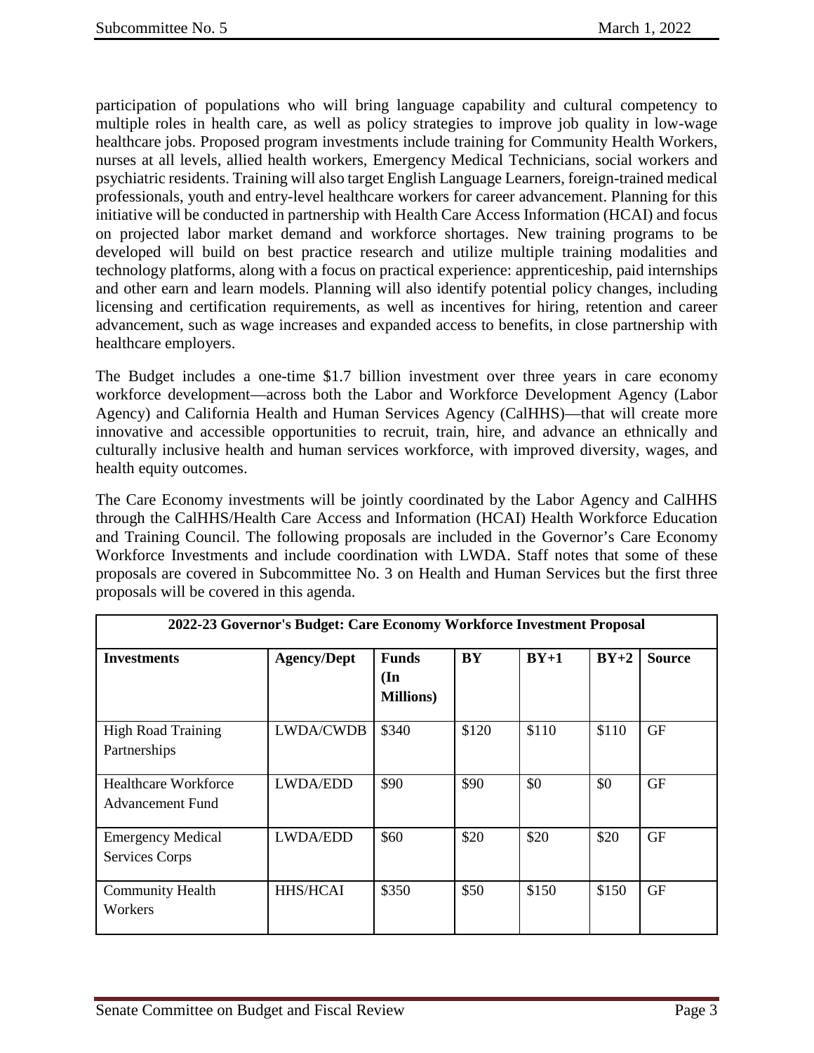participation of populations who will bring language capability and cultural competency to multiple roles in health care, as well as policy strategies to improve job quality in low-wage healthcare jobs. Proposed program investments include training for Community Health Workers, nurses at all levels, allied health workers, Emergency Medical Technicians, social workers and psychiatric residents. Training will also target English Language Learners, foreign-trained medical professionals, youth and entry-level healthcare workers for career advancement. Planning for this initiative will be conducted in partnership with Health Care Access Information (HCAI) and focus on projected labor market demand and workforce shortages. New training programs to be developed will build on best practice research and utilize multiple training modalities and technology platforms, along with a focus on practical experience: apprenticeship, paid internships and other earn and learn models. Planning will also identify potential policy changes, including licensing and certification requirements, as well as incentives for hiring, retention and career advancement, such as wage increases and expanded access to benefits, in close partnership with healthcare employers.

The Budget includes a one-time $1.7 billion investment over three years in care economy workforce development—across both the Labor and Workforce Development Agency (Labor Agency) and California Health and Human Services Agency (CalHHS)—that will create more innovative and accessible opportunities to recruit, train, hire, and advance an ethnically and culturally inclusive health and human services workforce, with improved diversity, wages, and health equity outcomes.

The Care Economy investments will be jointly coordinated by the Labor Agency and CalHHS through the CalHHS/Health Care Access and Information (HCAI) Health Workforce Education and Training Council. The following proposals are included in the Governor's Care Economy Workforce Investments and include coordination with LWDA. Staff notes that some of these proposals are covered in Subcommittee No. 3 on Health and Human Services but the first three proposals will be covered in this agenda.

| 2022-23 Governor's Budget: Care Economy Workforce Investment Proposal | | | | | | |
|---|---|---|---|---|---|---|
| **Investments** | **Agency/Dept** | **Funds (In Millions)** | **BY** | **BY+1** | **BY+2** | **Source** |
| High Road Training Partnerships | LWDA/CWDB | $340 | $120 | $110 | $110 | GF |
| Healthcare Workforce Advancement Fund | LWDA/EDD | $90 | $90 | $0 | $0 | GF |
| Emergency Medical Services Corps | LWDA/EDD | $60 | $20 | $20 | $20 | GF |
| Community Health Workers | HHS/HCAI | $350 | $50 | $150 | $150 | GF |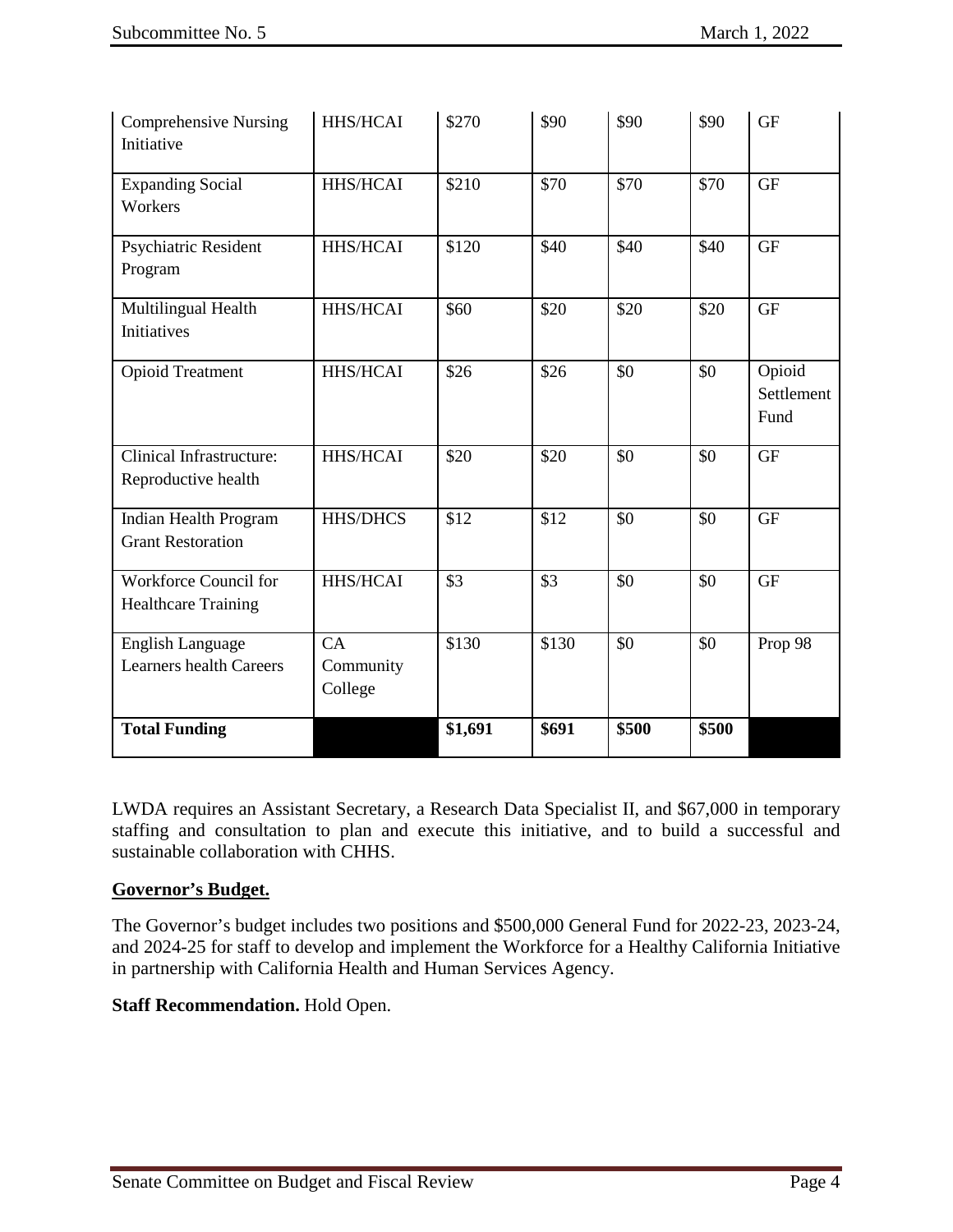| Comprehensive Nursing Initiative | HHS/HCAI | $270 | $90 | $90 | $90 | GF |
|---|---|---|---|---|---|---|
| Expanding Social Workers | HHS/HCAI | $210 | $70 | $70 | $70 | GF |
| Psychiatric Resident Program | HHS/HCAI | $120 | $40 | $40 | $40 | GF |
| Multilingual Health Initiatives | HHS/HCAI | $60 | $20 | $20 | $20 | GF |
| Opioid Treatment | HHS/HCAI | $26 | $26 | $0 | $0 | Opioid Settlement Fund |
| Clinical Infrastructure: Reproductive health | HHS/HCAI | $20 | $20 | $0 | $0 | GF |
| Indian Health Program Grant Restoration | HHS/DHCS | $12 | $12 | $0 | $0 | GF |
| Workforce Council for Healthcare Training | HHS/HCAI | $3 | $3 | $0 | $0 | GF |
| English Language Learners health Careers | CA Community College | $130 | $130 | $0 | $0 | Prop 98 |
| **Total Funding** | | **$1,691** | **$691** | **$500** | **$500** | |

LWDA requires an Assistant Secretary, a Research Data Specialist II, and $67,000 in temporary staffing and consultation to plan and execute this initiative, and to build a successful and sustainable collaboration with CHHS.

**Governor's Budget.**

The Governor's budget includes two positions and $500,000 General Fund for 2022-23, 2023-24, and 2024-25 for staff to develop and implement the Workforce for a Healthy California Initiative in partnership with California Health and Human Services Agency.

**Staff Recommendation.** Hold Open.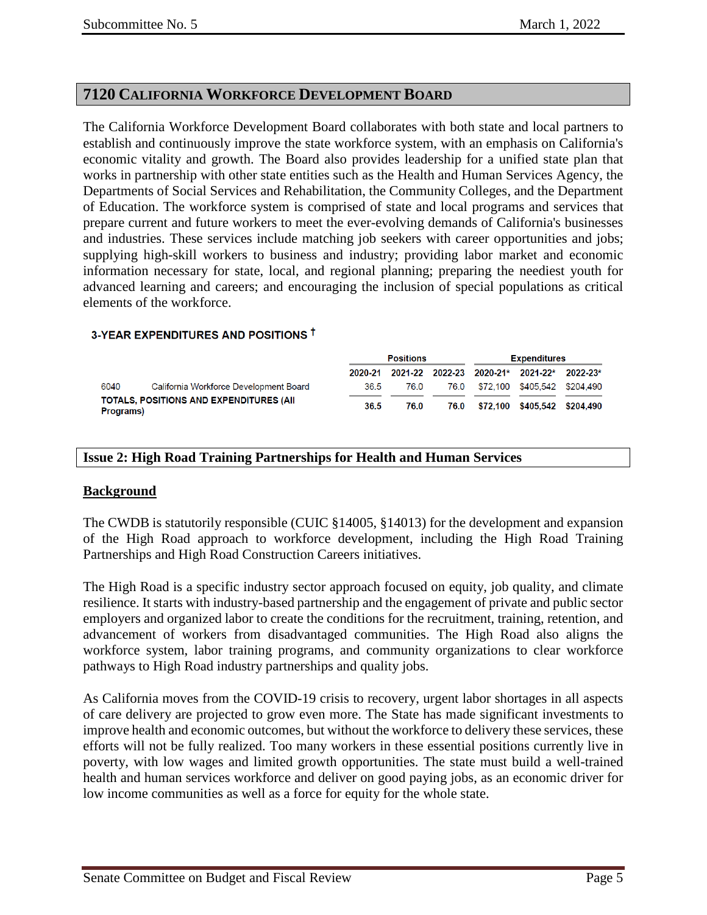## 7120 California Workforce Development Board

The California Workforce Development Board collaborates with both state and local partners to establish and continuously improve the state workforce system, with an emphasis on California's economic vitality and growth. The Board also provides leadership for a unified state plan that works in partnership with other state entities such as the Health and Human Services Agency, the Departments of Social Services and Rehabilitation, the Community Colleges, and the Department of Education. The workforce system is comprised of state and local programs and services that prepare current and future workers to meet the ever-evolving demands of California's businesses and industries. These services include matching job seekers with career opportunities and jobs; supplying high-skill workers to business and industry; providing labor market and economic information necessary for state, local, and regional planning; preparing the neediest youth for advanced learning and careers; and encouraging the inclusion of special populations as critical elements of the workforce.

**3-YEAR EXPENDITURES AND POSITIONS †**

| | | Positions | | | Expenditures | | |
|---|---|---|---|---|---|---|---|
| | | 2020-21 | 2021-22 | 2022-23 | 2020-21* | 2021-22* | 2022-23* |
| 6040 | California Workforce Development Board | 36.5 | 76.0 | 76.0 | $72,100 | $405,542 | $204,490 |
| **TOTALS, POSITIONS AND EXPENDITURES (All Programs)** | | **36.5** | **76.0** | **76.0** | **$72,100** | **$405,542** | **$204,490** |

### Issue 2: High Road Training Partnerships for Health and Human Services

**Background**

The CWDB is statutorily responsible (CUIC §14005, §14013) for the development and expansion of the High Road approach to workforce development, including the High Road Training Partnerships and High Road Construction Careers initiatives.

The High Road is a specific industry sector approach focused on equity, job quality, and climate resilience. It starts with industry-based partnership and the engagement of private and public sector employers and organized labor to create the conditions for the recruitment, training, retention, and advancement of workers from disadvantaged communities. The High Road also aligns the workforce system, labor training programs, and community organizations to clear workforce pathways to High Road industry partnerships and quality jobs.

As California moves from the COVID-19 crisis to recovery, urgent labor shortages in all aspects of care delivery are projected to grow even more. The State has made significant investments to improve health and economic outcomes, but without the workforce to delivery these services, these efforts will not be fully realized. Too many workers in these essential positions currently live in poverty, with low wages and limited growth opportunities. The state must build a well-trained health and human services workforce and deliver on good paying jobs, as an economic driver for low income communities as well as a force for equity for the whole state.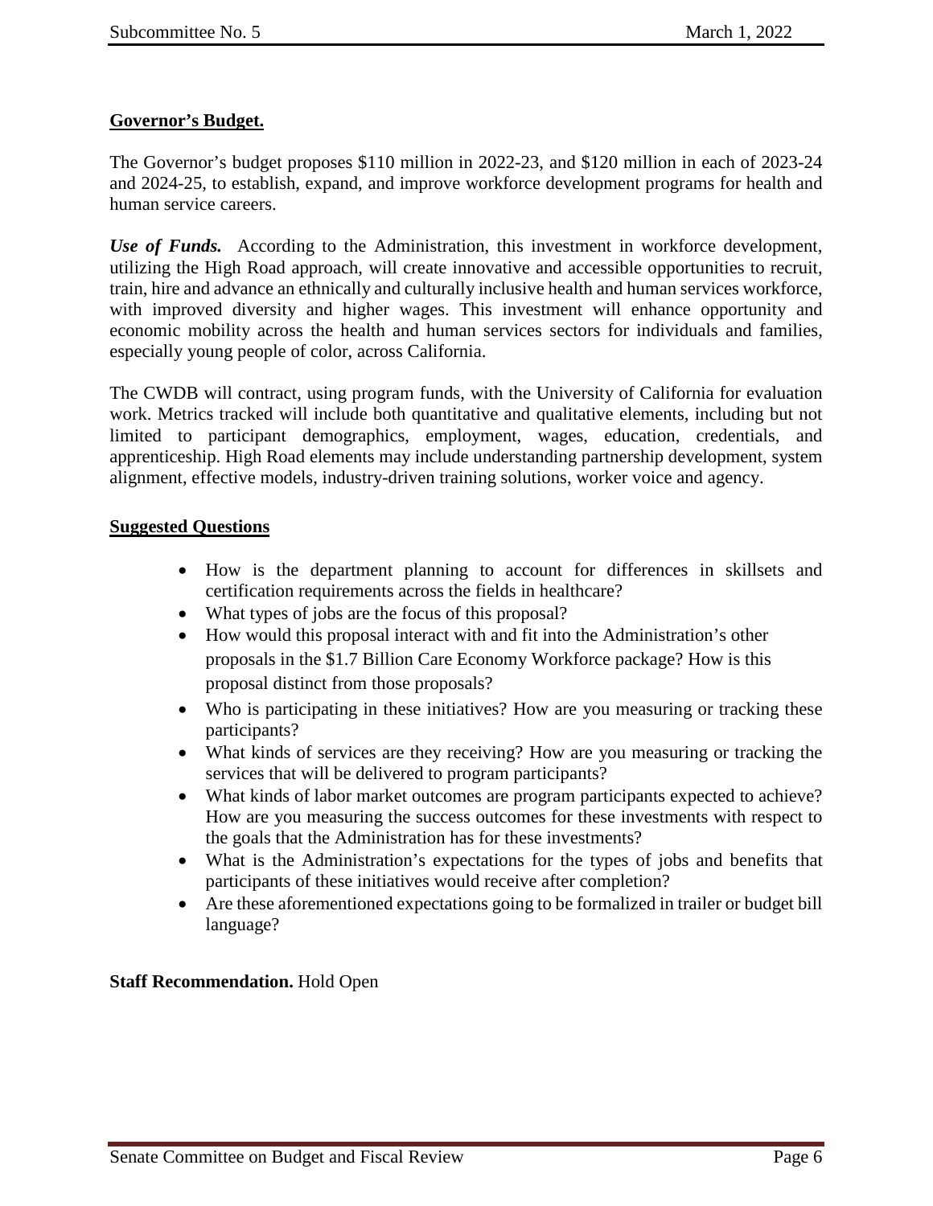**Governor's Budget.**

The Governor's budget proposes $110 million in 2022-23, and $120 million in each of 2023-24 and 2024-25, to establish, expand, and improve workforce development programs for health and human service careers.

***Use of Funds.*** According to the Administration, this investment in workforce development, utilizing the High Road approach, will create innovative and accessible opportunities to recruit, train, hire and advance an ethnically and culturally inclusive health and human services workforce, with improved diversity and higher wages. This investment will enhance opportunity and economic mobility across the health and human services sectors for individuals and families, especially young people of color, across California.

The CWDB will contract, using program funds, with the University of California for evaluation work. Metrics tracked will include both quantitative and qualitative elements, including but not limited to participant demographics, employment, wages, education, credentials, and apprenticeship. High Road elements may include understanding partnership development, system alignment, effective models, industry-driven training solutions, worker voice and agency.

**Suggested Questions**

- How is the department planning to account for differences in skillsets and certification requirements across the fields in healthcare?
- What types of jobs are the focus of this proposal?
- How would this proposal interact with and fit into the Administration's other proposals in the $1.7 Billion Care Economy Workforce package? How is this proposal distinct from those proposals?
- Who is participating in these initiatives? How are you measuring or tracking these participants?
- What kinds of services are they receiving? How are you measuring or tracking the services that will be delivered to program participants?
- What kinds of labor market outcomes are program participants expected to achieve? How are you measuring the success outcomes for these investments with respect to the goals that the Administration has for these investments?
- What is the Administration's expectations for the types of jobs and benefits that participants of these initiatives would receive after completion?
- Are these aforementioned expectations going to be formalized in trailer or budget bill language?

**Staff Recommendation.** Hold Open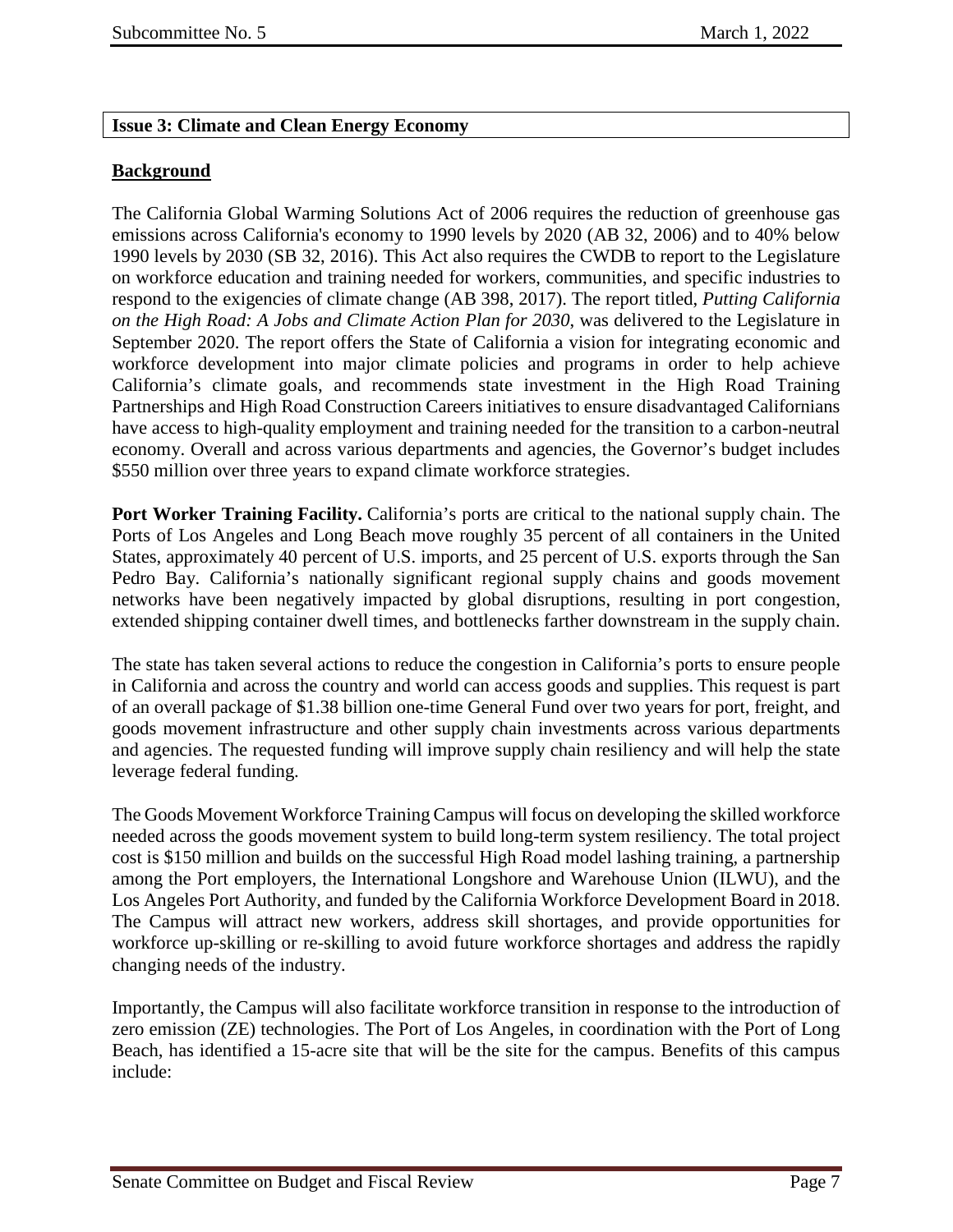**Issue 3: Climate and Clean Energy Economy**

**Background**

The California Global Warming Solutions Act of 2006 requires the reduction of greenhouse gas emissions across California's economy to 1990 levels by 2020 (AB 32, 2006) and to 40% below 1990 levels by 2030 (SB 32, 2016). This Act also requires the CWDB to report to the Legislature on workforce education and training needed for workers, communities, and specific industries to respond to the exigencies of climate change (AB 398, 2017). The report titled, *Putting California on the High Road: A Jobs and Climate Action Plan for 2030*, was delivered to the Legislature in September 2020. The report offers the State of California a vision for integrating economic and workforce development into major climate policies and programs in order to help achieve California's climate goals, and recommends state investment in the High Road Training Partnerships and High Road Construction Careers initiatives to ensure disadvantaged Californians have access to high-quality employment and training needed for the transition to a carbon-neutral economy. Overall and across various departments and agencies, the Governor's budget includes $550 million over three years to expand climate workforce strategies.

**Port Worker Training Facility.** California's ports are critical to the national supply chain. The Ports of Los Angeles and Long Beach move roughly 35 percent of all containers in the United States, approximately 40 percent of U.S. imports, and 25 percent of U.S. exports through the San Pedro Bay. California's nationally significant regional supply chains and goods movement networks have been negatively impacted by global disruptions, resulting in port congestion, extended shipping container dwell times, and bottlenecks farther downstream in the supply chain.

The state has taken several actions to reduce the congestion in California's ports to ensure people in California and across the country and world can access goods and supplies. This request is part of an overall package of $1.38 billion one-time General Fund over two years for port, freight, and goods movement infrastructure and other supply chain investments across various departments and agencies. The requested funding will improve supply chain resiliency and will help the state leverage federal funding.

The Goods Movement Workforce Training Campus will focus on developing the skilled workforce needed across the goods movement system to build long-term system resiliency. The total project cost is $150 million and builds on the successful High Road model lashing training, a partnership among the Port employers, the International Longshore and Warehouse Union (ILWU), and the Los Angeles Port Authority, and funded by the California Workforce Development Board in 2018. The Campus will attract new workers, address skill shortages, and provide opportunities for workforce up-skilling or re-skilling to avoid future workforce shortages and address the rapidly changing needs of the industry.

Importantly, the Campus will also facilitate workforce transition in response to the introduction of zero emission (ZE) technologies. The Port of Los Angeles, in coordination with the Port of Long Beach, has identified a 15-acre site that will be the site for the campus. Benefits of this campus include: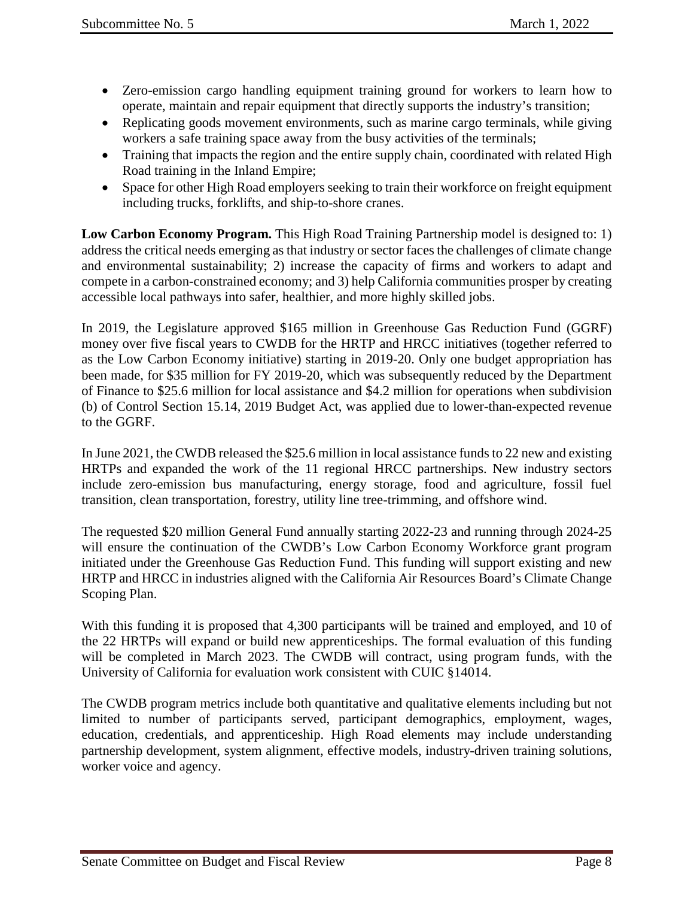- Zero-emission cargo handling equipment training ground for workers to learn how to operate, maintain and repair equipment that directly supports the industry's transition;
- Replicating goods movement environments, such as marine cargo terminals, while giving workers a safe training space away from the busy activities of the terminals;
- Training that impacts the region and the entire supply chain, coordinated with related High Road training in the Inland Empire;
- Space for other High Road employers seeking to train their workforce on freight equipment including trucks, forklifts, and ship-to-shore cranes.

**Low Carbon Economy Program.** This High Road Training Partnership model is designed to: 1) address the critical needs emerging as that industry or sector faces the challenges of climate change and environmental sustainability; 2) increase the capacity of firms and workers to adapt and compete in a carbon-constrained economy; and 3) help California communities prosper by creating accessible local pathways into safer, healthier, and more highly skilled jobs.

In 2019, the Legislature approved $165 million in Greenhouse Gas Reduction Fund (GGRF) money over five fiscal years to CWDB for the HRTP and HRCC initiatives (together referred to as the Low Carbon Economy initiative) starting in 2019-20. Only one budget appropriation has been made, for $35 million for FY 2019-20, which was subsequently reduced by the Department of Finance to $25.6 million for local assistance and $4.2 million for operations when subdivision (b) of Control Section 15.14, 2019 Budget Act, was applied due to lower-than-expected revenue to the GGRF.

In June 2021, the CWDB released the $25.6 million in local assistance funds to 22 new and existing HRTPs and expanded the work of the 11 regional HRCC partnerships. New industry sectors include zero-emission bus manufacturing, energy storage, food and agriculture, fossil fuel transition, clean transportation, forestry, utility line tree-trimming, and offshore wind.

The requested $20 million General Fund annually starting 2022-23 and running through 2024-25 will ensure the continuation of the CWDB's Low Carbon Economy Workforce grant program initiated under the Greenhouse Gas Reduction Fund. This funding will support existing and new HRTP and HRCC in industries aligned with the California Air Resources Board's Climate Change Scoping Plan.

With this funding it is proposed that 4,300 participants will be trained and employed, and 10 of the 22 HRTPs will expand or build new apprenticeships. The formal evaluation of this funding will be completed in March 2023. The CWDB will contract, using program funds, with the University of California for evaluation work consistent with CUIC §14014.

The CWDB program metrics include both quantitative and qualitative elements including but not limited to number of participants served, participant demographics, employment, wages, education, credentials, and apprenticeship. High Road elements may include understanding partnership development, system alignment, effective models, industry-driven training solutions, worker voice and agency.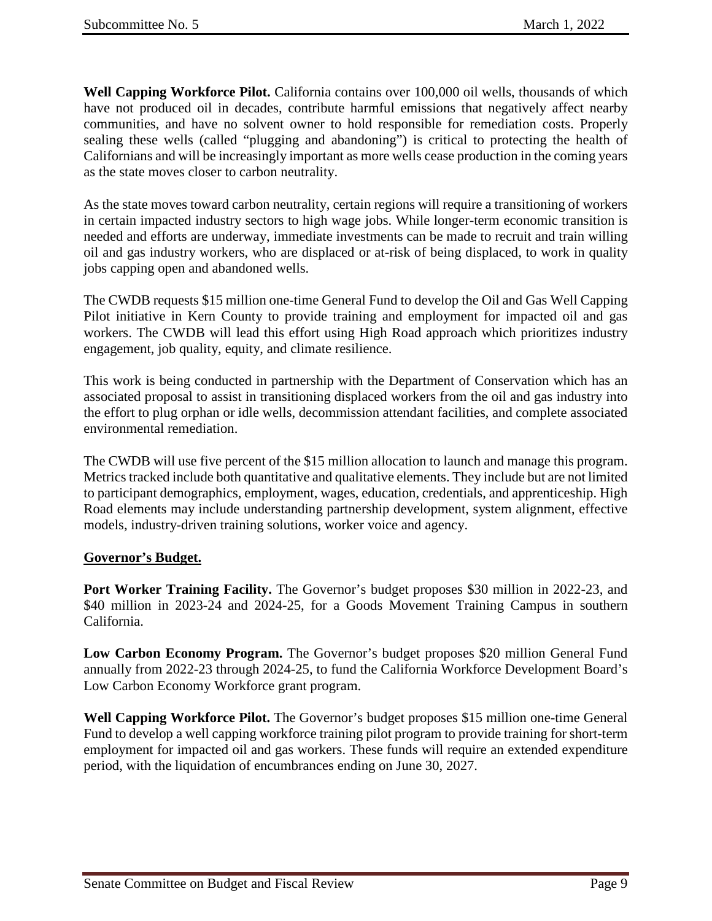**Well Capping Workforce Pilot.** California contains over 100,000 oil wells, thousands of which have not produced oil in decades, contribute harmful emissions that negatively affect nearby communities, and have no solvent owner to hold responsible for remediation costs. Properly sealing these wells (called "plugging and abandoning") is critical to protecting the health of Californians and will be increasingly important as more wells cease production in the coming years as the state moves closer to carbon neutrality.

As the state moves toward carbon neutrality, certain regions will require a transitioning of workers in certain impacted industry sectors to high wage jobs. While longer-term economic transition is needed and efforts are underway, immediate investments can be made to recruit and train willing oil and gas industry workers, who are displaced or at-risk of being displaced, to work in quality jobs capping open and abandoned wells.

The CWDB requests $15 million one-time General Fund to develop the Oil and Gas Well Capping Pilot initiative in Kern County to provide training and employment for impacted oil and gas workers. The CWDB will lead this effort using High Road approach which prioritizes industry engagement, job quality, equity, and climate resilience.

This work is being conducted in partnership with the Department of Conservation which has an associated proposal to assist in transitioning displaced workers from the oil and gas industry into the effort to plug orphan or idle wells, decommission attendant facilities, and complete associated environmental remediation.

The CWDB will use five percent of the $15 million allocation to launch and manage this program. Metrics tracked include both quantitative and qualitative elements. They include but are not limited to participant demographics, employment, wages, education, credentials, and apprenticeship. High Road elements may include understanding partnership development, system alignment, effective models, industry-driven training solutions, worker voice and agency.

**Governor's Budget.**

**Port Worker Training Facility.** The Governor's budget proposes $30 million in 2022-23, and $40 million in 2023-24 and 2024-25, for a Goods Movement Training Campus in southern California.

**Low Carbon Economy Program.** The Governor's budget proposes $20 million General Fund annually from 2022-23 through 2024-25, to fund the California Workforce Development Board's Low Carbon Economy Workforce grant program.

**Well Capping Workforce Pilot.** The Governor's budget proposes $15 million one-time General Fund to develop a well capping workforce training pilot program to provide training for short-term employment for impacted oil and gas workers. These funds will require an extended expenditure period, with the liquidation of encumbrances ending on June 30, 2027.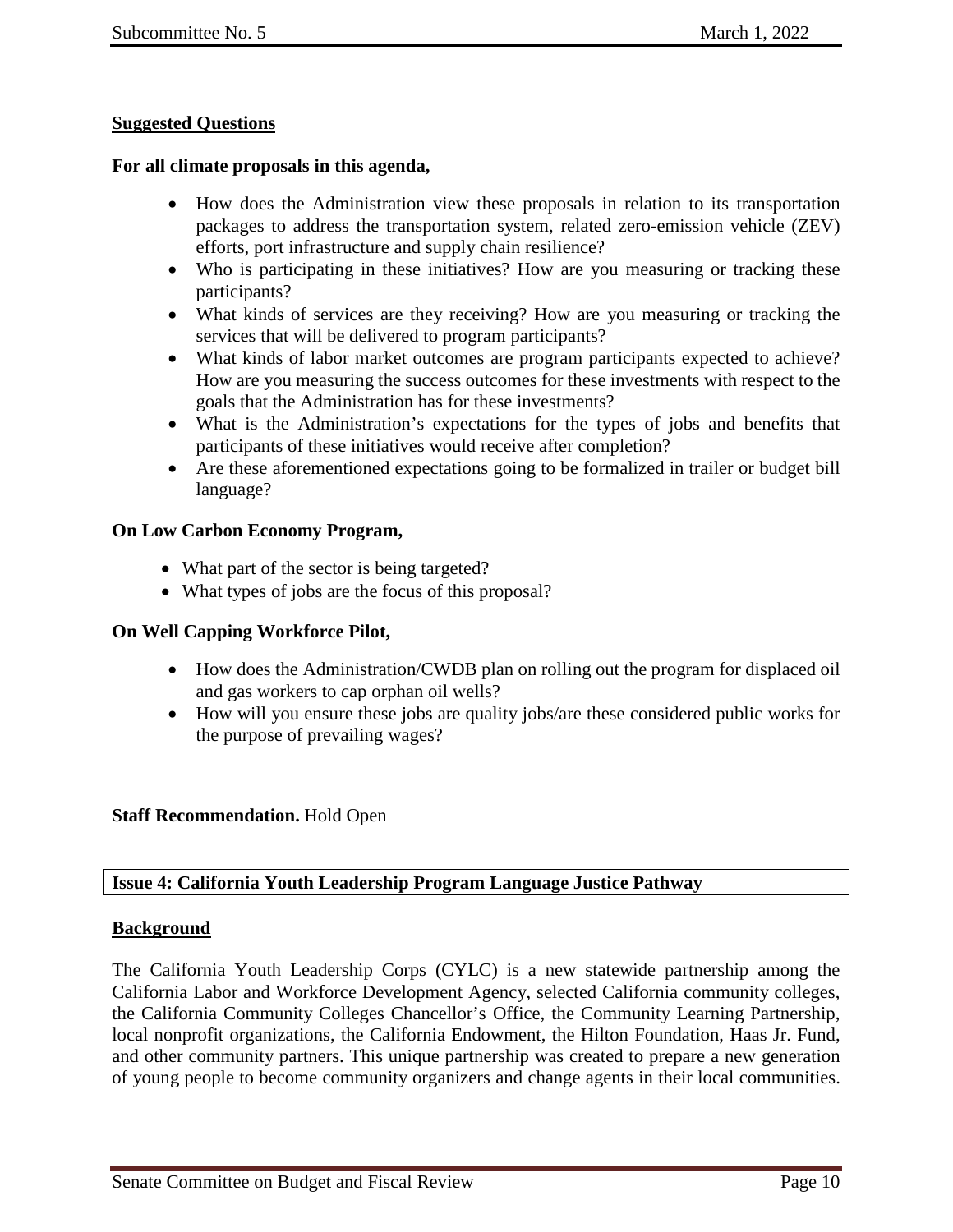**Suggested Questions**

**For all climate proposals in this agenda,**

- How does the Administration view these proposals in relation to its transportation packages to address the transportation system, related zero-emission vehicle (ZEV) efforts, port infrastructure and supply chain resilience?
- Who is participating in these initiatives? How are you measuring or tracking these participants?
- What kinds of services are they receiving? How are you measuring or tracking the services that will be delivered to program participants?
- What kinds of labor market outcomes are program participants expected to achieve? How are you measuring the success outcomes for these investments with respect to the goals that the Administration has for these investments?
- What is the Administration's expectations for the types of jobs and benefits that participants of these initiatives would receive after completion?
- Are these aforementioned expectations going to be formalized in trailer or budget bill language?

**On Low Carbon Economy Program,**

- What part of the sector is being targeted?
- What types of jobs are the focus of this proposal?

**On Well Capping Workforce Pilot,**

- How does the Administration/CWDB plan on rolling out the program for displaced oil and gas workers to cap orphan oil wells?
- How will you ensure these jobs are quality jobs/are these considered public works for the purpose of prevailing wages?

**Staff Recommendation.** Hold Open

## Issue 4: California Youth Leadership Program Language Justice Pathway

**Background**

The California Youth Leadership Corps (CYLC) is a new statewide partnership among the California Labor and Workforce Development Agency, selected California community colleges, the California Community Colleges Chancellor's Office, the Community Learning Partnership, local nonprofit organizations, the California Endowment, the Hilton Foundation, Haas Jr. Fund, and other community partners. This unique partnership was created to prepare a new generation of young people to become community organizers and change agents in their local communities.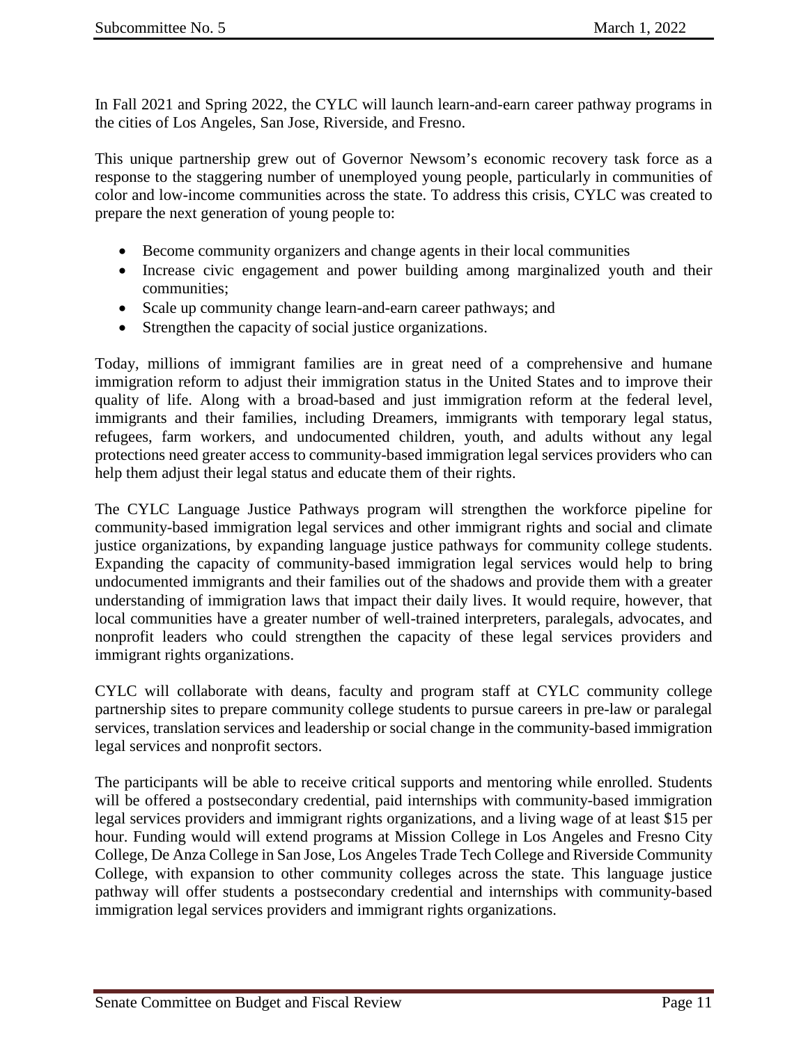In Fall 2021 and Spring 2022, the CYLC will launch learn-and-earn career pathway programs in the cities of Los Angeles, San Jose, Riverside, and Fresno.

This unique partnership grew out of Governor Newsom's economic recovery task force as a response to the staggering number of unemployed young people, particularly in communities of color and low-income communities across the state. To address this crisis, CYLC was created to prepare the next generation of young people to:

- Become community organizers and change agents in their local communities
- Increase civic engagement and power building among marginalized youth and their communities;
- Scale up community change learn-and-earn career pathways; and
- Strengthen the capacity of social justice organizations.

Today, millions of immigrant families are in great need of a comprehensive and humane immigration reform to adjust their immigration status in the United States and to improve their quality of life. Along with a broad-based and just immigration reform at the federal level, immigrants and their families, including Dreamers, immigrants with temporary legal status, refugees, farm workers, and undocumented children, youth, and adults without any legal protections need greater access to community-based immigration legal services providers who can help them adjust their legal status and educate them of their rights.

The CYLC Language Justice Pathways program will strengthen the workforce pipeline for community-based immigration legal services and other immigrant rights and social and climate justice organizations, by expanding language justice pathways for community college students. Expanding the capacity of community-based immigration legal services would help to bring undocumented immigrants and their families out of the shadows and provide them with a greater understanding of immigration laws that impact their daily lives. It would require, however, that local communities have a greater number of well-trained interpreters, paralegals, advocates, and nonprofit leaders who could strengthen the capacity of these legal services providers and immigrant rights organizations.

CYLC will collaborate with deans, faculty and program staff at CYLC community college partnership sites to prepare community college students to pursue careers in pre-law or paralegal services, translation services and leadership or social change in the community-based immigration legal services and nonprofit sectors.

The participants will be able to receive critical supports and mentoring while enrolled. Students will be offered a postsecondary credential, paid internships with community-based immigration legal services providers and immigrant rights organizations, and a living wage of at least $15 per hour. Funding would will extend programs at Mission College in Los Angeles and Fresno City College, De Anza College in San Jose, Los Angeles Trade Tech College and Riverside Community College, with expansion to other community colleges across the state. This language justice pathway will offer students a postsecondary credential and internships with community-based immigration legal services providers and immigrant rights organizations.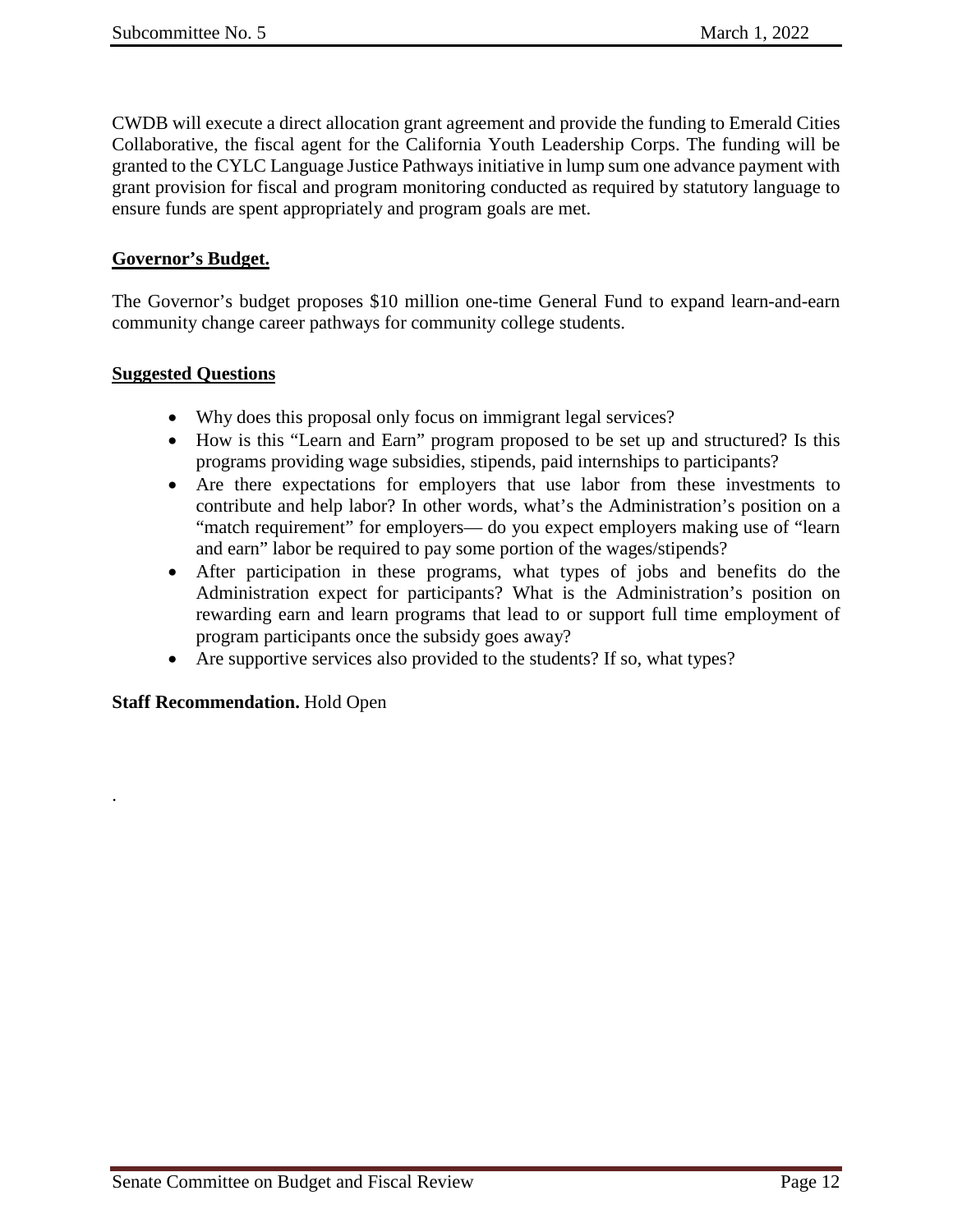CWDB will execute a direct allocation grant agreement and provide the funding to Emerald Cities Collaborative, the fiscal agent for the California Youth Leadership Corps. The funding will be granted to the CYLC Language Justice Pathways initiative in lump sum one advance payment with grant provision for fiscal and program monitoring conducted as required by statutory language to ensure funds are spent appropriately and program goals are met.

**Governor's Budget.**

The Governor's budget proposes $10 million one-time General Fund to expand learn-and-earn community change career pathways for community college students.

**Suggested Questions**

- Why does this proposal only focus on immigrant legal services?
- How is this "Learn and Earn" program proposed to be set up and structured? Is this programs providing wage subsidies, stipends, paid internships to participants?
- Are there expectations for employers that use labor from these investments to contribute and help labor? In other words, what's the Administration's position on a "match requirement" for employers— do you expect employers making use of "learn and earn" labor be required to pay some portion of the wages/stipends?
- After participation in these programs, what types of jobs and benefits do the Administration expect for participants? What is the Administration's position on rewarding earn and learn programs that lead to or support full time employment of program participants once the subsidy goes away?
- Are supportive services also provided to the students? If so, what types?

**Staff Recommendation.** Hold Open

.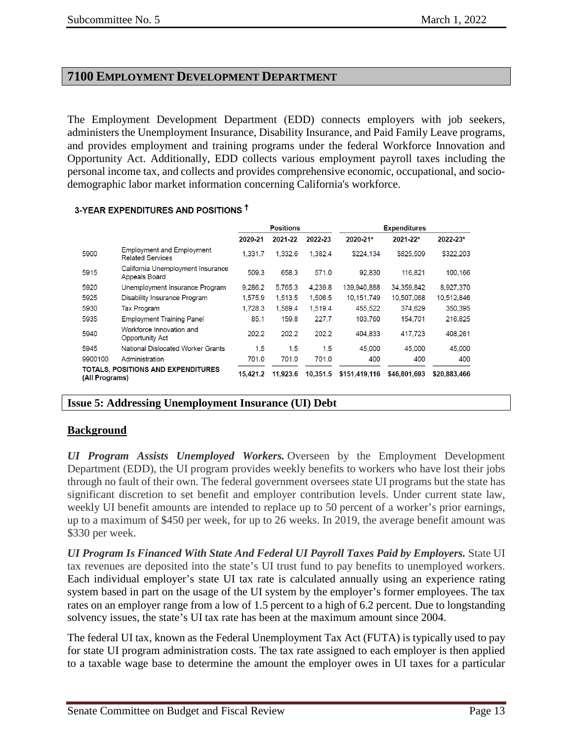## 7100 Employment Development Department

The Employment Development Department (EDD) connects employers with job seekers, administers the Unemployment Insurance, Disability Insurance, and Paid Family Leave programs, and provides employment and training programs under the federal Workforce Innovation and Opportunity Act. Additionally, EDD collects various employment payroll taxes including the personal income tax, and collects and provides comprehensive economic, occupational, and socio-demographic labor market information concerning California's workforce.

**3-YEAR EXPENDITURES AND POSITIONS †**

| | | Positions | | | Expenditures | | |
|---|---|---|---|---|---|---|---|
| | | 2020-21 | 2021-22 | 2022-23 | 2020-21* | 2021-22* | 2022-23* |
| 5900 | Employment and Employment Related Services | 1,331.7 | 1,332.6 | 1,382.4 | $224,134 | $825,509 | $322,203 |
| 5915 | California Unemployment Insurance Appeals Board | 509.3 | 658.3 | 571.0 | 92,830 | 116,821 | 100,166 |
| 5920 | Unemployment Insurance Program | 9,286.2 | 5,765.3 | 4,239.8 | 139,940,888 | 34,359,842 | 8,927,370 |
| 5925 | Disability Insurance Program | 1,575.9 | 1,513.5 | 1,506.5 | 10,151,749 | 10,507,068 | 10,512,846 |
| 5930 | Tax Program | 1,728.3 | 1,589.4 | 1,519.4 | 455,522 | 374,629 | 350,395 |
| 5935 | Employment Training Panel | 85.1 | 159.8 | 227.7 | 103,760 | 154,701 | 216,825 |
| 5940 | Workforce Innovation and Opportunity Act | 202.2 | 202.2 | 202.2 | 404,833 | 417,723 | 408,261 |
| 5945 | National Dislocated Worker Grants | 1.5 | 1.5 | 1.5 | 45,000 | 45,000 | 45,000 |
| 9900100 | Administration | 701.0 | 701.0 | 701.0 | 400 | 400 | 400 |
| **TOTALS, POSITIONS AND EXPENDITURES (All Programs)** | | **15,421.2** | **11,923.6** | **10,351.5** | **$151,419,116** | **$46,801,693** | **$20,883,466** |

### Issue 5: Addressing Unemployment Insurance (UI) Debt

**Background**

***UI Program Assists Unemployed Workers.*** Overseen by the Employment Development Department (EDD), the UI program provides weekly benefits to workers who have lost their jobs through no fault of their own. The federal government oversees state UI programs but the state has significant discretion to set benefit and employer contribution levels. Under current state law, weekly UI benefit amounts are intended to replace up to 50 percent of a worker's prior earnings, up to a maximum of $450 per week, for up to 26 weeks. In 2019, the average benefit amount was $330 per week.

***UI Program Is Financed With State And Federal UI Payroll Taxes Paid by Employers.*** State UI tax revenues are deposited into the state's UI trust fund to pay benefits to unemployed workers. Each individual employer's state UI tax rate is calculated annually using an experience rating system based in part on the usage of the UI system by the employer's former employees. The tax rates on an employer range from a low of 1.5 percent to a high of 6.2 percent. Due to longstanding solvency issues, the state's UI tax rate has been at the maximum amount since 2004.

The federal UI tax, known as the Federal Unemployment Tax Act (FUTA) is typically used to pay for state UI program administration costs. The tax rate assigned to each employer is then applied to a taxable wage base to determine the amount the employer owes in UI taxes for a particular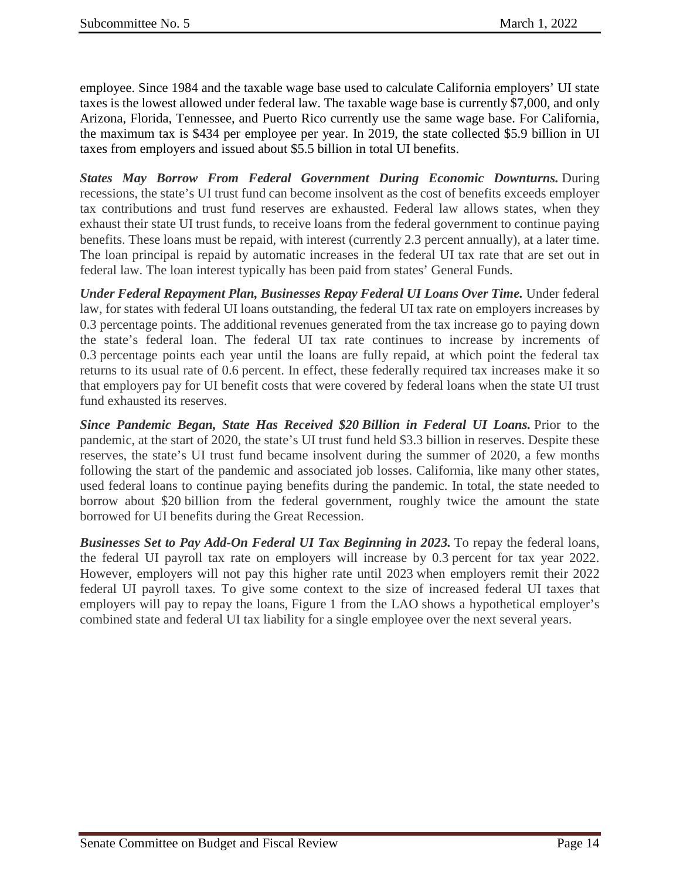employee. Since 1984 and the taxable wage base used to calculate California employers' UI state taxes is the lowest allowed under federal law. The taxable wage base is currently $7,000, and only Arizona, Florida, Tennessee, and Puerto Rico currently use the same wage base. For California, the maximum tax is $434 per employee per year. In 2019, the state collected $5.9 billion in UI taxes from employers and issued about $5.5 billion in total UI benefits.

***States May Borrow From Federal Government During Economic Downturns.*** During recessions, the state's UI trust fund can become insolvent as the cost of benefits exceeds employer tax contributions and trust fund reserves are exhausted. Federal law allows states, when they exhaust their state UI trust funds, to receive loans from the federal government to continue paying benefits. These loans must be repaid, with interest (currently 2.3 percent annually), at a later time. The loan principal is repaid by automatic increases in the federal UI tax rate that are set out in federal law. The loan interest typically has been paid from states' General Funds.

***Under Federal Repayment Plan, Businesses Repay Federal UI Loans Over Time.*** Under federal law, for states with federal UI loans outstanding, the federal UI tax rate on employers increases by 0.3 percentage points. The additional revenues generated from the tax increase go to paying down the state's federal loan. The federal UI tax rate continues to increase by increments of 0.3 percentage points each year until the loans are fully repaid, at which point the federal tax returns to its usual rate of 0.6 percent. In effect, these federally required tax increases make it so that employers pay for UI benefit costs that were covered by federal loans when the state UI trust fund exhausted its reserves.

***Since Pandemic Began, State Has Received $20 Billion in Federal UI Loans.*** Prior to the pandemic, at the start of 2020, the state's UI trust fund held $3.3 billion in reserves. Despite these reserves, the state's UI trust fund became insolvent during the summer of 2020, a few months following the start of the pandemic and associated job losses. California, like many other states, used federal loans to continue paying benefits during the pandemic. In total, the state needed to borrow about $20 billion from the federal government, roughly twice the amount the state borrowed for UI benefits during the Great Recession.

***Businesses Set to Pay Add-On Federal UI Tax Beginning in 2023.*** To repay the federal loans, the federal UI payroll tax rate on employers will increase by 0.3 percent for tax year 2022. However, employers will not pay this higher rate until 2023 when employers remit their 2022 federal UI payroll taxes. To give some context to the size of increased federal UI taxes that employers will pay to repay the loans, Figure 1 from the LAO shows a hypothetical employer's combined state and federal UI tax liability for a single employee over the next several years.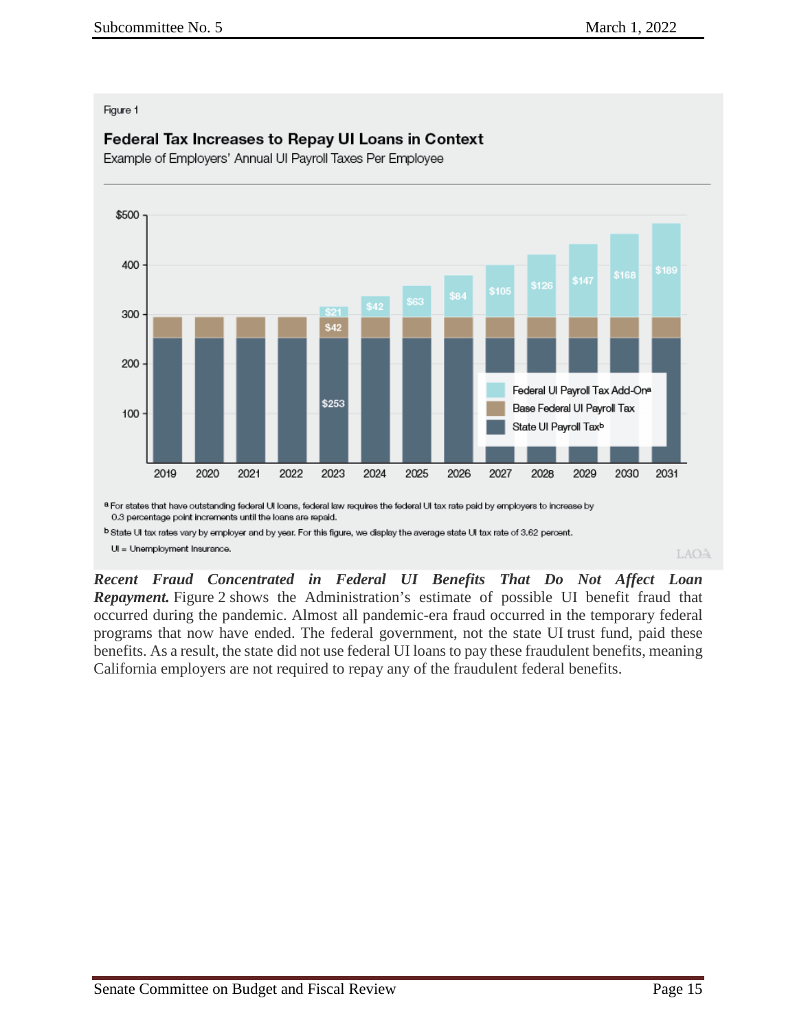Figure 1

**Federal Tax Increases to Repay UI Loans in Context**

Example of Employers' Annual UI Payroll Taxes Per Employee

| Year | State UI Payroll Tax[b] | Base Federal UI Payroll Tax | Federal UI Payroll Tax Add-On[a] |
|---|---|---|---|
| 2019 | | | |
| 2020 | | | |
| 2021 | | | |
| 2022 | | | |
| 2023 | $253 | $42 | $21 |
| 2024 | | | $42 |
| 2025 | | | $63 |
| 2026 | | | $84 |
| 2027 | | | $105 |
| 2028 | | | $126 |
| 2029 | | | $147 |
| 2030 | | | $168 |
| 2031 | | | $189 |

[a] For states that have outstanding federal UI loans, federal law requires the federal UI tax rate paid by employers to increase by 0.3 percentage point increments until the loans are repaid.

[b] State UI tax rates vary by employer and by year. For this figure, we display the average state UI tax rate of 3.62 percent.

UI = Unemployment Insurance.

***Recent Fraud Concentrated in Federal UI Benefits That Do Not Affect Loan Repayment.*** Figure 2 shows the Administration's estimate of possible UI benefit fraud that occurred during the pandemic. Almost all pandemic-era fraud occurred in the temporary federal programs that now have ended. The federal government, not the state UI trust fund, paid these benefits. As a result, the state did not use federal UI loans to pay these fraudulent benefits, meaning California employers are not required to repay any of the fraudulent federal benefits.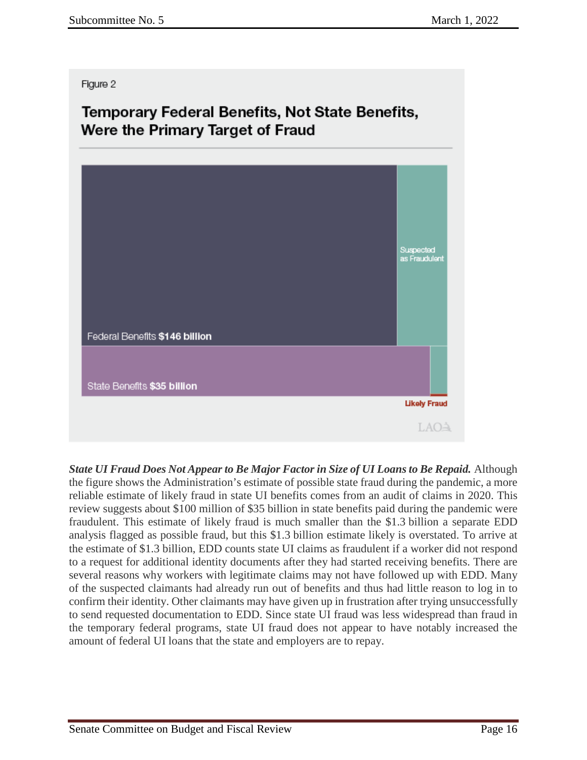Figure 2

## Temporary Federal Benefits, Not State Benefits, Were the Primary Target of Fraud

Suspected as Fraudulent

Federal Benefits **$146 billion**

State Benefits **$35 billion**

**Likely Fraud**

LAO

***State UI Fraud Does Not Appear to Be Major Factor in Size of UI Loans to Be Repaid.*** Although the figure shows the Administration's estimate of possible state fraud during the pandemic, a more reliable estimate of likely fraud in state UI benefits comes from an audit of claims in 2020. This review suggests about $100 million of $35 billion in state benefits paid during the pandemic were fraudulent. This estimate of likely fraud is much smaller than the $1.3 billion a separate EDD analysis flagged as possible fraud, but this $1.3 billion estimate likely is overstated. To arrive at the estimate of $1.3 billion, EDD counts state UI claims as fraudulent if a worker did not respond to a request for additional identity documents after they had started receiving benefits. There are several reasons why workers with legitimate claims may not have followed up with EDD. Many of the suspected claimants had already run out of benefits and thus had little reason to log in to confirm their identity. Other claimants may have given up in frustration after trying unsuccessfully to send requested documentation to EDD. Since state UI fraud was less widespread than fraud in the temporary federal programs, state UI fraud does not appear to have notably increased the amount of federal UI loans that the state and employers are to repay.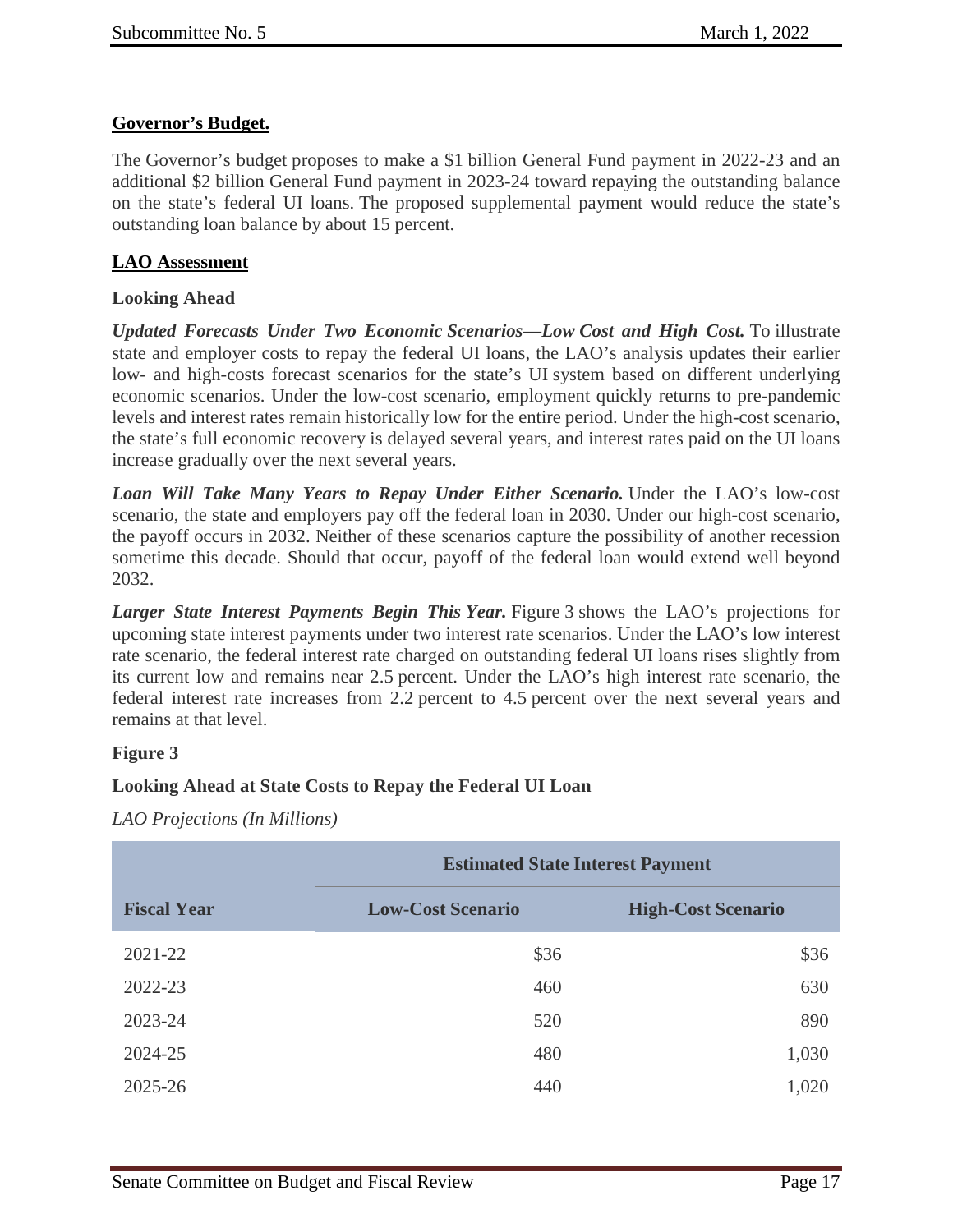**Governor's Budget.**

The Governor's budget proposes to make a $1 billion General Fund payment in 2022-23 and an additional $2 billion General Fund payment in 2023-24 toward repaying the outstanding balance on the state's federal UI loans. The proposed supplemental payment would reduce the state's outstanding loan balance by about 15 percent.

**LAO Assessment**

**Looking Ahead**

***Updated Forecasts Under Two Economic Scenarios—Low Cost and High Cost.*** To illustrate state and employer costs to repay the federal UI loans, the LAO's analysis updates their earlier low- and high-costs forecast scenarios for the state's UI system based on different underlying economic scenarios. Under the low-cost scenario, employment quickly returns to pre-pandemic levels and interest rates remain historically low for the entire period. Under the high-cost scenario, the state's full economic recovery is delayed several years, and interest rates paid on the UI loans increase gradually over the next several years.

***Loan Will Take Many Years to Repay Under Either Scenario.*** Under the LAO's low-cost scenario, the state and employers pay off the federal loan in 2030. Under our high-cost scenario, the payoff occurs in 2032. Neither of these scenarios capture the possibility of another recession sometime this decade. Should that occur, payoff of the federal loan would extend well beyond 2032.

***Larger State Interest Payments Begin This Year.*** Figure 3 shows the LAO's projections for upcoming state interest payments under two interest rate scenarios. Under the LAO's low interest rate scenario, the federal interest rate charged on outstanding federal UI loans rises slightly from its current low and remains near 2.5 percent. Under the LAO's high interest rate scenario, the federal interest rate increases from 2.2 percent to 4.5 percent over the next several years and remains at that level.

**Figure 3**

**Looking Ahead at State Costs to Repay the Federal UI Loan**

*LAO Projections (In Millions)*

| | Estimated State Interest Payment | |
|---|---|---|
| **Fiscal Year** | **Low-Cost Scenario** | **High-Cost Scenario** |
| 2021-22 | $36 | $36 |
| 2022-23 | 460 | 630 |
| 2023-24 | 520 | 890 |
| 2024-25 | 480 | 1,030 |
| 2025-26 | 440 | 1,020 |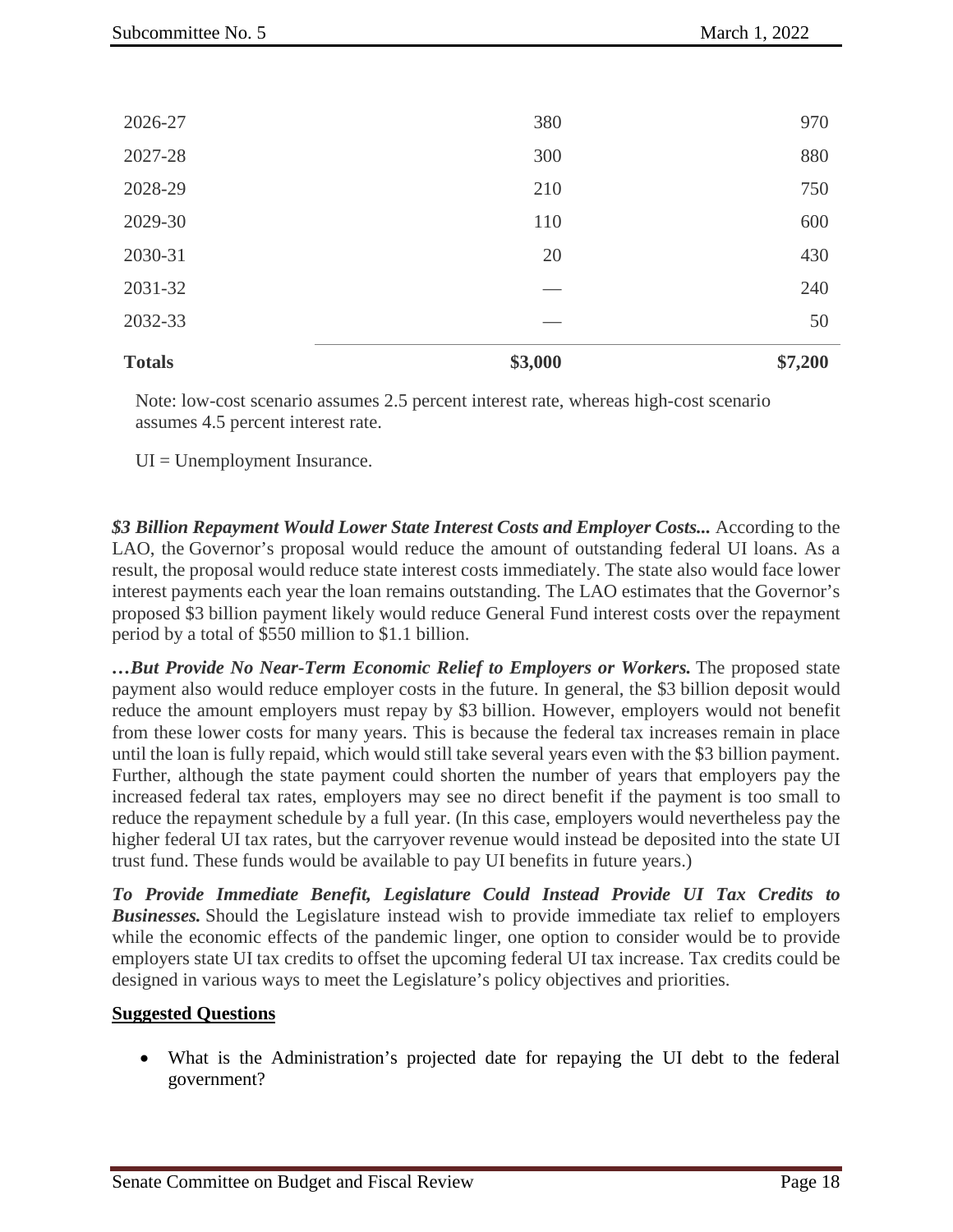| | | |
|---|---|---|
| 2026-27 | 380 | 970 |
| 2027-28 | 300 | 880 |
| 2028-29 | 210 | 750 |
| 2029-30 | 110 | 600 |
| 2030-31 | 20 | 430 |
| 2031-32 | — | 240 |
| 2032-33 | — | 50 |
| **Totals** | **$3,000** | **$7,200** |

Note: low-cost scenario assumes 2.5 percent interest rate, whereas high-cost scenario assumes 4.5 percent interest rate.

UI = Unemployment Insurance.

***$3 Billion Repayment Would Lower State Interest Costs and Employer Costs...*** According to the LAO, the Governor's proposal would reduce the amount of outstanding federal UI loans. As a result, the proposal would reduce state interest costs immediately. The state also would face lower interest payments each year the loan remains outstanding. The LAO estimates that the Governor's proposed $3 billion payment likely would reduce General Fund interest costs over the repayment period by a total of $550 million to $1.1 billion.

***…But Provide No Near-Term Economic Relief to Employers or Workers.*** The proposed state payment also would reduce employer costs in the future. In general, the $3 billion deposit would reduce the amount employers must repay by $3 billion. However, employers would not benefit from these lower costs for many years. This is because the federal tax increases remain in place until the loan is fully repaid, which would still take several years even with the $3 billion payment. Further, although the state payment could shorten the number of years that employers pay the increased federal tax rates, employers may see no direct benefit if the payment is too small to reduce the repayment schedule by a full year. (In this case, employers would nevertheless pay the higher federal UI tax rates, but the carryover revenue would instead be deposited into the state UI trust fund. These funds would be available to pay UI benefits in future years.)

***To Provide Immediate Benefit, Legislature Could Instead Provide UI Tax Credits to Businesses.*** Should the Legislature instead wish to provide immediate tax relief to employers while the economic effects of the pandemic linger, one option to consider would be to provide employers state UI tax credits to offset the upcoming federal UI tax increase. Tax credits could be designed in various ways to meet the Legislature's policy objectives and priorities.

**Suggested Questions**

- What is the Administration's projected date for repaying the UI debt to the federal government?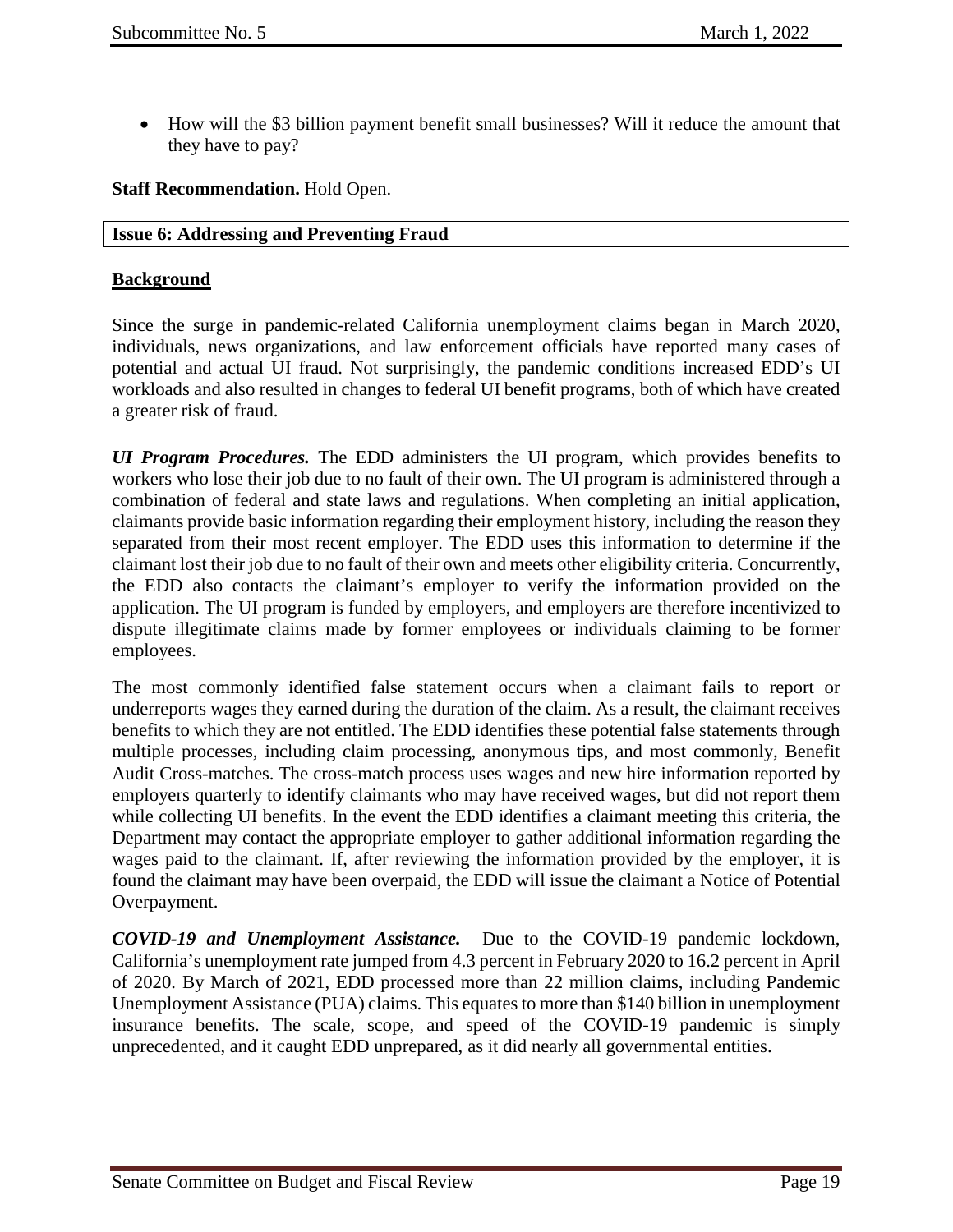- How will the $3 billion payment benefit small businesses? Will it reduce the amount that they have to pay?

**Staff Recommendation.** Hold Open.

## Issue 6: Addressing and Preventing Fraud

### Background

Since the surge in pandemic-related California unemployment claims began in March 2020, individuals, news organizations, and law enforcement officials have reported many cases of potential and actual UI fraud. Not surprisingly, the pandemic conditions increased EDD's UI workloads and also resulted in changes to federal UI benefit programs, both of which have created a greater risk of fraud.

***UI Program Procedures.*** The EDD administers the UI program, which provides benefits to workers who lose their job due to no fault of their own. The UI program is administered through a combination of federal and state laws and regulations. When completing an initial application, claimants provide basic information regarding their employment history, including the reason they separated from their most recent employer. The EDD uses this information to determine if the claimant lost their job due to no fault of their own and meets other eligibility criteria. Concurrently, the EDD also contacts the claimant's employer to verify the information provided on the application. The UI program is funded by employers, and employers are therefore incentivized to dispute illegitimate claims made by former employees or individuals claiming to be former employees.

The most commonly identified false statement occurs when a claimant fails to report or underreports wages they earned during the duration of the claim. As a result, the claimant receives benefits to which they are not entitled. The EDD identifies these potential false statements through multiple processes, including claim processing, anonymous tips, and most commonly, Benefit Audit Cross-matches. The cross-match process uses wages and new hire information reported by employers quarterly to identify claimants who may have received wages, but did not report them while collecting UI benefits. In the event the EDD identifies a claimant meeting this criteria, the Department may contact the appropriate employer to gather additional information regarding the wages paid to the claimant. If, after reviewing the information provided by the employer, it is found the claimant may have been overpaid, the EDD will issue the claimant a Notice of Potential Overpayment.

***COVID-19 and Unemployment Assistance.*** Due to the COVID-19 pandemic lockdown, California's unemployment rate jumped from 4.3 percent in February 2020 to 16.2 percent in April of 2020. By March of 2021, EDD processed more than 22 million claims, including Pandemic Unemployment Assistance (PUA) claims. This equates to more than $140 billion in unemployment insurance benefits. The scale, scope, and speed of the COVID-19 pandemic is simply unprecedented, and it caught EDD unprepared, as it did nearly all governmental entities.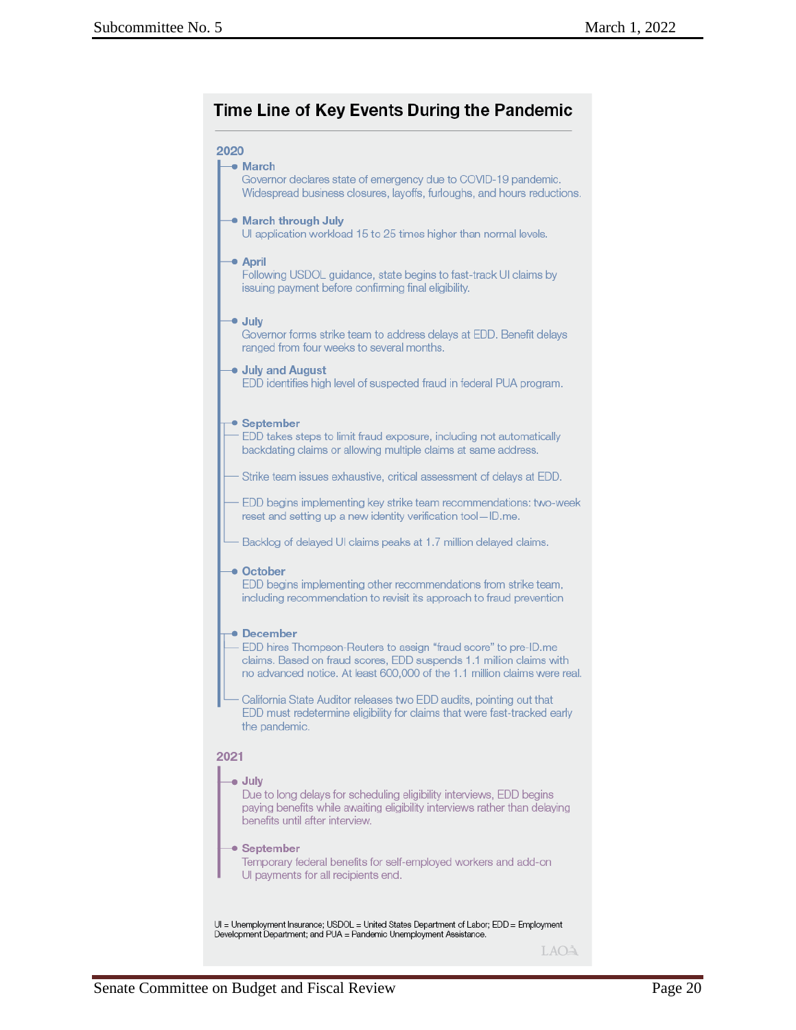## Time Line of Key Events During the Pandemic

### 2020

**March**
Governor declares state of emergency due to COVID-19 pandemic. Widespread business closures, layoffs, furloughs, and hours reductions.

**March through July**
UI application workload 15 to 25 times higher than normal levels.

**April**
Following USDOL guidance, state begins to fast-track UI claims by issuing payment before confirming final eligibility.

**July**
Governor forms strike team to address delays at EDD. Benefit delays ranged from four weeks to several months.

**July and August**
EDD identifies high level of suspected fraud in federal PUA program.

**September**
- EDD takes steps to limit fraud exposure, including not automatically backdating claims or allowing multiple claims at same address.
- Strike team issues exhaustive, critical assessment of delays at EDD.
- EDD begins implementing key strike team recommendations: two-week reset and setting up a new identity verification tool—ID.me.
- Backlog of delayed UI claims peaks at 1.7 million delayed claims.

**October**
EDD begins implementing other recommendations from strike team, including recommendation to revisit its approach to fraud prevention

**December**
- EDD hires Thompson-Reuters to assign "fraud score" to pre-ID.me claims. Based on fraud scores, EDD suspends 1.1 million claims with no advanced notice. At least 600,000 of the 1.1 million claims were real.
- California State Auditor releases two EDD audits, pointing out that EDD must redetermine eligibility for claims that were fast-tracked early the pandemic.

### 2021

**July**
Due to long delays for scheduling eligibility interviews, EDD begins paying benefits while awaiting eligibility interviews rather than delaying benefits until after interview.

**September**
Temporary federal benefits for self-employed workers and add-on UI payments for all recipients end.

UI = Unemployment Insurance; USDOL = United States Department of Labor; EDD = Employment Development Department; and PUA = Pandemic Unemployment Assistance.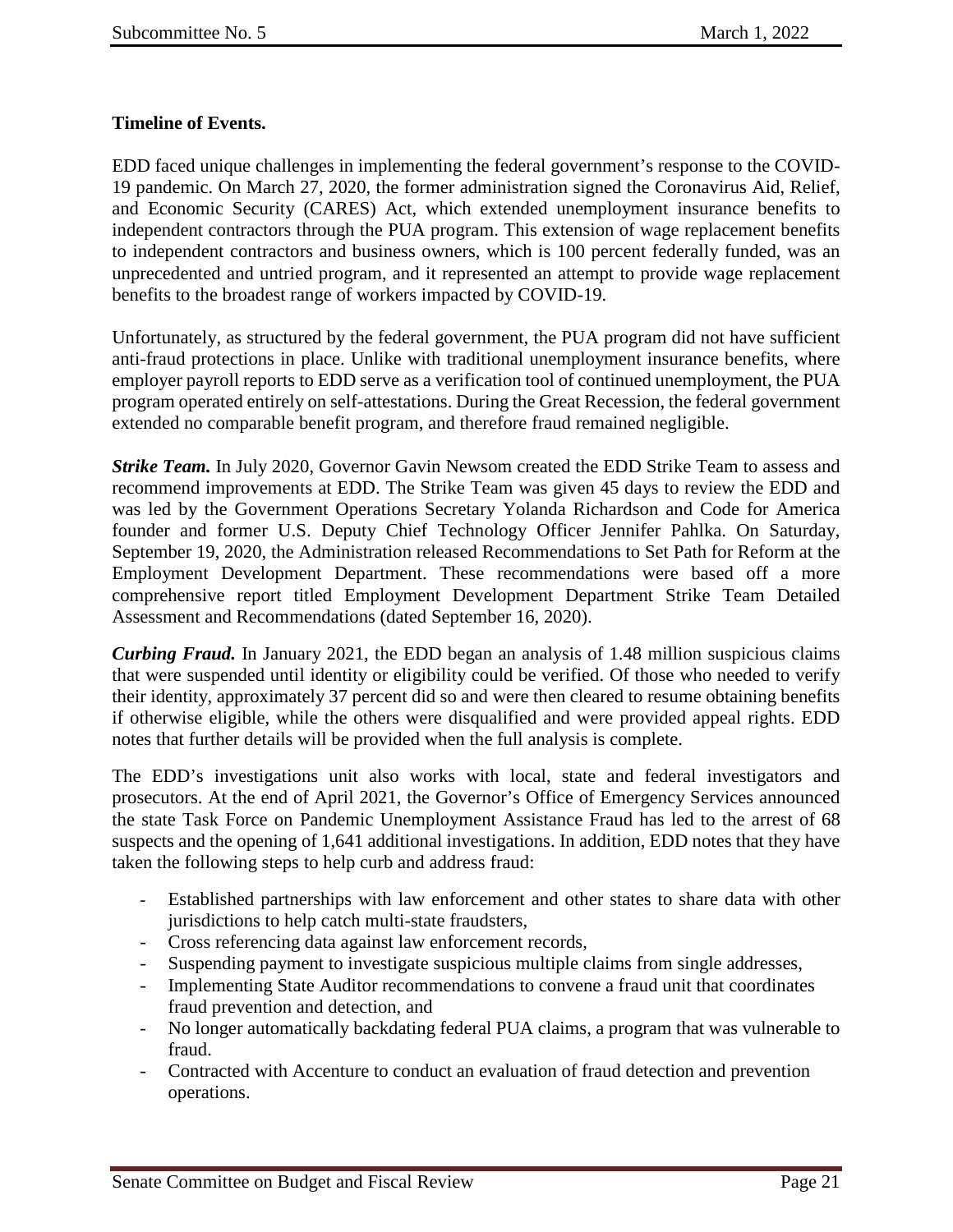**Timeline of Events.**

EDD faced unique challenges in implementing the federal government's response to the COVID-19 pandemic. On March 27, 2020, the former administration signed the Coronavirus Aid, Relief, and Economic Security (CARES) Act, which extended unemployment insurance benefits to independent contractors through the PUA program. This extension of wage replacement benefits to independent contractors and business owners, which is 100 percent federally funded, was an unprecedented and untried program, and it represented an attempt to provide wage replacement benefits to the broadest range of workers impacted by COVID-19.

Unfortunately, as structured by the federal government, the PUA program did not have sufficient anti-fraud protections in place. Unlike with traditional unemployment insurance benefits, where employer payroll reports to EDD serve as a verification tool of continued unemployment, the PUA program operated entirely on self-attestations. During the Great Recession, the federal government extended no comparable benefit program, and therefore fraud remained negligible.

***Strike Team.*** In July 2020, Governor Gavin Newsom created the EDD Strike Team to assess and recommend improvements at EDD. The Strike Team was given 45 days to review the EDD and was led by the Government Operations Secretary Yolanda Richardson and Code for America founder and former U.S. Deputy Chief Technology Officer Jennifer Pahlka. On Saturday, September 19, 2020, the Administration released Recommendations to Set Path for Reform at the Employment Development Department. These recommendations were based off a more comprehensive report titled Employment Development Department Strike Team Detailed Assessment and Recommendations (dated September 16, 2020).

***Curbing Fraud.*** In January 2021, the EDD began an analysis of 1.48 million suspicious claims that were suspended until identity or eligibility could be verified. Of those who needed to verify their identity, approximately 37 percent did so and were then cleared to resume obtaining benefits if otherwise eligible, while the others were disqualified and were provided appeal rights. EDD notes that further details will be provided when the full analysis is complete.

The EDD's investigations unit also works with local, state and federal investigators and prosecutors. At the end of April 2021, the Governor's Office of Emergency Services announced the state Task Force on Pandemic Unemployment Assistance Fraud has led to the arrest of 68 suspects and the opening of 1,641 additional investigations. In addition, EDD notes that they have taken the following steps to help curb and address fraud:

- Established partnerships with law enforcement and other states to share data with other jurisdictions to help catch multi-state fraudsters,
- Cross referencing data against law enforcement records,
- Suspending payment to investigate suspicious multiple claims from single addresses,
- Implementing State Auditor recommendations to convene a fraud unit that coordinates fraud prevention and detection, and
- No longer automatically backdating federal PUA claims, a program that was vulnerable to fraud.
- Contracted with Accenture to conduct an evaluation of fraud detection and prevention operations.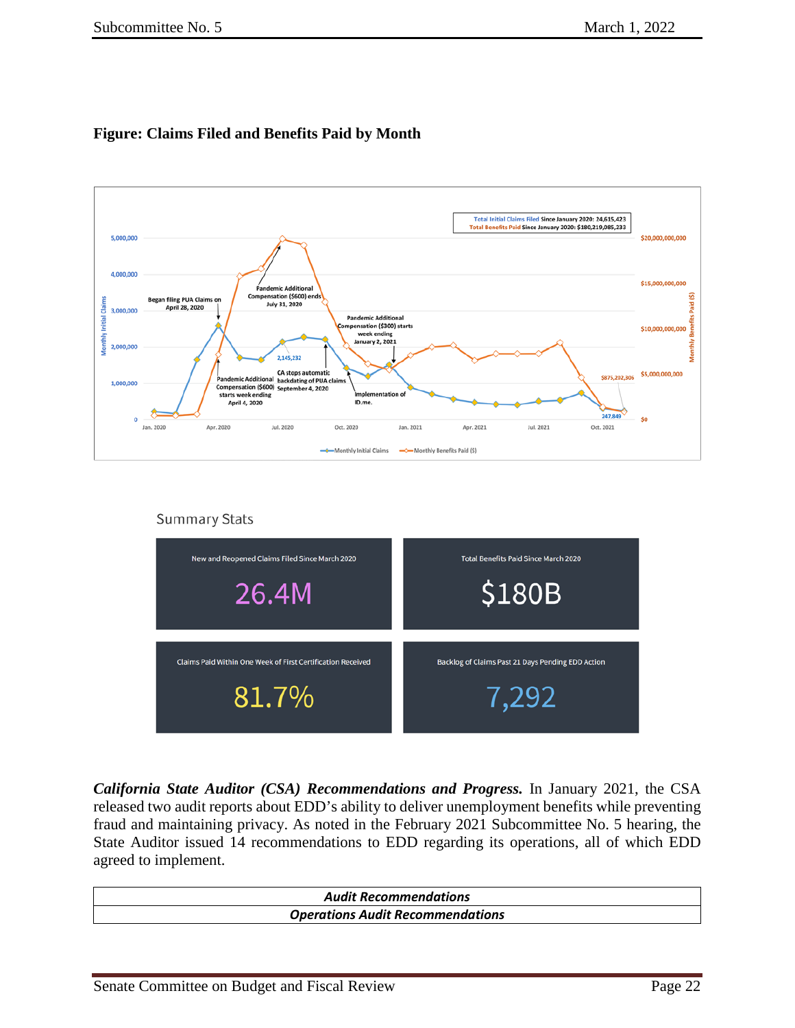**Figure: Claims Filed and Benefits Paid by Month**

Total Initial Claims Filed Since January 2020: 24,615,423
Total Benefits Paid Since January 2020: $180,219,085,233

Summary Stats

| New and Reopened Claims Filed Since March 2020 | Total Benefits Paid Since March 2020 |
| --- | --- |
| 26.4M | $180B |
| **Claims Paid Within One Week of First Certification Received** | **Backlog of Claims Past 21 Days Pending EDD Action** |
| 81.7% | 7,292 |

***California State Auditor (CSA) Recommendations and Progress.*** In January 2021, the CSA released two audit reports about EDD's ability to deliver unemployment benefits while preventing fraud and maintaining privacy. As noted in the February 2021 Subcommittee No. 5 hearing, the State Auditor issued 14 recommendations to EDD regarding its operations, all of which EDD agreed to implement.

| ***Audit Recommendations*** |
| --- |
| ***Operations Audit Recommendations*** |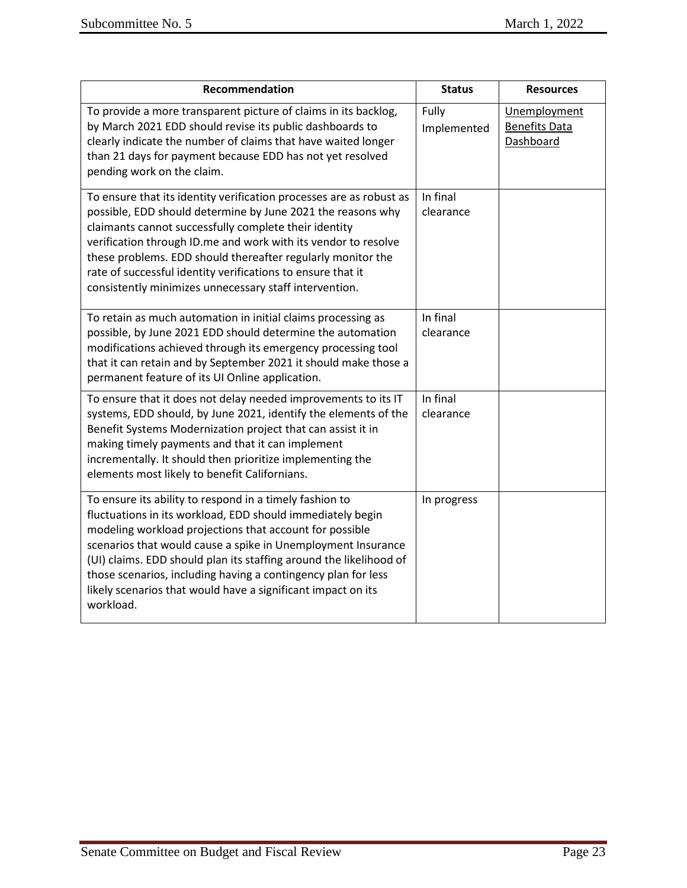| Recommendation | Status | Resources |
| --- | --- | --- |
| To provide a more transparent picture of claims in its backlog, by March 2021 EDD should revise its public dashboards to clearly indicate the number of claims that have waited longer than 21 days for payment because EDD has not yet resolved pending work on the claim. | Fully Implemented | Unemployment Benefits Data Dashboard |
| To ensure that its identity verification processes are as robust as possible, EDD should determine by June 2021 the reasons why claimants cannot successfully complete their identity verification through ID.me and work with its vendor to resolve these problems. EDD should thereafter regularly monitor the rate of successful identity verifications to ensure that it consistently minimizes unnecessary staff intervention. | In final clearance | |
| To retain as much automation in initial claims processing as possible, by June 2021 EDD should determine the automation modifications achieved through its emergency processing tool that it can retain and by September 2021 it should make those a permanent feature of its UI Online application. | In final clearance | |
| To ensure that it does not delay needed improvements to its IT systems, EDD should, by June 2021, identify the elements of the Benefit Systems Modernization project that can assist it in making timely payments and that it can implement incrementally. It should then prioritize implementing the elements most likely to benefit Californians. | In final clearance | |
| To ensure its ability to respond in a timely fashion to fluctuations in its workload, EDD should immediately begin modeling workload projections that account for possible scenarios that would cause a spike in Unemployment Insurance (UI) claims. EDD should plan its staffing around the likelihood of those scenarios, including having a contingency plan for less likely scenarios that would have a significant impact on its workload. | In progress | |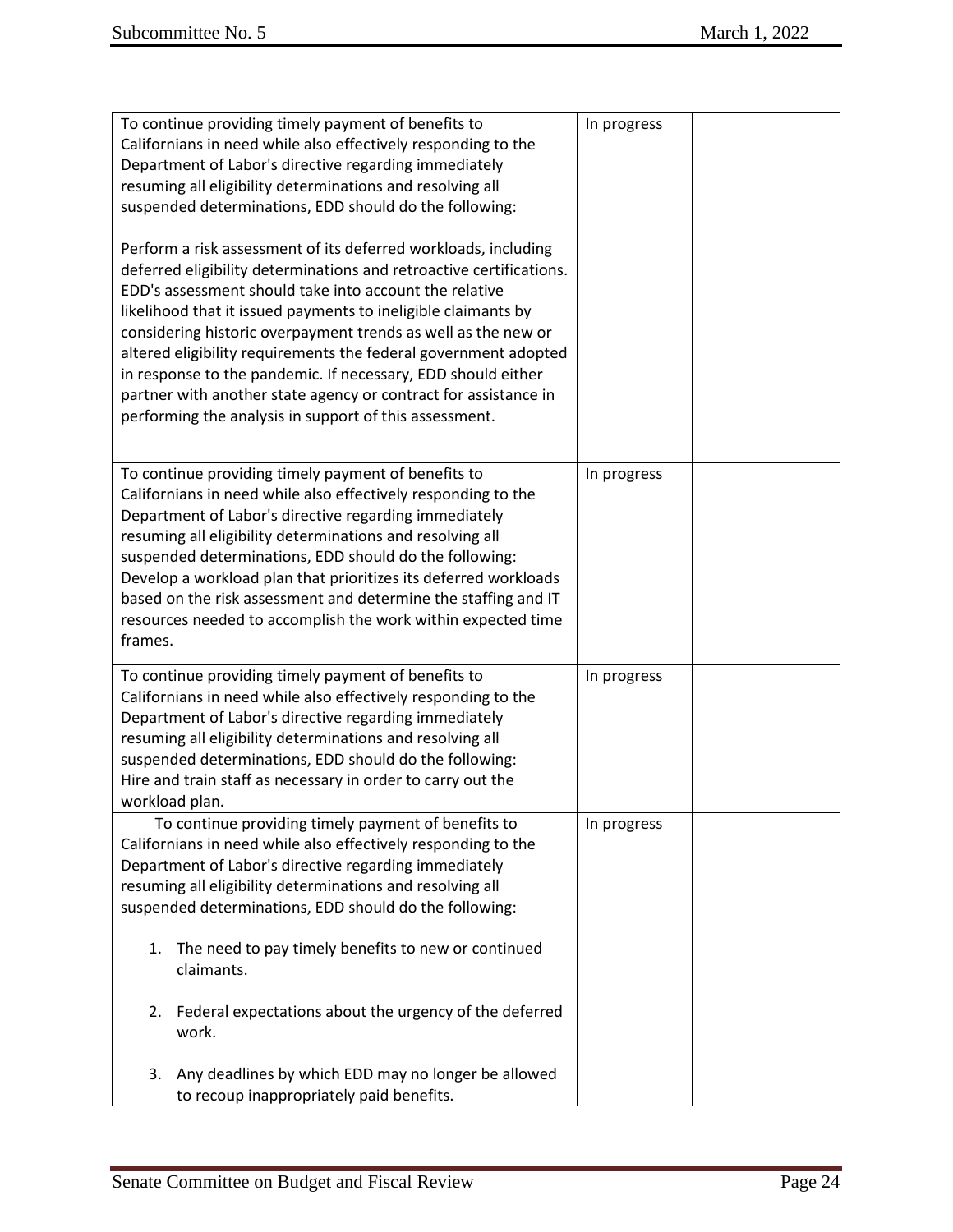| | | |
|---|---|---|
| To continue providing timely payment of benefits to Californians in need while also effectively responding to the Department of Labor's directive regarding immediately resuming all eligibility determinations and resolving all suspended determinations, EDD should do the following:<br><br>Perform a risk assessment of its deferred workloads, including deferred eligibility determinations and retroactive certifications. EDD's assessment should take into account the relative likelihood that it issued payments to ineligible claimants by considering historic overpayment trends as well as the new or altered eligibility requirements the federal government adopted in response to the pandemic. If necessary, EDD should either partner with another state agency or contract for assistance in performing the analysis in support of this assessment. | In progress | |
| To continue providing timely payment of benefits to Californians in need while also effectively responding to the Department of Labor's directive regarding immediately resuming all eligibility determinations and resolving all suspended determinations, EDD should do the following: Develop a workload plan that prioritizes its deferred workloads based on the risk assessment and determine the staffing and IT resources needed to accomplish the work within expected time frames. | In progress | |
| To continue providing timely payment of benefits to Californians in need while also effectively responding to the Department of Labor's directive regarding immediately resuming all eligibility determinations and resolving all suspended determinations, EDD should do the following: Hire and train staff as necessary in order to carry out the workload plan. | In progress | |
| To continue providing timely payment of benefits to Californians in need while also effectively responding to the Department of Labor's directive regarding immediately resuming all eligibility determinations and resolving all suspended determinations, EDD should do the following:<br><br>1. The need to pay timely benefits to new or continued claimants.<br><br>2. Federal expectations about the urgency of the deferred work.<br><br>3. Any deadlines by which EDD may no longer be allowed to recoup inappropriately paid benefits. | In progress | |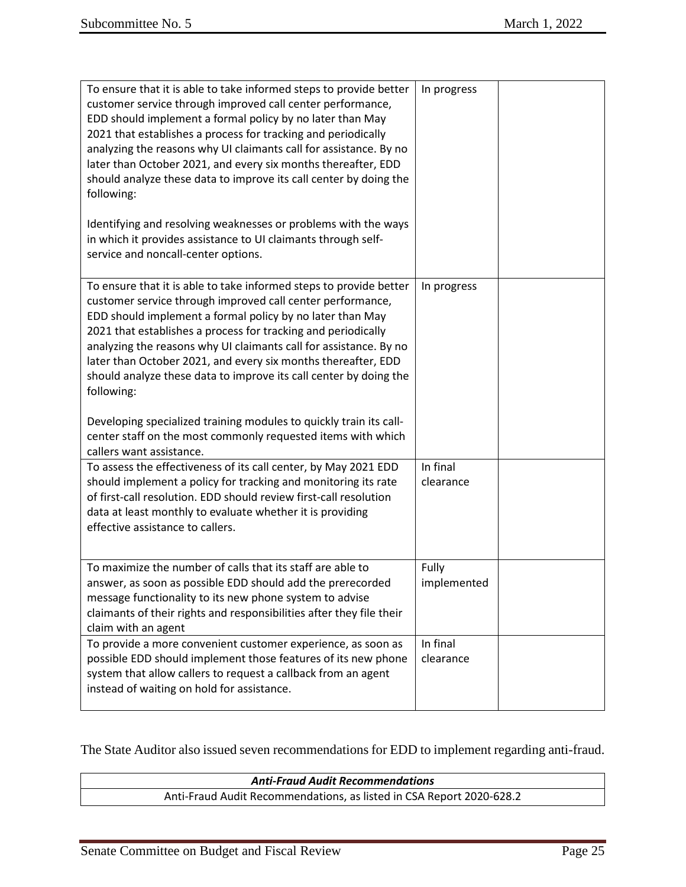| | | |
|---|---|---|
| To ensure that it is able to take informed steps to provide better customer service through improved call center performance, EDD should implement a formal policy by no later than May 2021 that establishes a process for tracking and periodically analyzing the reasons why UI claimants call for assistance. By no later than October 2021, and every six months thereafter, EDD should analyze these data to improve its call center by doing the following:<br><br>Identifying and resolving weaknesses or problems with the ways in which it provides assistance to UI claimants through self-service and noncall-center options. | In progress | |
| To ensure that it is able to take informed steps to provide better customer service through improved call center performance, EDD should implement a formal policy by no later than May 2021 that establishes a process for tracking and periodically analyzing the reasons why UI claimants call for assistance. By no later than October 2021, and every six months thereafter, EDD should analyze these data to improve its call center by doing the following:<br><br>Developing specialized training modules to quickly train its call-center staff on the most commonly requested items with which callers want assistance. | In progress | |
| To assess the effectiveness of its call center, by May 2021 EDD should implement a policy for tracking and monitoring its rate of first-call resolution. EDD should review first-call resolution data at least monthly to evaluate whether it is providing effective assistance to callers. | In final clearance | |
| To maximize the number of calls that its staff are able to answer, as soon as possible EDD should add the prerecorded message functionality to its new phone system to advise claimants of their rights and responsibilities after they file their claim with an agent | Fully implemented | |
| To provide a more convenient customer experience, as soon as possible EDD should implement those features of its new phone system that allow callers to request a callback from an agent instead of waiting on hold for assistance. | In final clearance | |

The State Auditor also issued seven recommendations for EDD to implement regarding anti-fraud.

| ***Anti-Fraud Audit Recommendations*** |
|---|
| Anti-Fraud Audit Recommendations, as listed in CSA Report 2020-628.2 |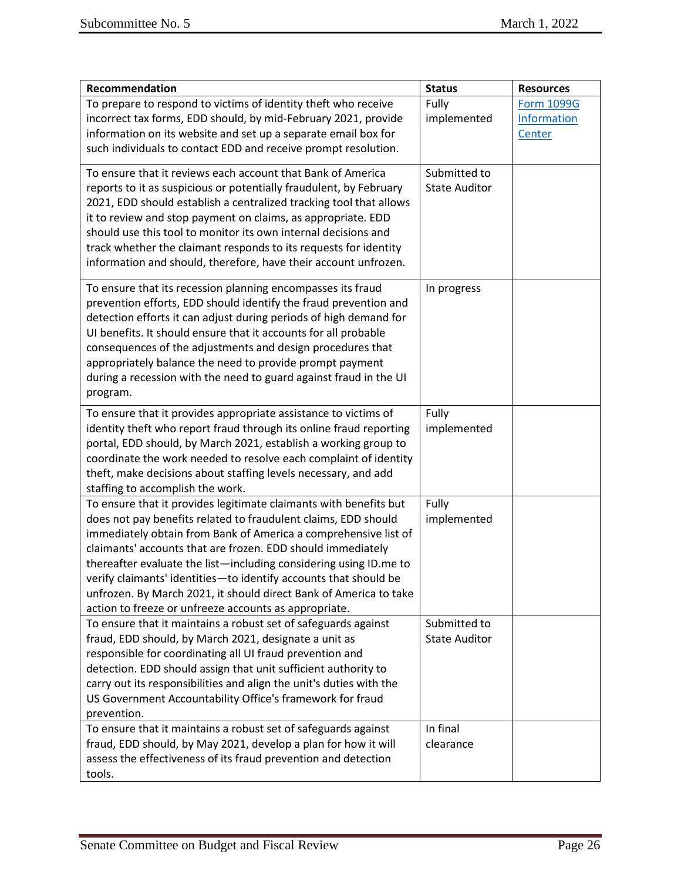| Recommendation | Status | Resources |
| --- | --- | --- |
| To prepare to respond to victims of identity theft who receive incorrect tax forms, EDD should, by mid-February 2021, provide information on its website and set up a separate email box for such individuals to contact EDD and receive prompt resolution. | Fully implemented | Form 1099G Information Center |
| To ensure that it reviews each account that Bank of America reports to it as suspicious or potentially fraudulent, by February 2021, EDD should establish a centralized tracking tool that allows it to review and stop payment on claims, as appropriate. EDD should use this tool to monitor its own internal decisions and track whether the claimant responds to its requests for identity information and should, therefore, have their account unfrozen. | Submitted to State Auditor | |
| To ensure that its recession planning encompasses its fraud prevention efforts, EDD should identify the fraud prevention and detection efforts it can adjust during periods of high demand for UI benefits. It should ensure that it accounts for all probable consequences of the adjustments and design procedures that appropriately balance the need to provide prompt payment during a recession with the need to guard against fraud in the UI program. | In progress | |
| To ensure that it provides appropriate assistance to victims of identity theft who report fraud through its online fraud reporting portal, EDD should, by March 2021, establish a working group to coordinate the work needed to resolve each complaint of identity theft, make decisions about staffing levels necessary, and add staffing to accomplish the work. | Fully implemented | |
| To ensure that it provides legitimate claimants with benefits but does not pay benefits related to fraudulent claims, EDD should immediately obtain from Bank of America a comprehensive list of claimants' accounts that are frozen. EDD should immediately thereafter evaluate the list—including considering using ID.me to verify claimants' identities—to identify accounts that should be unfrozen. By March 2021, it should direct Bank of America to take action to freeze or unfreeze accounts as appropriate. | Fully implemented | |
| To ensure that it maintains a robust set of safeguards against fraud, EDD should, by March 2021, designate a unit as responsible for coordinating all UI fraud prevention and detection. EDD should assign that unit sufficient authority to carry out its responsibilities and align the unit's duties with the US Government Accountability Office's framework for fraud prevention. | Submitted to State Auditor | |
| To ensure that it maintains a robust set of safeguards against fraud, EDD should, by May 2021, develop a plan for how it will assess the effectiveness of its fraud prevention and detection tools. | In final clearance | |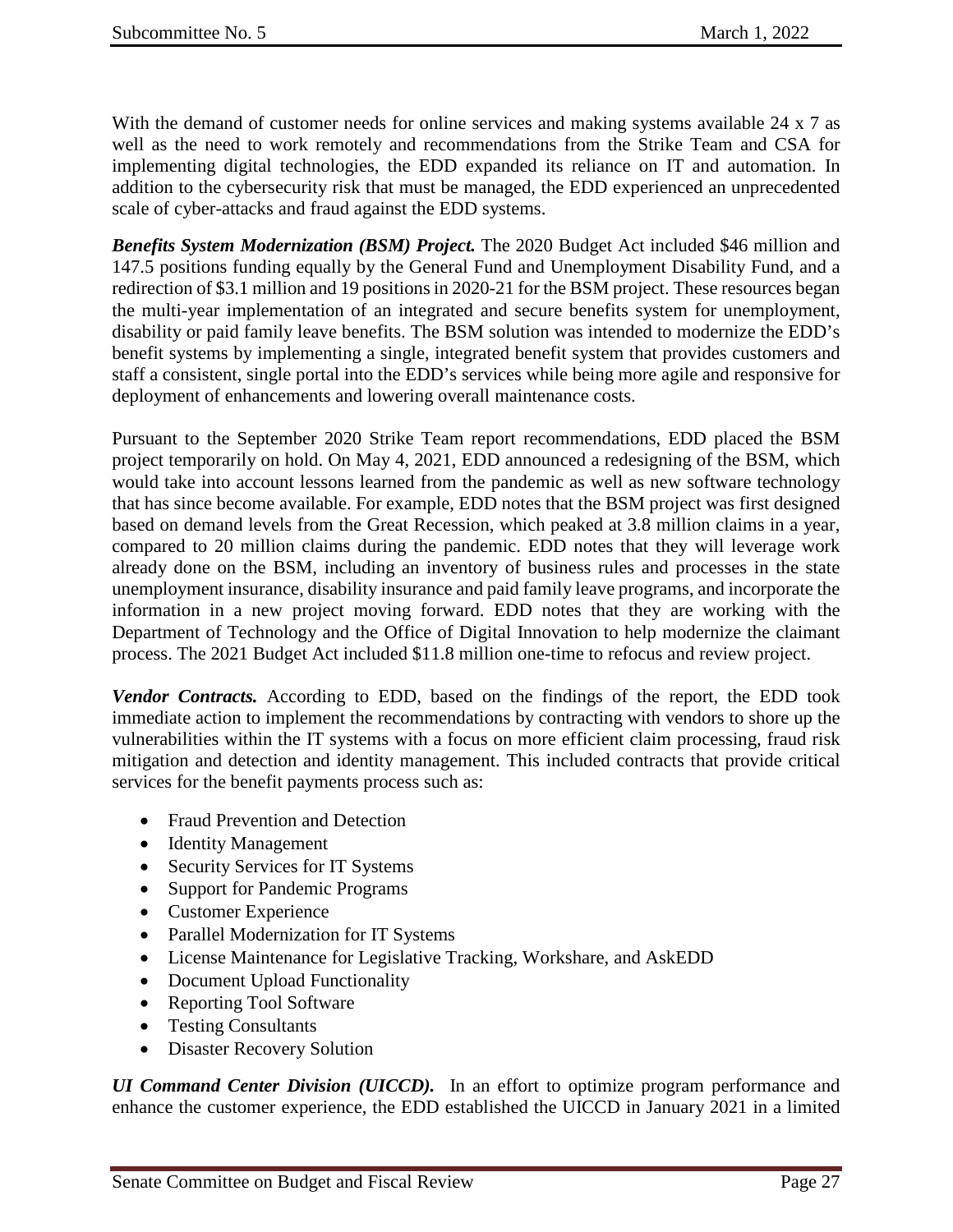With the demand of customer needs for online services and making systems available 24 x 7 as well as the need to work remotely and recommendations from the Strike Team and CSA for implementing digital technologies, the EDD expanded its reliance on IT and automation. In addition to the cybersecurity risk that must be managed, the EDD experienced an unprecedented scale of cyber-attacks and fraud against the EDD systems.

***Benefits System Modernization (BSM) Project.*** The 2020 Budget Act included $46 million and 147.5 positions funding equally by the General Fund and Unemployment Disability Fund, and a redirection of $3.1 million and 19 positions in 2020-21 for the BSM project. These resources began the multi-year implementation of an integrated and secure benefits system for unemployment, disability or paid family leave benefits. The BSM solution was intended to modernize the EDD's benefit systems by implementing a single, integrated benefit system that provides customers and staff a consistent, single portal into the EDD's services while being more agile and responsive for deployment of enhancements and lowering overall maintenance costs.

Pursuant to the September 2020 Strike Team report recommendations, EDD placed the BSM project temporarily on hold. On May 4, 2021, EDD announced a redesigning of the BSM, which would take into account lessons learned from the pandemic as well as new software technology that has since become available. For example, EDD notes that the BSM project was first designed based on demand levels from the Great Recession, which peaked at 3.8 million claims in a year, compared to 20 million claims during the pandemic. EDD notes that they will leverage work already done on the BSM, including an inventory of business rules and processes in the state unemployment insurance, disability insurance and paid family leave programs, and incorporate the information in a new project moving forward. EDD notes that they are working with the Department of Technology and the Office of Digital Innovation to help modernize the claimant process. The 2021 Budget Act included $11.8 million one-time to refocus and review project.

***Vendor Contracts.*** According to EDD, based on the findings of the report, the EDD took immediate action to implement the recommendations by contracting with vendors to shore up the vulnerabilities within the IT systems with a focus on more efficient claim processing, fraud risk mitigation and detection and identity management. This included contracts that provide critical services for the benefit payments process such as:

- Fraud Prevention and Detection
- Identity Management
- Security Services for IT Systems
- Support for Pandemic Programs
- Customer Experience
- Parallel Modernization for IT Systems
- License Maintenance for Legislative Tracking, Workshare, and AskEDD
- Document Upload Functionality
- Reporting Tool Software
- Testing Consultants
- Disaster Recovery Solution

***UI Command Center Division (UICCD).*** In an effort to optimize program performance and enhance the customer experience, the EDD established the UICCD in January 2021 in a limited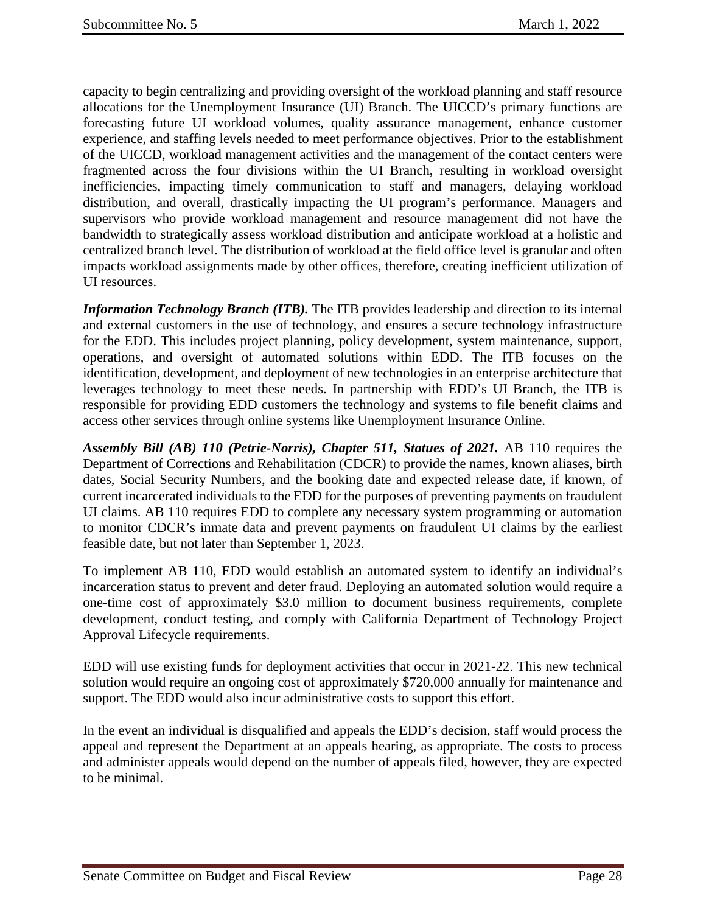capacity to begin centralizing and providing oversight of the workload planning and staff resource allocations for the Unemployment Insurance (UI) Branch. The UICCD's primary functions are forecasting future UI workload volumes, quality assurance management, enhance customer experience, and staffing levels needed to meet performance objectives. Prior to the establishment of the UICCD, workload management activities and the management of the contact centers were fragmented across the four divisions within the UI Branch, resulting in workload oversight inefficiencies, impacting timely communication to staff and managers, delaying workload distribution, and overall, drastically impacting the UI program's performance. Managers and supervisors who provide workload management and resource management did not have the bandwidth to strategically assess workload distribution and anticipate workload at a holistic and centralized branch level. The distribution of workload at the field office level is granular and often impacts workload assignments made by other offices, therefore, creating inefficient utilization of UI resources.

***Information Technology Branch (ITB).*** The ITB provides leadership and direction to its internal and external customers in the use of technology, and ensures a secure technology infrastructure for the EDD. This includes project planning, policy development, system maintenance, support, operations, and oversight of automated solutions within EDD. The ITB focuses on the identification, development, and deployment of new technologies in an enterprise architecture that leverages technology to meet these needs. In partnership with EDD's UI Branch, the ITB is responsible for providing EDD customers the technology and systems to file benefit claims and access other services through online systems like Unemployment Insurance Online.

***Assembly Bill (AB) 110 (Petrie-Norris), Chapter 511, Statues of 2021.*** AB 110 requires the Department of Corrections and Rehabilitation (CDCR) to provide the names, known aliases, birth dates, Social Security Numbers, and the booking date and expected release date, if known, of current incarcerated individuals to the EDD for the purposes of preventing payments on fraudulent UI claims. AB 110 requires EDD to complete any necessary system programming or automation to monitor CDCR's inmate data and prevent payments on fraudulent UI claims by the earliest feasible date, but not later than September 1, 2023.

To implement AB 110, EDD would establish an automated system to identify an individual's incarceration status to prevent and deter fraud. Deploying an automated solution would require a one-time cost of approximately $3.0 million to document business requirements, complete development, conduct testing, and comply with California Department of Technology Project Approval Lifecycle requirements.

EDD will use existing funds for deployment activities that occur in 2021-22. This new technical solution would require an ongoing cost of approximately $720,000 annually for maintenance and support. The EDD would also incur administrative costs to support this effort.

In the event an individual is disqualified and appeals the EDD's decision, staff would process the appeal and represent the Department at an appeals hearing, as appropriate. The costs to process and administer appeals would depend on the number of appeals filed, however, they are expected to be minimal.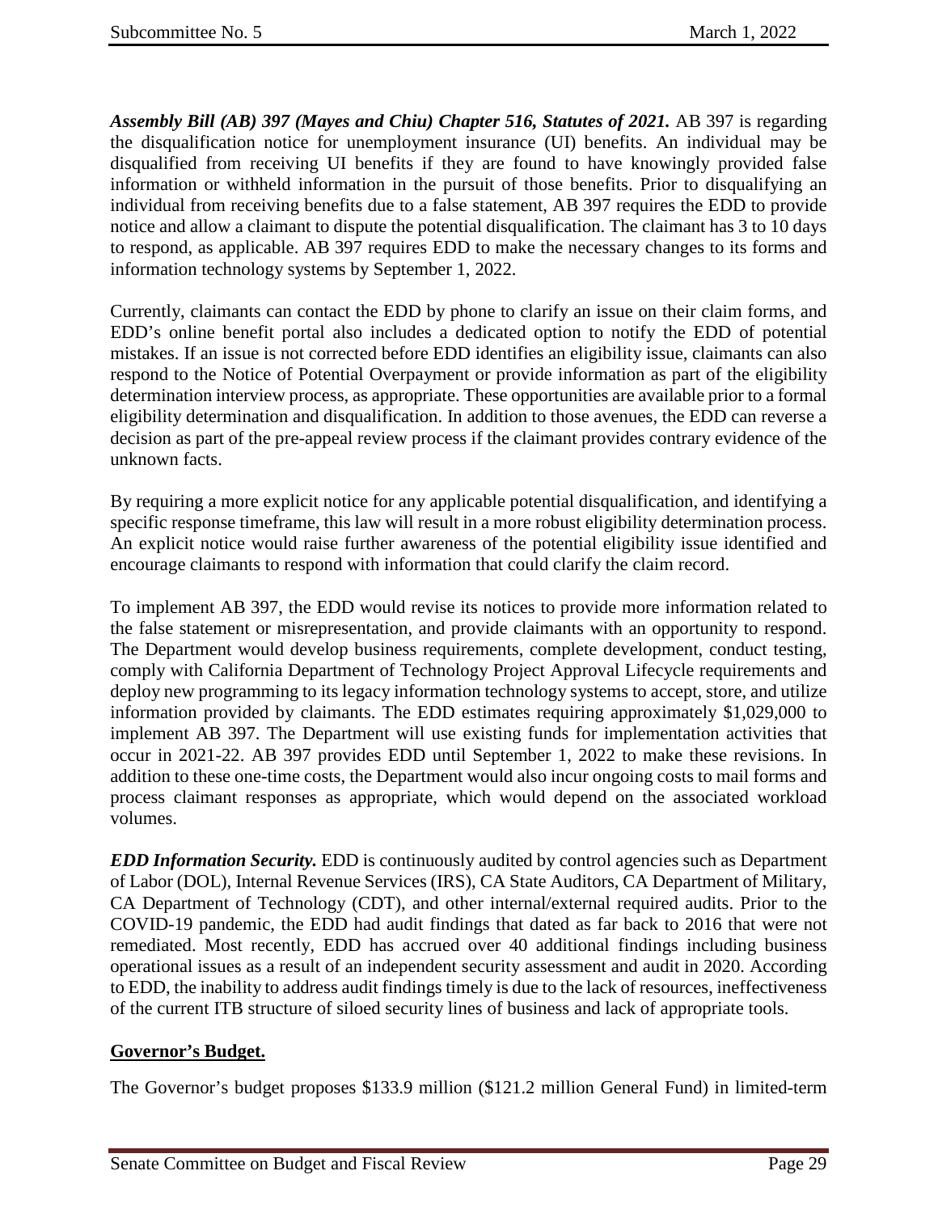***Assembly Bill (AB) 397 (Mayes and Chiu) Chapter 516, Statutes of 2021.*** AB 397 is regarding the disqualification notice for unemployment insurance (UI) benefits. An individual may be disqualified from receiving UI benefits if they are found to have knowingly provided false information or withheld information in the pursuit of those benefits. Prior to disqualifying an individual from receiving benefits due to a false statement, AB 397 requires the EDD to provide notice and allow a claimant to dispute the potential disqualification. The claimant has 3 to 10 days to respond, as applicable. AB 397 requires EDD to make the necessary changes to its forms and information technology systems by September 1, 2022.

Currently, claimants can contact the EDD by phone to clarify an issue on their claim forms, and EDD's online benefit portal also includes a dedicated option to notify the EDD of potential mistakes. If an issue is not corrected before EDD identifies an eligibility issue, claimants can also respond to the Notice of Potential Overpayment or provide information as part of the eligibility determination interview process, as appropriate. These opportunities are available prior to a formal eligibility determination and disqualification. In addition to those avenues, the EDD can reverse a decision as part of the pre-appeal review process if the claimant provides contrary evidence of the unknown facts.

By requiring a more explicit notice for any applicable potential disqualification, and identifying a specific response timeframe, this law will result in a more robust eligibility determination process. An explicit notice would raise further awareness of the potential eligibility issue identified and encourage claimants to respond with information that could clarify the claim record.

To implement AB 397, the EDD would revise its notices to provide more information related to the false statement or misrepresentation, and provide claimants with an opportunity to respond. The Department would develop business requirements, complete development, conduct testing, comply with California Department of Technology Project Approval Lifecycle requirements and deploy new programming to its legacy information technology systems to accept, store, and utilize information provided by claimants. The EDD estimates requiring approximately $1,029,000 to implement AB 397. The Department will use existing funds for implementation activities that occur in 2021-22. AB 397 provides EDD until September 1, 2022 to make these revisions. In addition to these one-time costs, the Department would also incur ongoing costs to mail forms and process claimant responses as appropriate, which would depend on the associated workload volumes.

***EDD Information Security.*** EDD is continuously audited by control agencies such as Department of Labor (DOL), Internal Revenue Services (IRS), CA State Auditors, CA Department of Military, CA Department of Technology (CDT), and other internal/external required audits. Prior to the COVID-19 pandemic, the EDD had audit findings that dated as far back to 2016 that were not remediated. Most recently, EDD has accrued over 40 additional findings including business operational issues as a result of an independent security assessment and audit in 2020. According to EDD, the inability to address audit findings timely is due to the lack of resources, ineffectiveness of the current ITB structure of siloed security lines of business and lack of appropriate tools.

**Governor's Budget.**

The Governor's budget proposes $133.9 million ($121.2 million General Fund) in limited-term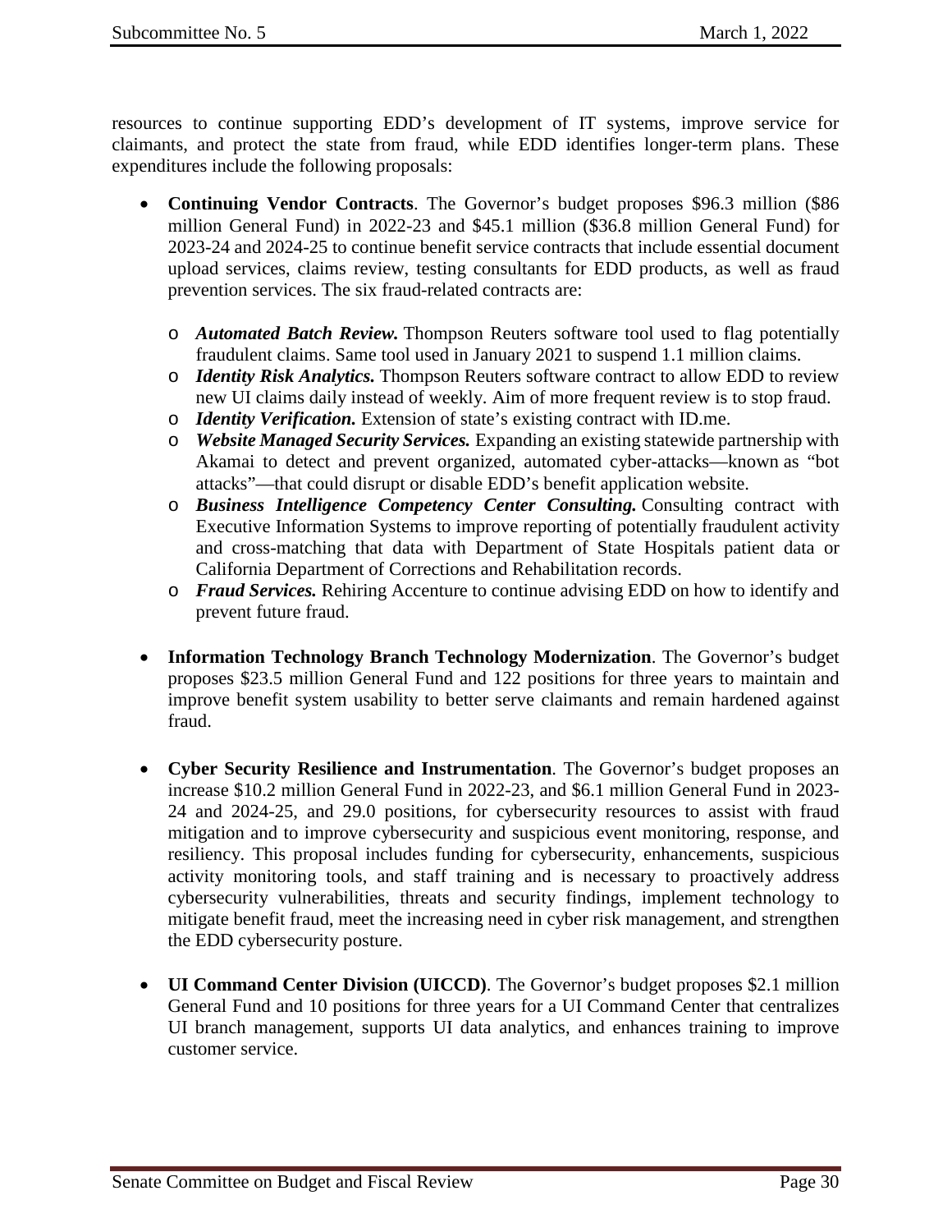resources to continue supporting EDD's development of IT systems, improve service for claimants, and protect the state from fraud, while EDD identifies longer-term plans. These expenditures include the following proposals:

- **Continuing Vendor Contracts**. The Governor's budget proposes $96.3 million ($86 million General Fund) in 2022-23 and $45.1 million ($36.8 million General Fund) for 2023-24 and 2024-25 to continue benefit service contracts that include essential document upload services, claims review, testing consultants for EDD products, as well as fraud prevention services. The six fraud-related contracts are:
  - ***Automated Batch Review.*** Thompson Reuters software tool used to flag potentially fraudulent claims. Same tool used in January 2021 to suspend 1.1 million claims.
  - ***Identity Risk Analytics.*** Thompson Reuters software contract to allow EDD to review new UI claims daily instead of weekly. Aim of more frequent review is to stop fraud.
  - ***Identity Verification.*** Extension of state's existing contract with ID.me.
  - ***Website Managed Security Services.*** Expanding an existing statewide partnership with Akamai to detect and prevent organized, automated cyber-attacks—known as "bot attacks"—that could disrupt or disable EDD's benefit application website.
  - ***Business Intelligence Competency Center Consulting.*** Consulting contract with Executive Information Systems to improve reporting of potentially fraudulent activity and cross-matching that data with Department of State Hospitals patient data or California Department of Corrections and Rehabilitation records.
  - ***Fraud Services.*** Rehiring Accenture to continue advising EDD on how to identify and prevent future fraud.

- **Information Technology Branch Technology Modernization**. The Governor's budget proposes $23.5 million General Fund and 122 positions for three years to maintain and improve benefit system usability to better serve claimants and remain hardened against fraud.

- **Cyber Security Resilience and Instrumentation**. The Governor's budget proposes an increase $10.2 million General Fund in 2022-23, and $6.1 million General Fund in 2023-24 and 2024-25, and 29.0 positions, for cybersecurity resources to assist with fraud mitigation and to improve cybersecurity and suspicious event monitoring, response, and resiliency. This proposal includes funding for cybersecurity, enhancements, suspicious activity monitoring tools, and staff training and is necessary to proactively address cybersecurity vulnerabilities, threats and security findings, implement technology to mitigate benefit fraud, meet the increasing need in cyber risk management, and strengthen the EDD cybersecurity posture.

- **UI Command Center Division (UICCD)**. The Governor's budget proposes $2.1 million General Fund and 10 positions for three years for a UI Command Center that centralizes UI branch management, supports UI data analytics, and enhances training to improve customer service.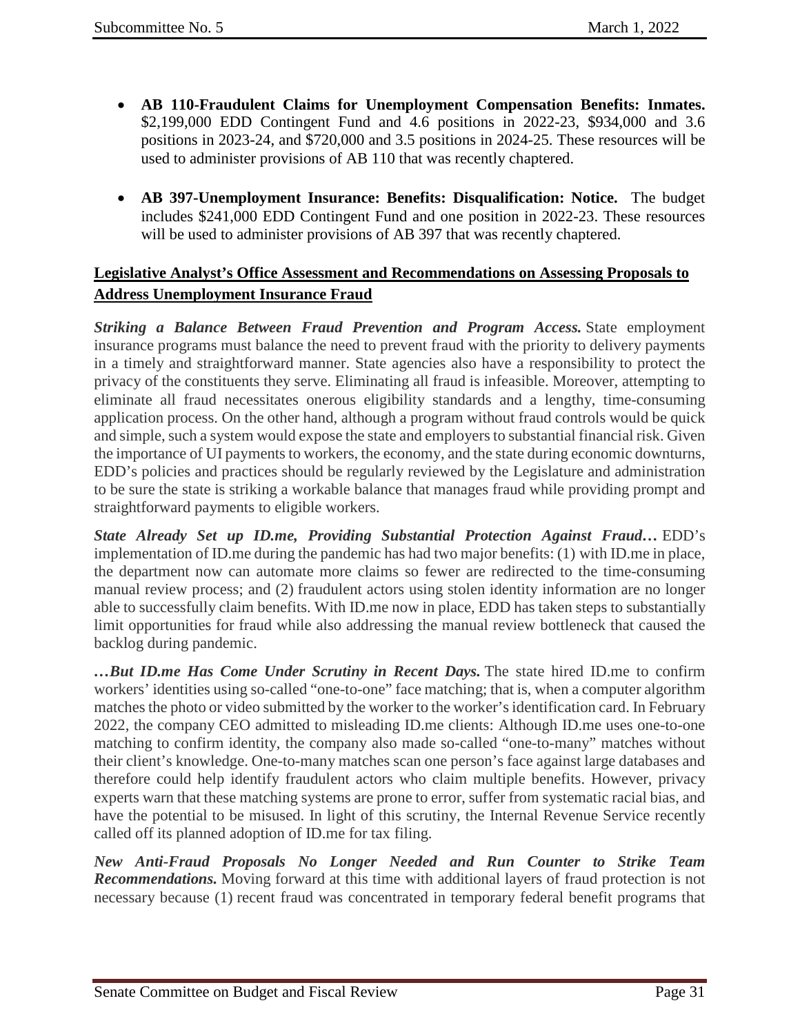- **AB 110-Fraudulent Claims for Unemployment Compensation Benefits: Inmates.** $2,199,000 EDD Contingent Fund and 4.6 positions in 2022-23, $934,000 and 3.6 positions in 2023-24, and $720,000 and 3.5 positions in 2024-25. These resources will be used to administer provisions of AB 110 that was recently chaptered.

- **AB 397-Unemployment Insurance: Benefits: Disqualification: Notice.** The budget includes $241,000 EDD Contingent Fund and one position in 2022-23. These resources will be used to administer provisions of AB 397 that was recently chaptered.

**Legislative Analyst's Office Assessment and Recommendations on Assessing Proposals to Address Unemployment Insurance Fraud**

***Striking a Balance Between Fraud Prevention and Program Access.*** State employment insurance programs must balance the need to prevent fraud with the priority to delivery payments in a timely and straightforward manner. State agencies also have a responsibility to protect the privacy of the constituents they serve. Eliminating all fraud is infeasible. Moreover, attempting to eliminate all fraud necessitates onerous eligibility standards and a lengthy, time-consuming application process. On the other hand, although a program without fraud controls would be quick and simple, such a system would expose the state and employers to substantial financial risk. Given the importance of UI payments to workers, the economy, and the state during economic downturns, EDD's policies and practices should be regularly reviewed by the Legislature and administration to be sure the state is striking a workable balance that manages fraud while providing prompt and straightforward payments to eligible workers.

***State Already Set up ID.me, Providing Substantial Protection Against Fraud…*** EDD's implementation of ID.me during the pandemic has had two major benefits: (1) with ID.me in place, the department now can automate more claims so fewer are redirected to the time-consuming manual review process; and (2) fraudulent actors using stolen identity information are no longer able to successfully claim benefits. With ID.me now in place, EDD has taken steps to substantially limit opportunities for fraud while also addressing the manual review bottleneck that caused the backlog during pandemic.

***…But ID.me Has Come Under Scrutiny in Recent Days.*** The state hired ID.me to confirm workers' identities using so-called "one-to-one" face matching; that is, when a computer algorithm matches the photo or video submitted by the worker to the worker's identification card. In February 2022, the company CEO admitted to misleading ID.me clients: Although ID.me uses one-to-one matching to confirm identity, the company also made so-called "one-to-many" matches without their client's knowledge. One-to-many matches scan one person's face against large databases and therefore could help identify fraudulent actors who claim multiple benefits. However, privacy experts warn that these matching systems are prone to error, suffer from systematic racial bias, and have the potential to be misused. In light of this scrutiny, the Internal Revenue Service recently called off its planned adoption of ID.me for tax filing.

***New Anti-Fraud Proposals No Longer Needed and Run Counter to Strike Team Recommendations.*** Moving forward at this time with additional layers of fraud protection is not necessary because (1) recent fraud was concentrated in temporary federal benefit programs that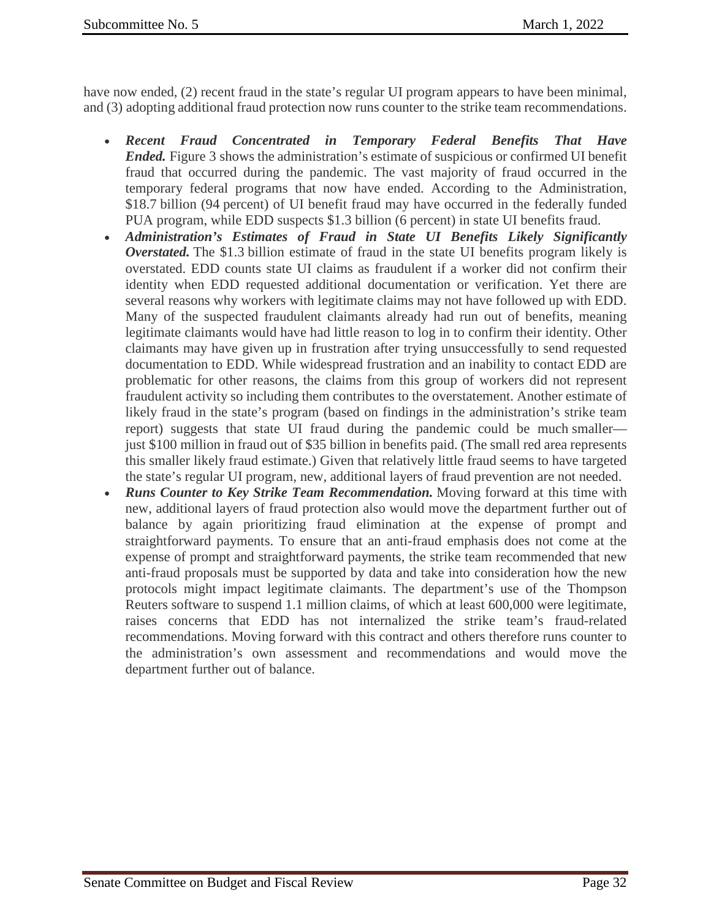have now ended, (2) recent fraud in the state's regular UI program appears to have been minimal, and (3) adopting additional fraud protection now runs counter to the strike team recommendations.

- ***Recent Fraud Concentrated in Temporary Federal Benefits That Have Ended.*** Figure 3 shows the administration's estimate of suspicious or confirmed UI benefit fraud that occurred during the pandemic. The vast majority of fraud occurred in the temporary federal programs that now have ended. According to the Administration, \$18.7 billion (94 percent) of UI benefit fraud may have occurred in the federally funded PUA program, while EDD suspects \$1.3 billion (6 percent) in state UI benefits fraud.
- ***Administration's Estimates of Fraud in State UI Benefits Likely Significantly Overstated.*** The \$1.3 billion estimate of fraud in the state UI benefits program likely is overstated. EDD counts state UI claims as fraudulent if a worker did not confirm their identity when EDD requested additional documentation or verification. Yet there are several reasons why workers with legitimate claims may not have followed up with EDD. Many of the suspected fraudulent claimants already had run out of benefits, meaning legitimate claimants would have had little reason to log in to confirm their identity. Other claimants may have given up in frustration after trying unsuccessfully to send requested documentation to EDD. While widespread frustration and an inability to contact EDD are problematic for other reasons, the claims from this group of workers did not represent fraudulent activity so including them contributes to the overstatement. Another estimate of likely fraud in the state's program (based on findings in the administration's strike team report) suggests that state UI fraud during the pandemic could be much smaller—just \$100 million in fraud out of \$35 billion in benefits paid. (The small red area represents this smaller likely fraud estimate.) Given that relatively little fraud seems to have targeted the state's regular UI program, new, additional layers of fraud prevention are not needed.
- ***Runs Counter to Key Strike Team Recommendation.*** Moving forward at this time with new, additional layers of fraud protection also would move the department further out of balance by again prioritizing fraud elimination at the expense of prompt and straightforward payments. To ensure that an anti-fraud emphasis does not come at the expense of prompt and straightforward payments, the strike team recommended that new anti-fraud proposals must be supported by data and take into consideration how the new protocols might impact legitimate claimants. The department's use of the Thompson Reuters software to suspend 1.1 million claims, of which at least 600,000 were legitimate, raises concerns that EDD has not internalized the strike team's fraud-related recommendations. Moving forward with this contract and others therefore runs counter to the administration's own assessment and recommendations and would move the department further out of balance.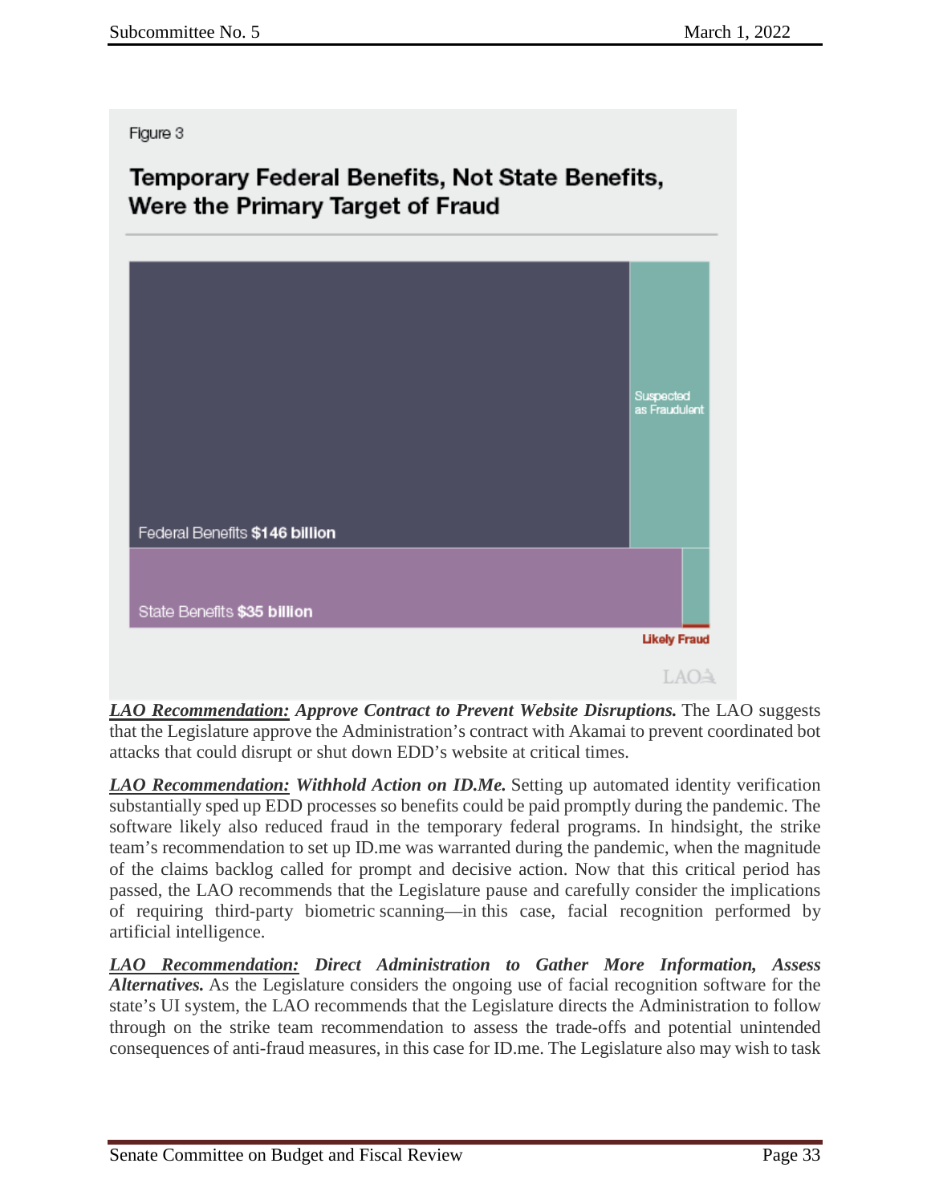Figure 3

**Temporary Federal Benefits, Not State Benefits, Were the Primary Target of Fraud**

Federal Benefits **$146 billion**

Suspected as Fraudulent

State Benefits **$35 billion**

**Likely Fraud**

***LAO Recommendation:* Approve Contract to Prevent Website Disruptions.** The LAO suggests that the Legislature approve the Administration's contract with Akamai to prevent coordinated bot attacks that could disrupt or shut down EDD's website at critical times.

***LAO Recommendation:* Withhold Action on ID.Me.** Setting up automated identity verification substantially sped up EDD processes so benefits could be paid promptly during the pandemic. The software likely also reduced fraud in the temporary federal programs. In hindsight, the strike team's recommendation to set up ID.me was warranted during the pandemic, when the magnitude of the claims backlog called for prompt and decisive action. Now that this critical period has passed, the LAO recommends that the Legislature pause and carefully consider the implications of requiring third-party biometric scanning—in this case, facial recognition performed by artificial intelligence.

***LAO Recommendation:* Direct Administration to Gather More Information, Assess Alternatives.** As the Legislature considers the ongoing use of facial recognition software for the state's UI system, the LAO recommends that the Legislature directs the Administration to follow through on the strike team recommendation to assess the trade-offs and potential unintended consequences of anti-fraud measures, in this case for ID.me. The Legislature also may wish to task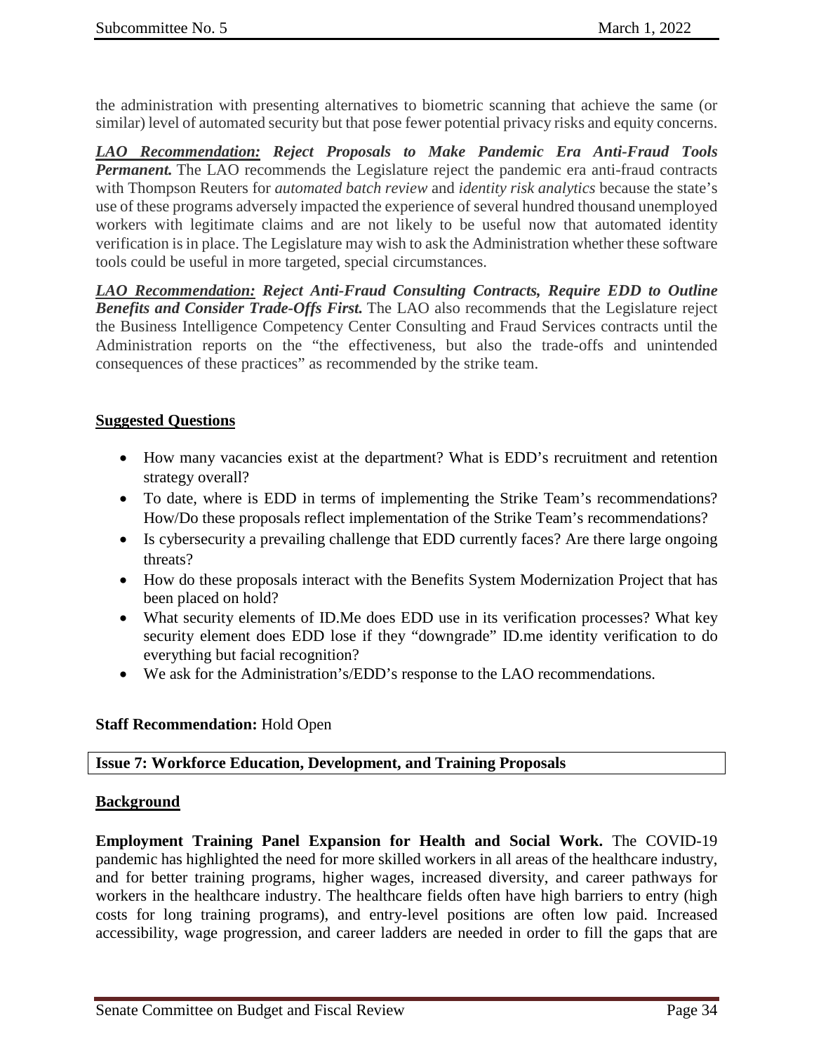the administration with presenting alternatives to biometric scanning that achieve the same (or similar) level of automated security but that pose fewer potential privacy risks and equity concerns.

***LAO Recommendation:* Reject Proposals to Make Pandemic Era Anti-Fraud Tools Permanent.** The LAO recommends the Legislature reject the pandemic era anti-fraud contracts with Thompson Reuters for *automated batch review* and *identity risk analytics* because the state's use of these programs adversely impacted the experience of several hundred thousand unemployed workers with legitimate claims and are not likely to be useful now that automated identity verification is in place. The Legislature may wish to ask the Administration whether these software tools could be useful in more targeted, special circumstances.

***LAO Recommendation:* Reject Anti-Fraud Consulting Contracts, Require EDD to Outline Benefits and Consider Trade-Offs First.** The LAO also recommends that the Legislature reject the Business Intelligence Competency Center Consulting and Fraud Services contracts until the Administration reports on the "the effectiveness, but also the trade-offs and unintended consequences of these practices" as recommended by the strike team.

**Suggested Questions**

- How many vacancies exist at the department? What is EDD's recruitment and retention strategy overall?
- To date, where is EDD in terms of implementing the Strike Team's recommendations? How/Do these proposals reflect implementation of the Strike Team's recommendations?
- Is cybersecurity a prevailing challenge that EDD currently faces? Are there large ongoing threats?
- How do these proposals interact with the Benefits System Modernization Project that has been placed on hold?
- What security elements of ID.Me does EDD use in its verification processes? What key security element does EDD lose if they "downgrade" ID.me identity verification to do everything but facial recognition?
- We ask for the Administration's/EDD's response to the LAO recommendations.

**Staff Recommendation:** Hold Open

## Issue 7: Workforce Education, Development, and Training Proposals

**Background**

**Employment Training Panel Expansion for Health and Social Work.** The COVID-19 pandemic has highlighted the need for more skilled workers in all areas of the healthcare industry, and for better training programs, higher wages, increased diversity, and career pathways for workers in the healthcare industry. The healthcare fields often have high barriers to entry (high costs for long training programs), and entry-level positions are often low paid. Increased accessibility, wage progression, and career ladders are needed in order to fill the gaps that are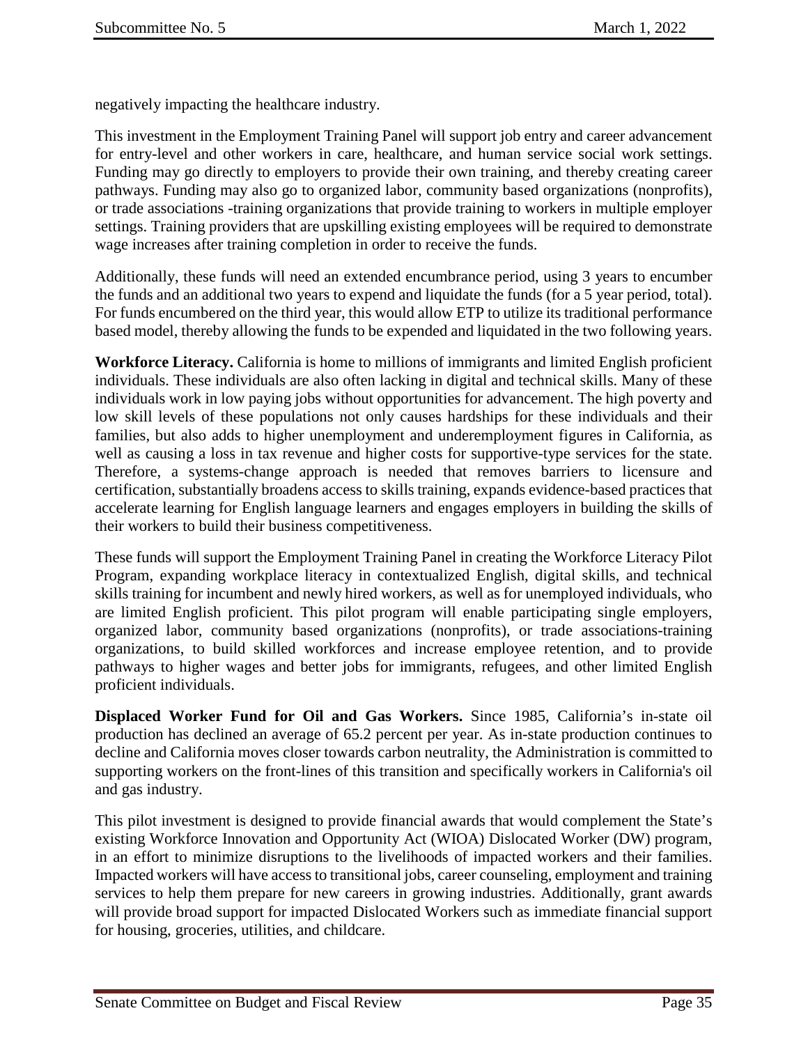negatively impacting the healthcare industry.

This investment in the Employment Training Panel will support job entry and career advancement for entry-level and other workers in care, healthcare, and human service social work settings. Funding may go directly to employers to provide their own training, and thereby creating career pathways. Funding may also go to organized labor, community based organizations (nonprofits), or trade associations -training organizations that provide training to workers in multiple employer settings. Training providers that are upskilling existing employees will be required to demonstrate wage increases after training completion in order to receive the funds.

Additionally, these funds will need an extended encumbrance period, using 3 years to encumber the funds and an additional two years to expend and liquidate the funds (for a 5 year period, total). For funds encumbered on the third year, this would allow ETP to utilize its traditional performance based model, thereby allowing the funds to be expended and liquidated in the two following years.

**Workforce Literacy.** California is home to millions of immigrants and limited English proficient individuals. These individuals are also often lacking in digital and technical skills. Many of these individuals work in low paying jobs without opportunities for advancement. The high poverty and low skill levels of these populations not only causes hardships for these individuals and their families, but also adds to higher unemployment and underemployment figures in California, as well as causing a loss in tax revenue and higher costs for supportive-type services for the state. Therefore, a systems-change approach is needed that removes barriers to licensure and certification, substantially broadens access to skills training, expands evidence-based practices that accelerate learning for English language learners and engages employers in building the skills of their workers to build their business competitiveness.

These funds will support the Employment Training Panel in creating the Workforce Literacy Pilot Program, expanding workplace literacy in contextualized English, digital skills, and technical skills training for incumbent and newly hired workers, as well as for unemployed individuals, who are limited English proficient. This pilot program will enable participating single employers, organized labor, community based organizations (nonprofits), or trade associations-training organizations, to build skilled workforces and increase employee retention, and to provide pathways to higher wages and better jobs for immigrants, refugees, and other limited English proficient individuals.

**Displaced Worker Fund for Oil and Gas Workers.** Since 1985, California's in-state oil production has declined an average of 65.2 percent per year. As in-state production continues to decline and California moves closer towards carbon neutrality, the Administration is committed to supporting workers on the front-lines of this transition and specifically workers in California's oil and gas industry.

This pilot investment is designed to provide financial awards that would complement the State's existing Workforce Innovation and Opportunity Act (WIOA) Dislocated Worker (DW) program, in an effort to minimize disruptions to the livelihoods of impacted workers and their families. Impacted workers will have access to transitional jobs, career counseling, employment and training services to help them prepare for new careers in growing industries. Additionally, grant awards will provide broad support for impacted Dislocated Workers such as immediate financial support for housing, groceries, utilities, and childcare.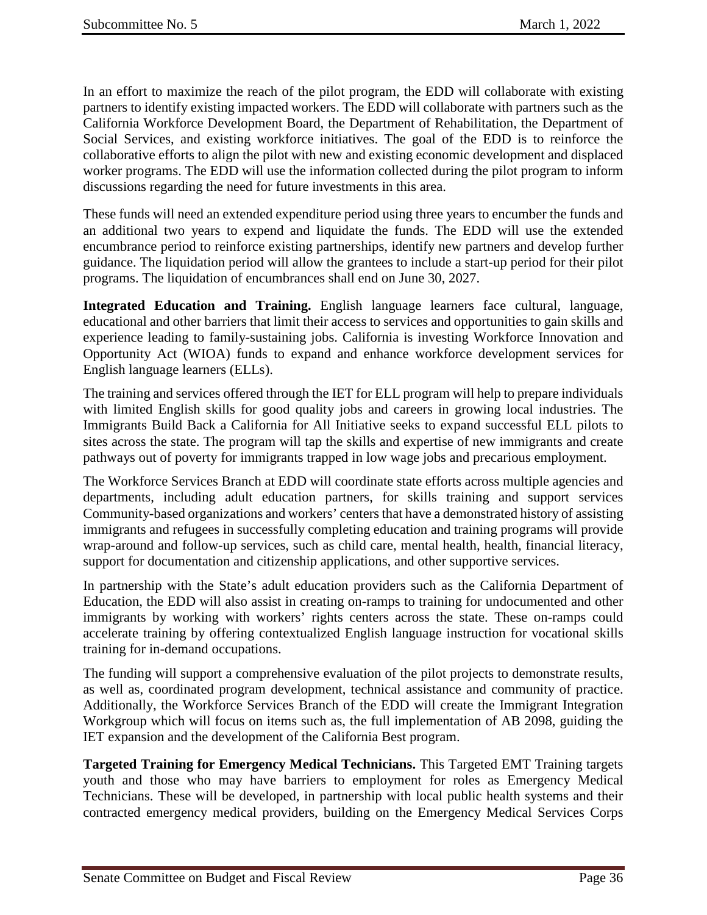In an effort to maximize the reach of the pilot program, the EDD will collaborate with existing partners to identify existing impacted workers. The EDD will collaborate with partners such as the California Workforce Development Board, the Department of Rehabilitation, the Department of Social Services, and existing workforce initiatives. The goal of the EDD is to reinforce the collaborative efforts to align the pilot with new and existing economic development and displaced worker programs. The EDD will use the information collected during the pilot program to inform discussions regarding the need for future investments in this area.

These funds will need an extended expenditure period using three years to encumber the funds and an additional two years to expend and liquidate the funds. The EDD will use the extended encumbrance period to reinforce existing partnerships, identify new partners and develop further guidance. The liquidation period will allow the grantees to include a start-up period for their pilot programs. The liquidation of encumbrances shall end on June 30, 2027.

**Integrated Education and Training.** English language learners face cultural, language, educational and other barriers that limit their access to services and opportunities to gain skills and experience leading to family-sustaining jobs. California is investing Workforce Innovation and Opportunity Act (WIOA) funds to expand and enhance workforce development services for English language learners (ELLs).

The training and services offered through the IET for ELL program will help to prepare individuals with limited English skills for good quality jobs and careers in growing local industries. The Immigrants Build Back a California for All Initiative seeks to expand successful ELL pilots to sites across the state. The program will tap the skills and expertise of new immigrants and create pathways out of poverty for immigrants trapped in low wage jobs and precarious employment.

The Workforce Services Branch at EDD will coordinate state efforts across multiple agencies and departments, including adult education partners, for skills training and support services Community-based organizations and workers' centers that have a demonstrated history of assisting immigrants and refugees in successfully completing education and training programs will provide wrap-around and follow-up services, such as child care, mental health, health, financial literacy, support for documentation and citizenship applications, and other supportive services.

In partnership with the State's adult education providers such as the California Department of Education, the EDD will also assist in creating on-ramps to training for undocumented and other immigrants by working with workers' rights centers across the state. These on-ramps could accelerate training by offering contextualized English language instruction for vocational skills training for in-demand occupations.

The funding will support a comprehensive evaluation of the pilot projects to demonstrate results, as well as, coordinated program development, technical assistance and community of practice. Additionally, the Workforce Services Branch of the EDD will create the Immigrant Integration Workgroup which will focus on items such as, the full implementation of AB 2098, guiding the IET expansion and the development of the California Best program.

**Targeted Training for Emergency Medical Technicians.** This Targeted EMT Training targets youth and those who may have barriers to employment for roles as Emergency Medical Technicians. These will be developed, in partnership with local public health systems and their contracted emergency medical providers, building on the Emergency Medical Services Corps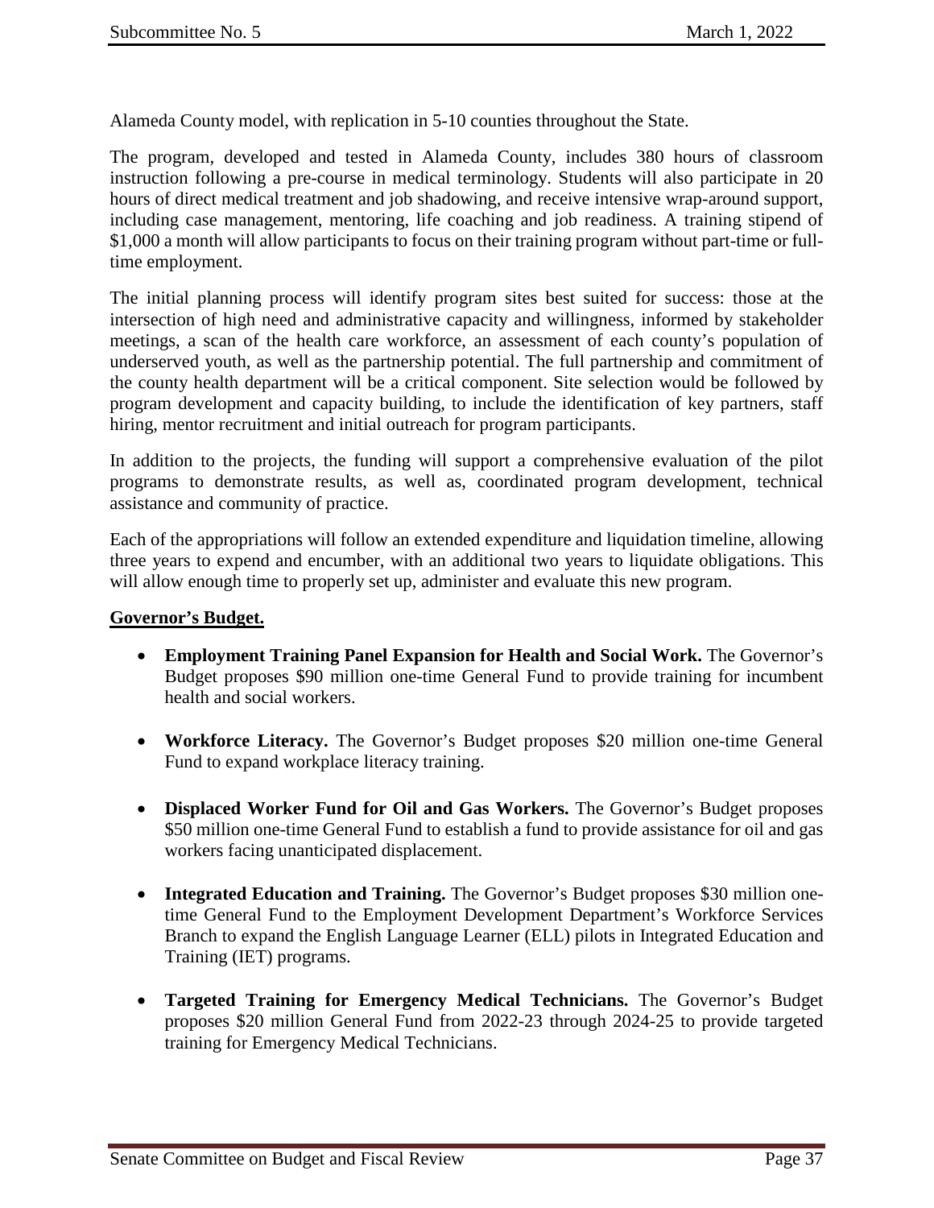Alameda County model, with replication in 5-10 counties throughout the State.

The program, developed and tested in Alameda County, includes 380 hours of classroom instruction following a pre-course in medical terminology. Students will also participate in 20 hours of direct medical treatment and job shadowing, and receive intensive wrap-around support, including case management, mentoring, life coaching and job readiness. A training stipend of $1,000 a month will allow participants to focus on their training program without part-time or full-time employment.

The initial planning process will identify program sites best suited for success: those at the intersection of high need and administrative capacity and willingness, informed by stakeholder meetings, a scan of the health care workforce, an assessment of each county's population of underserved youth, as well as the partnership potential. The full partnership and commitment of the county health department will be a critical component. Site selection would be followed by program development and capacity building, to include the identification of key partners, staff hiring, mentor recruitment and initial outreach for program participants.

In addition to the projects, the funding will support a comprehensive evaluation of the pilot programs to demonstrate results, as well as, coordinated program development, technical assistance and community of practice.

Each of the appropriations will follow an extended expenditure and liquidation timeline, allowing three years to expend and encumber, with an additional two years to liquidate obligations. This will allow enough time to properly set up, administer and evaluate this new program.

**Governor's Budget.**

- **Employment Training Panel Expansion for Health and Social Work.** The Governor's Budget proposes $90 million one-time General Fund to provide training for incumbent health and social workers.

- **Workforce Literacy.** The Governor's Budget proposes $20 million one-time General Fund to expand workplace literacy training.

- **Displaced Worker Fund for Oil and Gas Workers.** The Governor's Budget proposes $50 million one-time General Fund to establish a fund to provide assistance for oil and gas workers facing unanticipated displacement.

- **Integrated Education and Training.** The Governor's Budget proposes $30 million one-time General Fund to the Employment Development Department's Workforce Services Branch to expand the English Language Learner (ELL) pilots in Integrated Education and Training (IET) programs.

- **Targeted Training for Emergency Medical Technicians.** The Governor's Budget proposes $20 million General Fund from 2022-23 through 2024-25 to provide targeted training for Emergency Medical Technicians.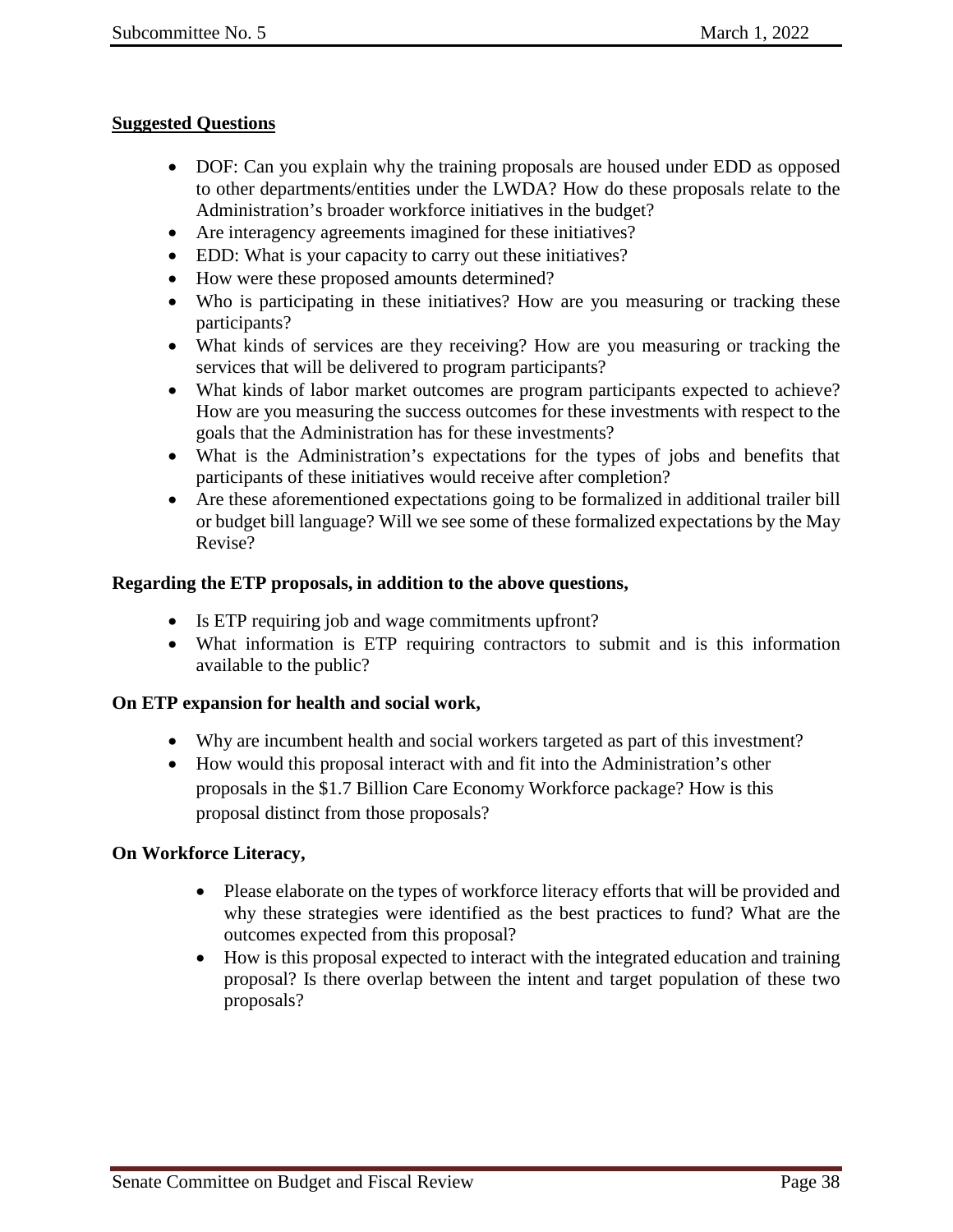**Suggested Questions**

- DOF: Can you explain why the training proposals are housed under EDD as opposed to other departments/entities under the LWDA? How do these proposals relate to the Administration's broader workforce initiatives in the budget?
- Are interagency agreements imagined for these initiatives?
- EDD: What is your capacity to carry out these initiatives?
- How were these proposed amounts determined?
- Who is participating in these initiatives? How are you measuring or tracking these participants?
- What kinds of services are they receiving? How are you measuring or tracking the services that will be delivered to program participants?
- What kinds of labor market outcomes are program participants expected to achieve? How are you measuring the success outcomes for these investments with respect to the goals that the Administration has for these investments?
- What is the Administration's expectations for the types of jobs and benefits that participants of these initiatives would receive after completion?
- Are these aforementioned expectations going to be formalized in additional trailer bill or budget bill language? Will we see some of these formalized expectations by the May Revise?

**Regarding the ETP proposals, in addition to the above questions,**

- Is ETP requiring job and wage commitments upfront?
- What information is ETP requiring contractors to submit and is this information available to the public?

**On ETP expansion for health and social work,**

- Why are incumbent health and social workers targeted as part of this investment?
- How would this proposal interact with and fit into the Administration's other proposals in the $1.7 Billion Care Economy Workforce package? How is this proposal distinct from those proposals?

**On Workforce Literacy,**

- Please elaborate on the types of workforce literacy efforts that will be provided and why these strategies were identified as the best practices to fund? What are the outcomes expected from this proposal?
- How is this proposal expected to interact with the integrated education and training proposal? Is there overlap between the intent and target population of these two proposals?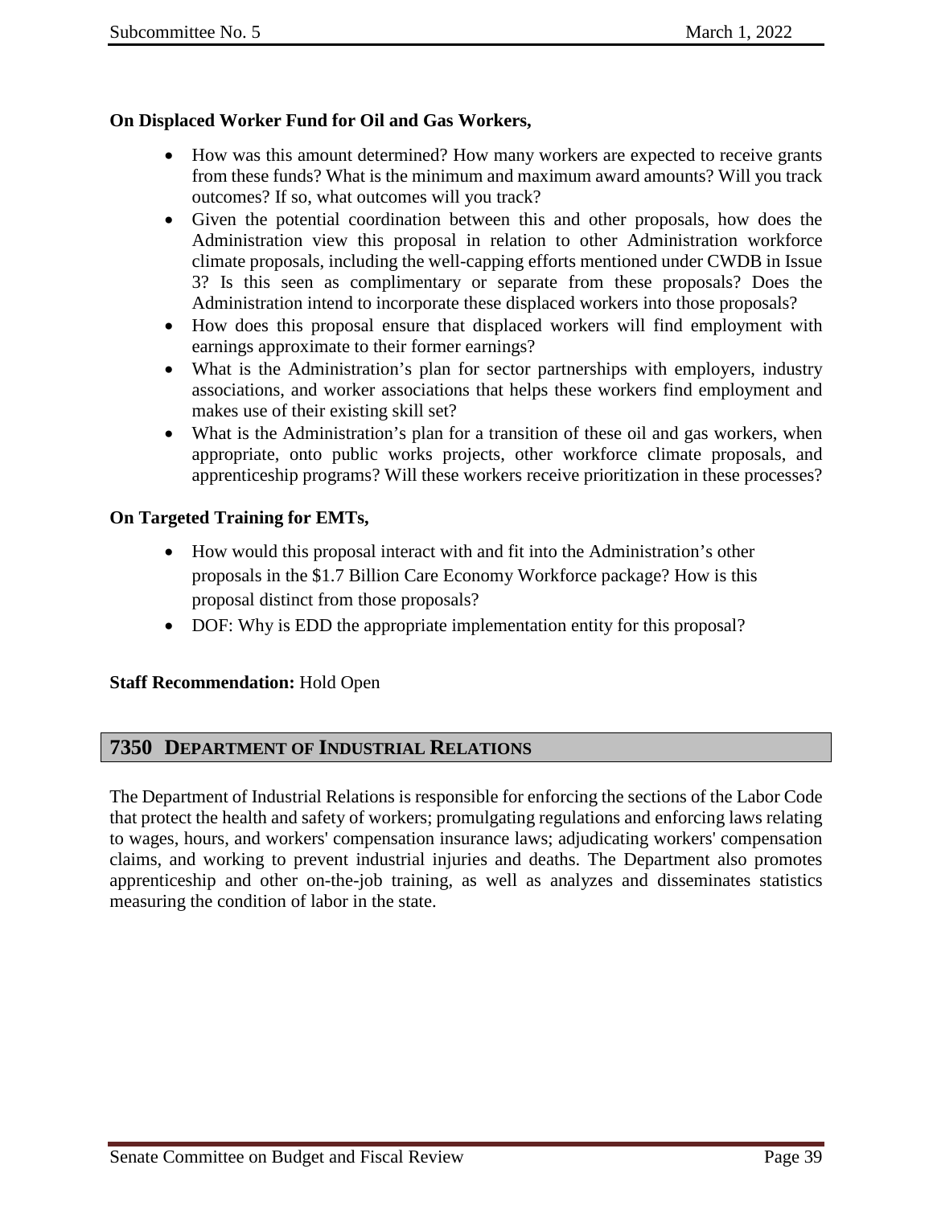**On Displaced Worker Fund for Oil and Gas Workers,**

- How was this amount determined? How many workers are expected to receive grants from these funds? What is the minimum and maximum award amounts? Will you track outcomes? If so, what outcomes will you track?
- Given the potential coordination between this and other proposals, how does the Administration view this proposal in relation to other Administration workforce climate proposals, including the well-capping efforts mentioned under CWDB in Issue 3? Is this seen as complimentary or separate from these proposals? Does the Administration intend to incorporate these displaced workers into those proposals?
- How does this proposal ensure that displaced workers will find employment with earnings approximate to their former earnings?
- What is the Administration's plan for sector partnerships with employers, industry associations, and worker associations that helps these workers find employment and makes use of their existing skill set?
- What is the Administration's plan for a transition of these oil and gas workers, when appropriate, onto public works projects, other workforce climate proposals, and apprenticeship programs? Will these workers receive prioritization in these processes?

**On Targeted Training for EMTs,**

- How would this proposal interact with and fit into the Administration's other proposals in the $1.7 Billion Care Economy Workforce package? How is this proposal distinct from those proposals?
- DOF: Why is EDD the appropriate implementation entity for this proposal?

**Staff Recommendation:** Hold Open

## 7350 DEPARTMENT OF INDUSTRIAL RELATIONS

The Department of Industrial Relations is responsible for enforcing the sections of the Labor Code that protect the health and safety of workers; promulgating regulations and enforcing laws relating to wages, hours, and workers' compensation insurance laws; adjudicating workers' compensation claims, and working to prevent industrial injuries and deaths. The Department also promotes apprenticeship and other on-the-job training, as well as analyzes and disseminates statistics measuring the condition of labor in the state.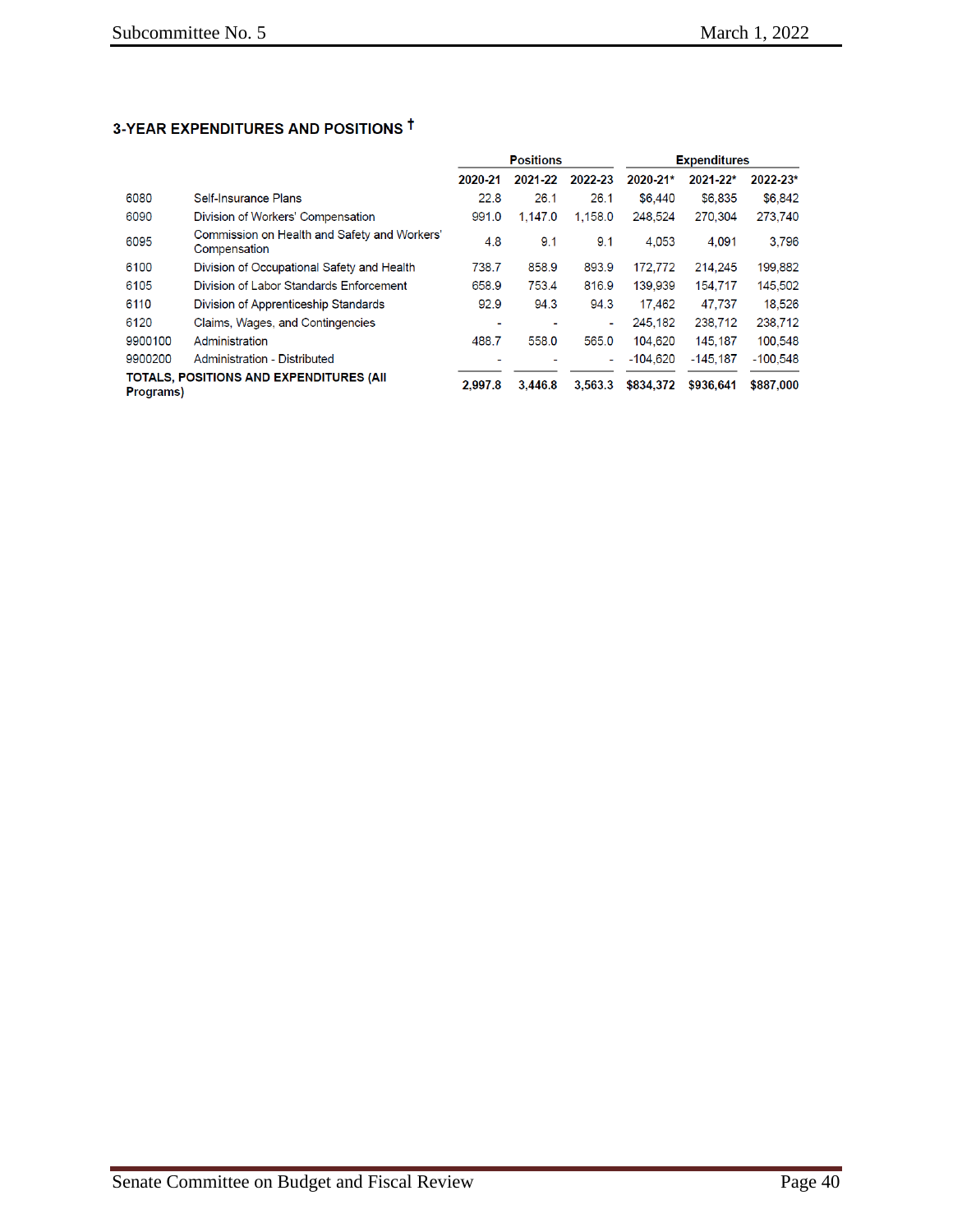### 3-YEAR EXPENDITURES AND POSITIONS †

| | | Positions | | | Expenditures | | |
|---|---|---|---|---|---|---|---|
| | | 2020-21 | 2021-22 | 2022-23 | 2020-21* | 2021-22* | 2022-23* |
| 6080 | Self-Insurance Plans | 22.8 | 26.1 | 26.1 | $6,440 | $6,835 | $6,842 |
| 6090 | Division of Workers' Compensation | 991.0 | 1,147.0 | 1,158.0 | 248,524 | 270,304 | 273,740 |
| 6095 | Commission on Health and Safety and Workers' Compensation | 4.8 | 9.1 | 9.1 | 4,053 | 4,091 | 3,796 |
| 6100 | Division of Occupational Safety and Health | 738.7 | 858.9 | 893.9 | 172,772 | 214,245 | 199,882 |
| 6105 | Division of Labor Standards Enforcement | 658.9 | 753.4 | 816.9 | 139,939 | 154,717 | 145,502 |
| 6110 | Division of Apprenticeship Standards | 92.9 | 94.3 | 94.3 | 17,462 | 47,737 | 18,526 |
| 6120 | Claims, Wages, and Contingencies | - | - | - | 245,182 | 238,712 | 238,712 |
| 9900100 | Administration | 488.7 | 558.0 | 565.0 | 104,620 | 145,187 | 100,548 |
| 9900200 | Administration - Distributed | - | - | - | -104,620 | -145,187 | -100,548 |
| **TOTALS, POSITIONS AND EXPENDITURES (All Programs)** | | **2,997.8** | **3,446.8** | **3,563.3** | **$834,372** | **$936,641** | **$887,000** |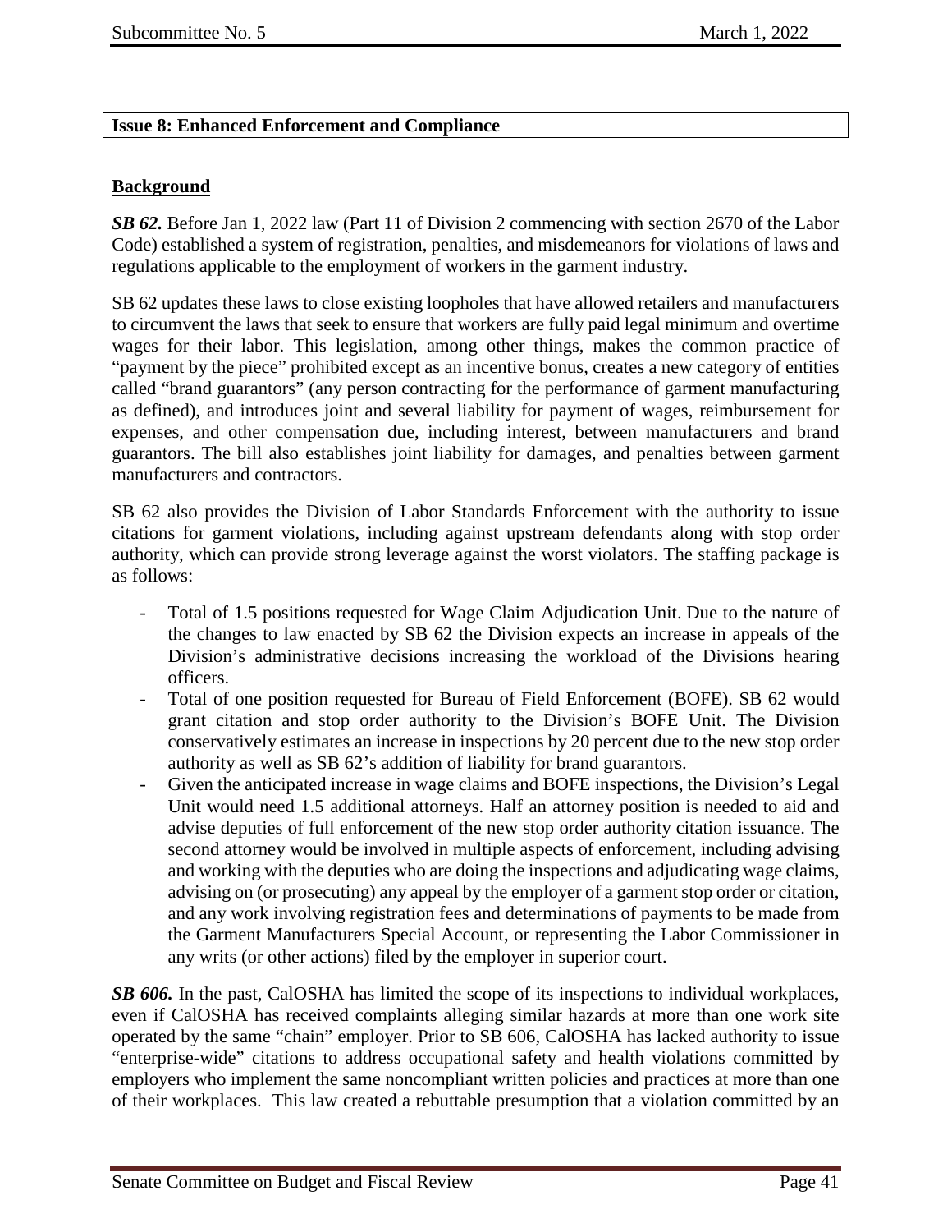**Issue 8: Enhanced Enforcement and Compliance**

**Background**

***SB 62.*** Before Jan 1, 2022 law (Part 11 of Division 2 commencing with section 2670 of the Labor Code) established a system of registration, penalties, and misdemeanors for violations of laws and regulations applicable to the employment of workers in the garment industry.

SB 62 updates these laws to close existing loopholes that have allowed retailers and manufacturers to circumvent the laws that seek to ensure that workers are fully paid legal minimum and overtime wages for their labor. This legislation, among other things, makes the common practice of "payment by the piece" prohibited except as an incentive bonus, creates a new category of entities called "brand guarantors" (any person contracting for the performance of garment manufacturing as defined), and introduces joint and several liability for payment of wages, reimbursement for expenses, and other compensation due, including interest, between manufacturers and brand guarantors. The bill also establishes joint liability for damages, and penalties between garment manufacturers and contractors.

SB 62 also provides the Division of Labor Standards Enforcement with the authority to issue citations for garment violations, including against upstream defendants along with stop order authority, which can provide strong leverage against the worst violators. The staffing package is as follows:

- Total of 1.5 positions requested for Wage Claim Adjudication Unit. Due to the nature of the changes to law enacted by SB 62 the Division expects an increase in appeals of the Division's administrative decisions increasing the workload of the Divisions hearing officers.
- Total of one position requested for Bureau of Field Enforcement (BOFE). SB 62 would grant citation and stop order authority to the Division's BOFE Unit. The Division conservatively estimates an increase in inspections by 20 percent due to the new stop order authority as well as SB 62's addition of liability for brand guarantors.
- Given the anticipated increase in wage claims and BOFE inspections, the Division's Legal Unit would need 1.5 additional attorneys. Half an attorney position is needed to aid and advise deputies of full enforcement of the new stop order authority citation issuance. The second attorney would be involved in multiple aspects of enforcement, including advising and working with the deputies who are doing the inspections and adjudicating wage claims, advising on (or prosecuting) any appeal by the employer of a garment stop order or citation, and any work involving registration fees and determinations of payments to be made from the Garment Manufacturers Special Account, or representing the Labor Commissioner in any writs (or other actions) filed by the employer in superior court.

***SB 606.*** In the past, CalOSHA has limited the scope of its inspections to individual workplaces, even if CalOSHA has received complaints alleging similar hazards at more than one work site operated by the same "chain" employer. Prior to SB 606, CalOSHA has lacked authority to issue "enterprise-wide" citations to address occupational safety and health violations committed by employers who implement the same noncompliant written policies and practices at more than one of their workplaces. This law created a rebuttable presumption that a violation committed by an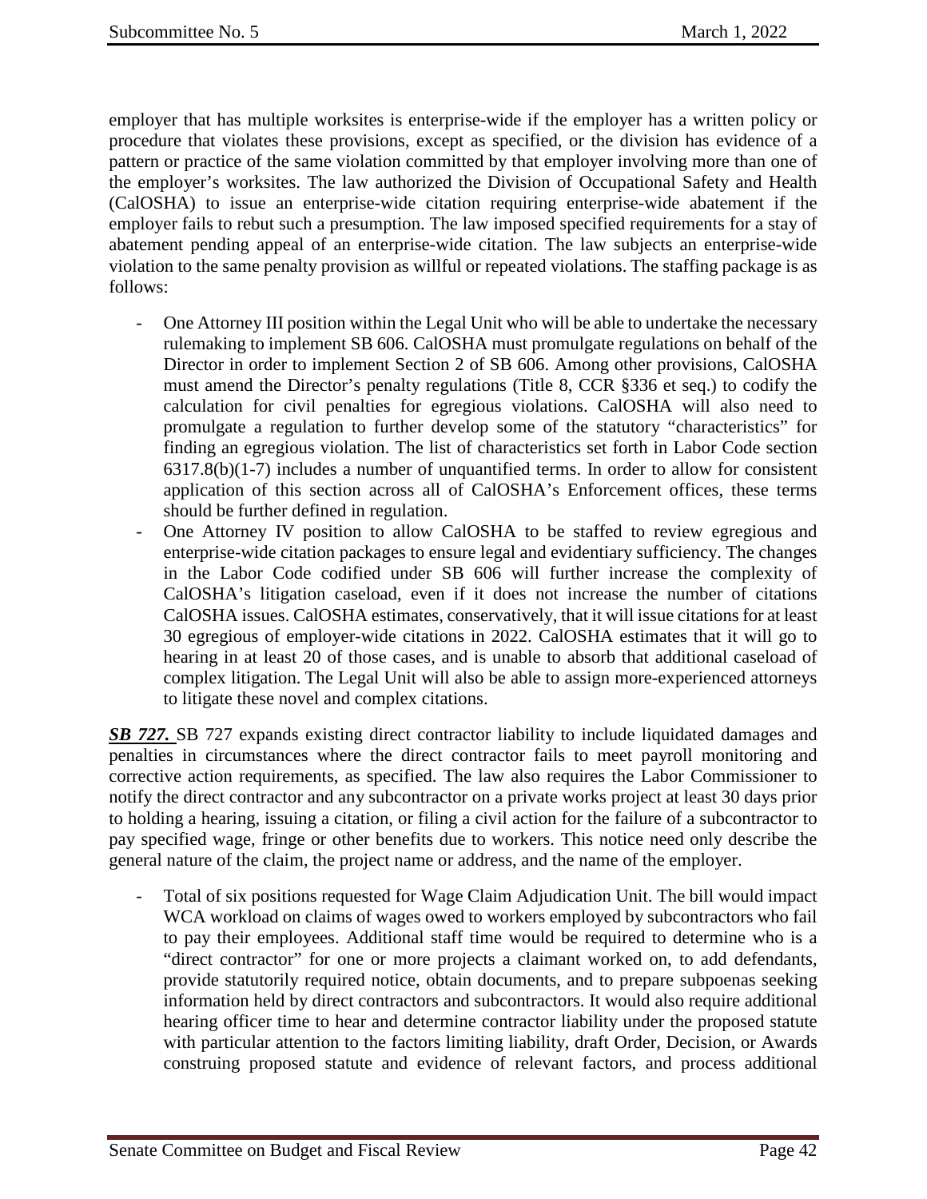employer that has multiple worksites is enterprise-wide if the employer has a written policy or procedure that violates these provisions, except as specified, or the division has evidence of a pattern or practice of the same violation committed by that employer involving more than one of the employer's worksites. The law authorized the Division of Occupational Safety and Health (CalOSHA) to issue an enterprise-wide citation requiring enterprise-wide abatement if the employer fails to rebut such a presumption. The law imposed specified requirements for a stay of abatement pending appeal of an enterprise-wide citation. The law subjects an enterprise-wide violation to the same penalty provision as willful or repeated violations. The staffing package is as follows:

- One Attorney III position within the Legal Unit who will be able to undertake the necessary rulemaking to implement SB 606. CalOSHA must promulgate regulations on behalf of the Director in order to implement Section 2 of SB 606. Among other provisions, CalOSHA must amend the Director's penalty regulations (Title 8, CCR §336 et seq.) to codify the calculation for civil penalties for egregious violations. CalOSHA will also need to promulgate a regulation to further develop some of the statutory "characteristics" for finding an egregious violation. The list of characteristics set forth in Labor Code section 6317.8(b)(1-7) includes a number of unquantified terms. In order to allow for consistent application of this section across all of CalOSHA's Enforcement offices, these terms should be further defined in regulation.
- One Attorney IV position to allow CalOSHA to be staffed to review egregious and enterprise-wide citation packages to ensure legal and evidentiary sufficiency. The changes in the Labor Code codified under SB 606 will further increase the complexity of CalOSHA's litigation caseload, even if it does not increase the number of citations CalOSHA issues. CalOSHA estimates, conservatively, that it will issue citations for at least 30 egregious of employer-wide citations in 2022. CalOSHA estimates that it will go to hearing in at least 20 of those cases, and is unable to absorb that additional caseload of complex litigation. The Legal Unit will also be able to assign more-experienced attorneys to litigate these novel and complex citations.

***SB 727.*** SB 727 expands existing direct contractor liability to include liquidated damages and penalties in circumstances where the direct contractor fails to meet payroll monitoring and corrective action requirements, as specified. The law also requires the Labor Commissioner to notify the direct contractor and any subcontractor on a private works project at least 30 days prior to holding a hearing, issuing a citation, or filing a civil action for the failure of a subcontractor to pay specified wage, fringe or other benefits due to workers. This notice need only describe the general nature of the claim, the project name or address, and the name of the employer.

- Total of six positions requested for Wage Claim Adjudication Unit. The bill would impact WCA workload on claims of wages owed to workers employed by subcontractors who fail to pay their employees. Additional staff time would be required to determine who is a "direct contractor" for one or more projects a claimant worked on, to add defendants, provide statutorily required notice, obtain documents, and to prepare subpoenas seeking information held by direct contractors and subcontractors. It would also require additional hearing officer time to hear and determine contractor liability under the proposed statute with particular attention to the factors limiting liability, draft Order, Decision, or Awards construing proposed statute and evidence of relevant factors, and process additional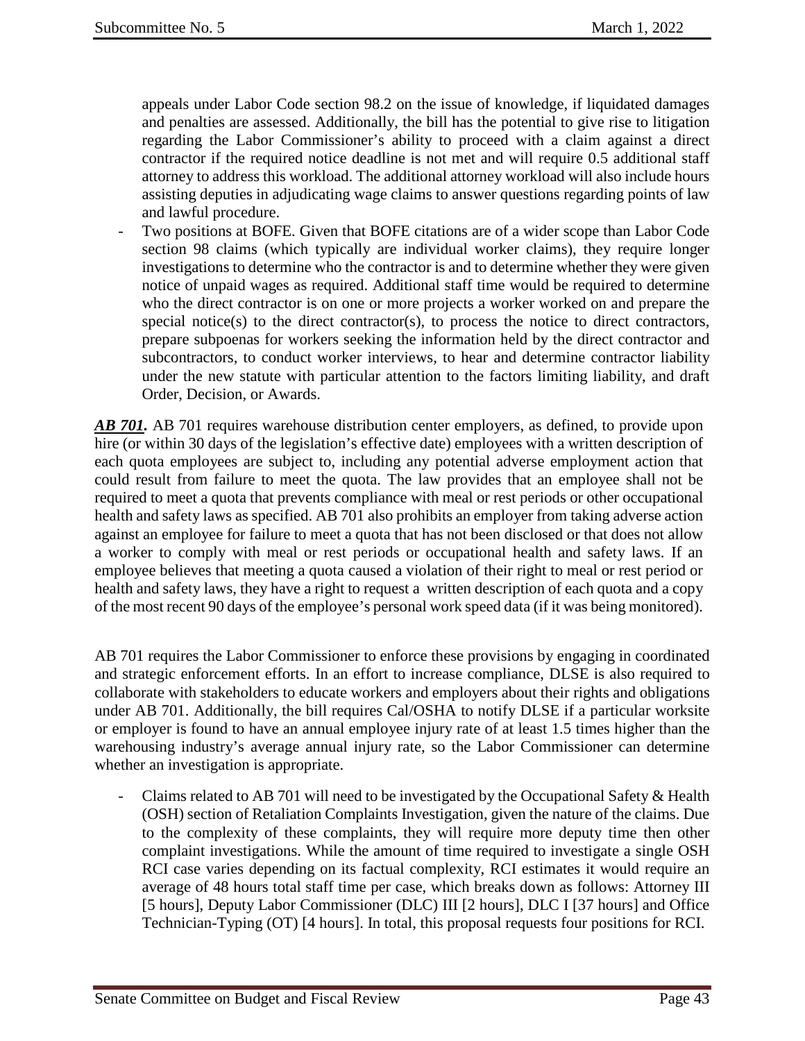appeals under Labor Code section 98.2 on the issue of knowledge, if liquidated damages and penalties are assessed. Additionally, the bill has the potential to give rise to litigation regarding the Labor Commissioner's ability to proceed with a claim against a direct contractor if the required notice deadline is not met and will require 0.5 additional staff attorney to address this workload. The additional attorney workload will also include hours assisting deputies in adjudicating wage claims to answer questions regarding points of law and lawful procedure.

- Two positions at BOFE. Given that BOFE citations are of a wider scope than Labor Code section 98 claims (which typically are individual worker claims), they require longer investigations to determine who the contractor is and to determine whether they were given notice of unpaid wages as required. Additional staff time would be required to determine who the direct contractor is on one or more projects a worker worked on and prepare the special notice(s) to the direct contractor(s), to process the notice to direct contractors, prepare subpoenas for workers seeking the information held by the direct contractor and subcontractors, to conduct worker interviews, to hear and determine contractor liability under the new statute with particular attention to the factors limiting liability, and draft Order, Decision, or Awards.

***AB 701.*** AB 701 requires warehouse distribution center employers, as defined, to provide upon hire (or within 30 days of the legislation's effective date) employees with a written description of each quota employees are subject to, including any potential adverse employment action that could result from failure to meet the quota. The law provides that an employee shall not be required to meet a quota that prevents compliance with meal or rest periods or other occupational health and safety laws as specified. AB 701 also prohibits an employer from taking adverse action against an employee for failure to meet a quota that has not been disclosed or that does not allow a worker to comply with meal or rest periods or occupational health and safety laws. If an employee believes that meeting a quota caused a violation of their right to meal or rest period or health and safety laws, they have a right to request a written description of each quota and a copy of the most recent 90 days of the employee's personal work speed data (if it was being monitored).

AB 701 requires the Labor Commissioner to enforce these provisions by engaging in coordinated and strategic enforcement efforts. In an effort to increase compliance, DLSE is also required to collaborate with stakeholders to educate workers and employers about their rights and obligations under AB 701. Additionally, the bill requires Cal/OSHA to notify DLSE if a particular worksite or employer is found to have an annual employee injury rate of at least 1.5 times higher than the warehousing industry's average annual injury rate, so the Labor Commissioner can determine whether an investigation is appropriate.

- Claims related to AB 701 will need to be investigated by the Occupational Safety & Health (OSH) section of Retaliation Complaints Investigation, given the nature of the claims. Due to the complexity of these complaints, they will require more deputy time then other complaint investigations. While the amount of time required to investigate a single OSH RCI case varies depending on its factual complexity, RCI estimates it would require an average of 48 hours total staff time per case, which breaks down as follows: Attorney III [5 hours], Deputy Labor Commissioner (DLC) III [2 hours], DLC I [37 hours] and Office Technician-Typing (OT) [4 hours]. In total, this proposal requests four positions for RCI.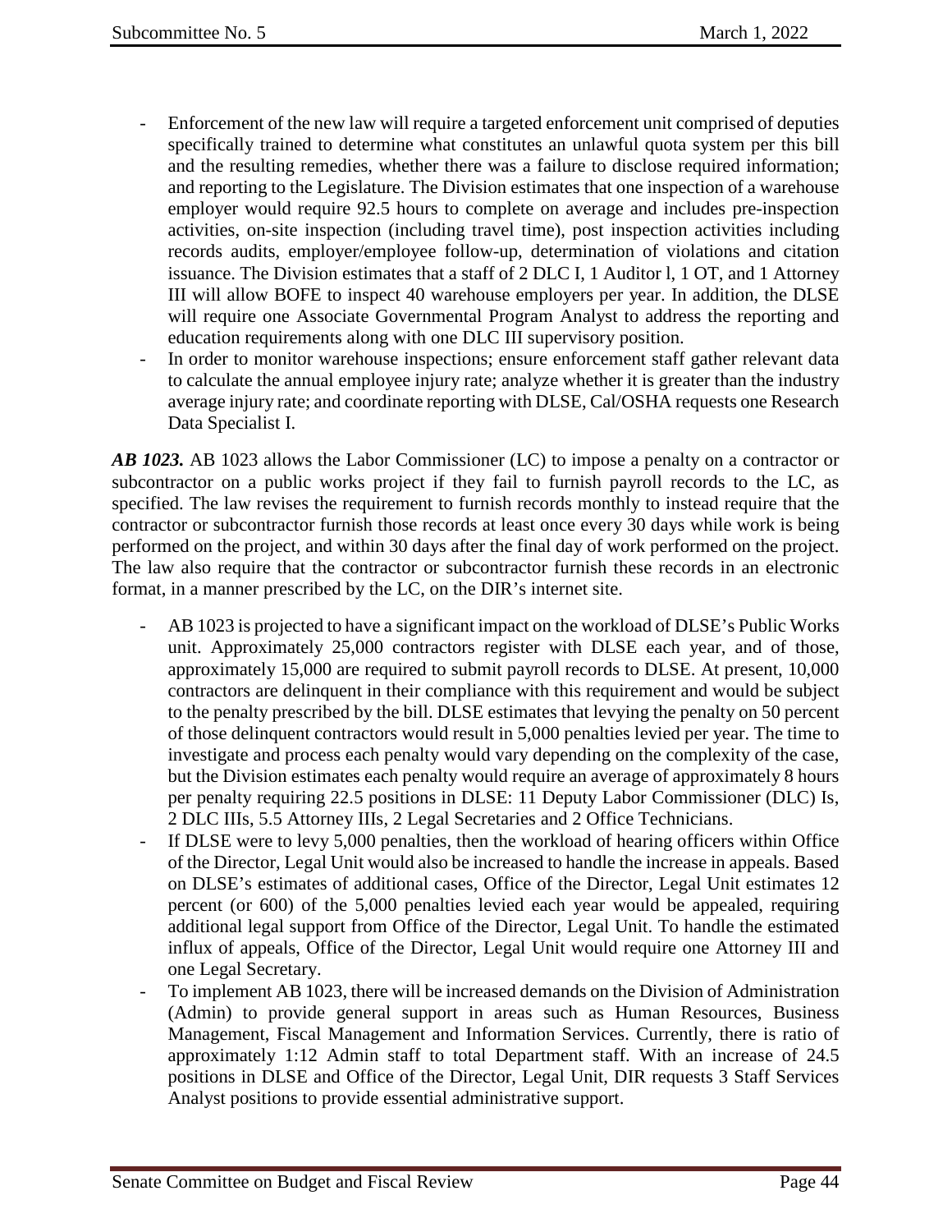- Enforcement of the new law will require a targeted enforcement unit comprised of deputies specifically trained to determine what constitutes an unlawful quota system per this bill and the resulting remedies, whether there was a failure to disclose required information; and reporting to the Legislature. The Division estimates that one inspection of a warehouse employer would require 92.5 hours to complete on average and includes pre-inspection activities, on-site inspection (including travel time), post inspection activities including records audits, employer/employee follow-up, determination of violations and citation issuance. The Division estimates that a staff of 2 DLC I, 1 Auditor l, 1 OT, and 1 Attorney III will allow BOFE to inspect 40 warehouse employers per year. In addition, the DLSE will require one Associate Governmental Program Analyst to address the reporting and education requirements along with one DLC III supervisory position.
- In order to monitor warehouse inspections; ensure enforcement staff gather relevant data to calculate the annual employee injury rate; analyze whether it is greater than the industry average injury rate; and coordinate reporting with DLSE, Cal/OSHA requests one Research Data Specialist I.

***AB 1023.*** AB 1023 allows the Labor Commissioner (LC) to impose a penalty on a contractor or subcontractor on a public works project if they fail to furnish payroll records to the LC, as specified. The law revises the requirement to furnish records monthly to instead require that the contractor or subcontractor furnish those records at least once every 30 days while work is being performed on the project, and within 30 days after the final day of work performed on the project. The law also require that the contractor or subcontractor furnish these records in an electronic format, in a manner prescribed by the LC, on the DIR's internet site.

- AB 1023 is projected to have a significant impact on the workload of DLSE's Public Works unit. Approximately 25,000 contractors register with DLSE each year, and of those, approximately 15,000 are required to submit payroll records to DLSE. At present, 10,000 contractors are delinquent in their compliance with this requirement and would be subject to the penalty prescribed by the bill. DLSE estimates that levying the penalty on 50 percent of those delinquent contractors would result in 5,000 penalties levied per year. The time to investigate and process each penalty would vary depending on the complexity of the case, but the Division estimates each penalty would require an average of approximately 8 hours per penalty requiring 22.5 positions in DLSE: 11 Deputy Labor Commissioner (DLC) Is, 2 DLC IIIs, 5.5 Attorney IIIs, 2 Legal Secretaries and 2 Office Technicians.
- If DLSE were to levy 5,000 penalties, then the workload of hearing officers within Office of the Director, Legal Unit would also be increased to handle the increase in appeals. Based on DLSE's estimates of additional cases, Office of the Director, Legal Unit estimates 12 percent (or 600) of the 5,000 penalties levied each year would be appealed, requiring additional legal support from Office of the Director, Legal Unit. To handle the estimated influx of appeals, Office of the Director, Legal Unit would require one Attorney III and one Legal Secretary.
- To implement AB 1023, there will be increased demands on the Division of Administration (Admin) to provide general support in areas such as Human Resources, Business Management, Fiscal Management and Information Services. Currently, there is ratio of approximately 1:12 Admin staff to total Department staff. With an increase of 24.5 positions in DLSE and Office of the Director, Legal Unit, DIR requests 3 Staff Services Analyst positions to provide essential administrative support.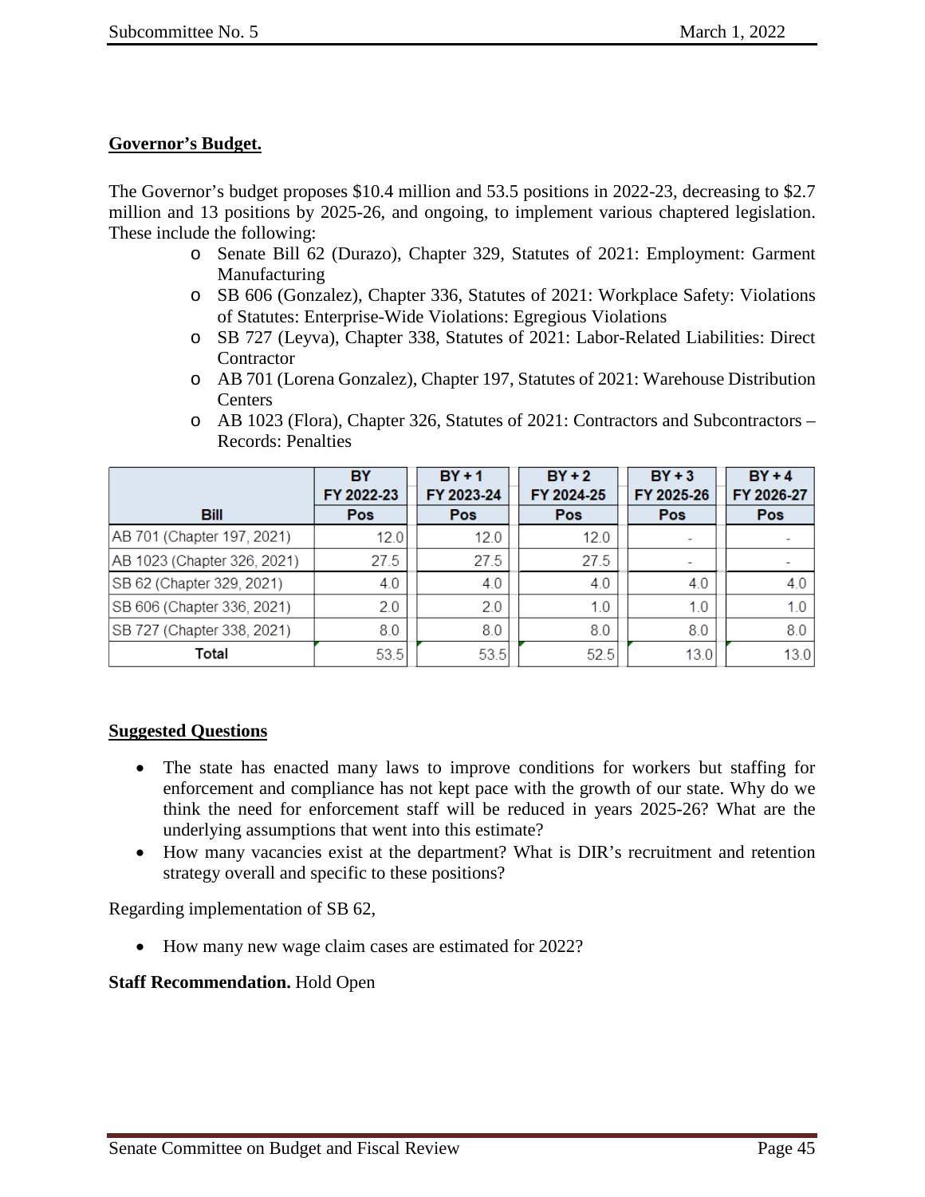**Governor's Budget.**

The Governor's budget proposes \$10.4 million and 53.5 positions in 2022-23, decreasing to \$2.7 million and 13 positions by 2025-26, and ongoing, to implement various chaptered legislation. These include the following:

- Senate Bill 62 (Durazo), Chapter 329, Statutes of 2021: Employment: Garment Manufacturing
- SB 606 (Gonzalez), Chapter 336, Statutes of 2021: Workplace Safety: Violations of Statutes: Enterprise-Wide Violations: Egregious Violations
- SB 727 (Leyva), Chapter 338, Statutes of 2021: Labor-Related Liabilities: Direct Contractor
- AB 701 (Lorena Gonzalez), Chapter 197, Statutes of 2021: Warehouse Distribution Centers
- AB 1023 (Flora), Chapter 326, Statutes of 2021: Contractors and Subcontractors – Records: Penalties

| Bill | BY FY 2022-23 Pos | BY + 1 FY 2023-24 Pos | BY + 2 FY 2024-25 Pos | BY + 3 FY 2025-26 Pos | BY + 4 FY 2026-27 Pos |
|---|---|---|---|---|---|
| AB 701 (Chapter 197, 2021) | 12.0 | 12.0 | 12.0 | - | - |
| AB 1023 (Chapter 326, 2021) | 27.5 | 27.5 | 27.5 | - | - |
| SB 62 (Chapter 329, 2021) | 4.0 | 4.0 | 4.0 | 4.0 | 4.0 |
| SB 606 (Chapter 336, 2021) | 2.0 | 2.0 | 1.0 | 1.0 | 1.0 |
| SB 727 (Chapter 338, 2021) | 8.0 | 8.0 | 8.0 | 8.0 | 8.0 |
| **Total** | 53.5 | 53.5 | 52.5 | 13.0 | 13.0 |

**Suggested Questions**

- The state has enacted many laws to improve conditions for workers but staffing for enforcement and compliance has not kept pace with the growth of our state. Why do we think the need for enforcement staff will be reduced in years 2025-26? What are the underlying assumptions that went into this estimate?
- How many vacancies exist at the department? What is DIR's recruitment and retention strategy overall and specific to these positions?

Regarding implementation of SB 62,

- How many new wage claim cases are estimated for 2022?

**Staff Recommendation.** Hold Open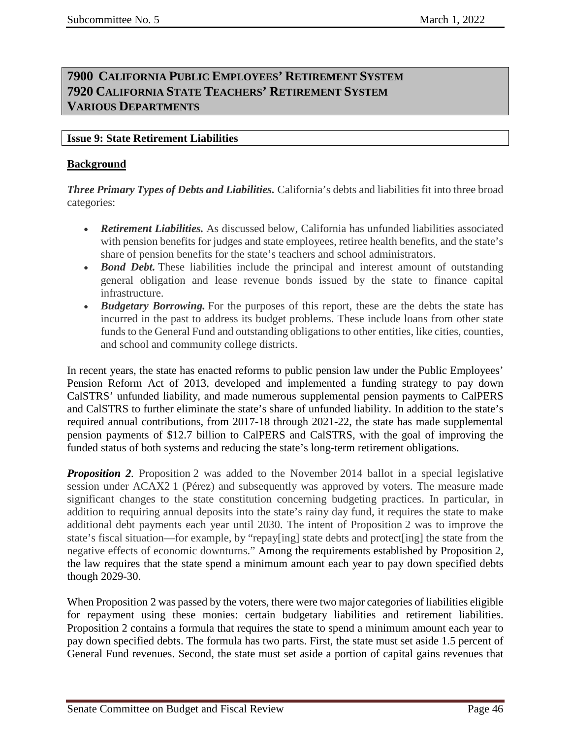## 7900 California Public Employees' Retirement System
## 7920 California State Teachers' Retirement System
## Various Departments

### Issue 9: State Retirement Liabilities

**Background**

***Three Primary Types of Debts and Liabilities.*** California's debts and liabilities fit into three broad categories:

- ***Retirement Liabilities.*** As discussed below, California has unfunded liabilities associated with pension benefits for judges and state employees, retiree health benefits, and the state's share of pension benefits for the state's teachers and school administrators.
- ***Bond Debt.*** These liabilities include the principal and interest amount of outstanding general obligation and lease revenue bonds issued by the state to finance capital infrastructure.
- ***Budgetary Borrowing.*** For the purposes of this report, these are the debts the state has incurred in the past to address its budget problems. These include loans from other state funds to the General Fund and outstanding obligations to other entities, like cities, counties, and school and community college districts.

In recent years, the state has enacted reforms to public pension law under the Public Employees' Pension Reform Act of 2013, developed and implemented a funding strategy to pay down CalSTRS' unfunded liability, and made numerous supplemental pension payments to CalPERS and CalSTRS to further eliminate the state's share of unfunded liability. In addition to the state's required annual contributions, from 2017-18 through 2021-22, the state has made supplemental pension payments of $12.7 billion to CalPERS and CalSTRS, with the goal of improving the funded status of both systems and reducing the state's long-term retirement obligations.

***Proposition 2*.** Proposition 2 was added to the November 2014 ballot in a special legislative session under ACAX2 1 (Pérez) and subsequently was approved by voters. The measure made significant changes to the state constitution concerning budgeting practices. In particular, in addition to requiring annual deposits into the state's rainy day fund, it requires the state to make additional debt payments each year until 2030. The intent of Proposition 2 was to improve the state's fiscal situation—for example, by "repay[ing] state debts and protect[ing] the state from the negative effects of economic downturns." Among the requirements established by Proposition 2, the law requires that the state spend a minimum amount each year to pay down specified debts though 2029-30.

When Proposition 2 was passed by the voters, there were two major categories of liabilities eligible for repayment using these monies: certain budgetary liabilities and retirement liabilities. Proposition 2 contains a formula that requires the state to spend a minimum amount each year to pay down specified debts. The formula has two parts. First, the state must set aside 1.5 percent of General Fund revenues. Second, the state must set aside a portion of capital gains revenues that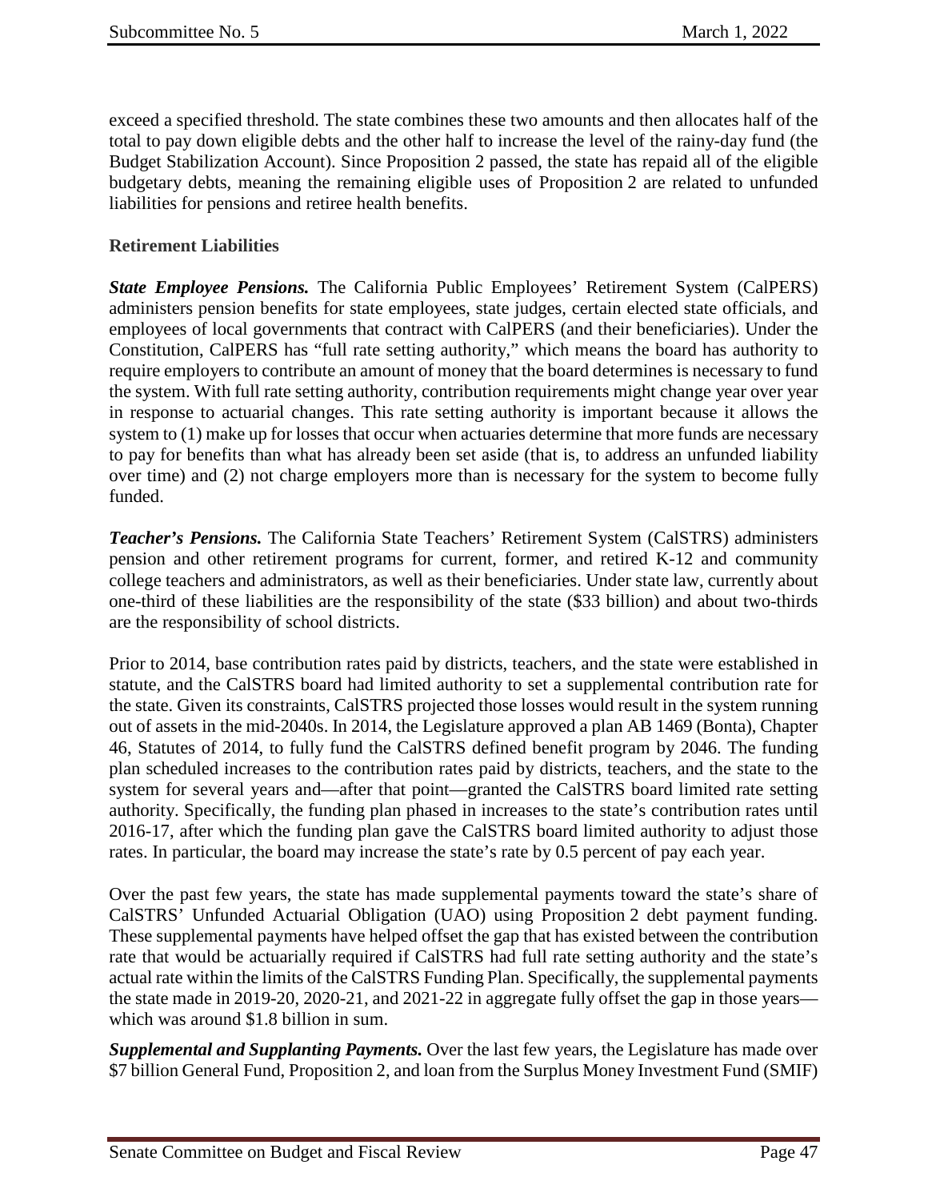exceed a specified threshold. The state combines these two amounts and then allocates half of the total to pay down eligible debts and the other half to increase the level of the rainy-day fund (the Budget Stabilization Account). Since Proposition 2 passed, the state has repaid all of the eligible budgetary debts, meaning the remaining eligible uses of Proposition 2 are related to unfunded liabilities for pensions and retiree health benefits.

### Retirement Liabilities

***State Employee Pensions.*** The California Public Employees' Retirement System (CalPERS) administers pension benefits for state employees, state judges, certain elected state officials, and employees of local governments that contract with CalPERS (and their beneficiaries). Under the Constitution, CalPERS has "full rate setting authority," which means the board has authority to require employers to contribute an amount of money that the board determines is necessary to fund the system. With full rate setting authority, contribution requirements might change year over year in response to actuarial changes. This rate setting authority is important because it allows the system to (1) make up for losses that occur when actuaries determine that more funds are necessary to pay for benefits than what has already been set aside (that is, to address an unfunded liability over time) and (2) not charge employers more than is necessary for the system to become fully funded.

***Teacher's Pensions.*** The California State Teachers' Retirement System (CalSTRS) administers pension and other retirement programs for current, former, and retired K-12 and community college teachers and administrators, as well as their beneficiaries. Under state law, currently about one-third of these liabilities are the responsibility of the state ($33 billion) and about two-thirds are the responsibility of school districts.

Prior to 2014, base contribution rates paid by districts, teachers, and the state were established in statute, and the CalSTRS board had limited authority to set a supplemental contribution rate for the state. Given its constraints, CalSTRS projected those losses would result in the system running out of assets in the mid-2040s. In 2014, the Legislature approved a plan AB 1469 (Bonta), Chapter 46, Statutes of 2014, to fully fund the CalSTRS defined benefit program by 2046. The funding plan scheduled increases to the contribution rates paid by districts, teachers, and the state to the system for several years and—after that point—granted the CalSTRS board limited rate setting authority. Specifically, the funding plan phased in increases to the state's contribution rates until 2016-17, after which the funding plan gave the CalSTRS board limited authority to adjust those rates. In particular, the board may increase the state's rate by 0.5 percent of pay each year.

Over the past few years, the state has made supplemental payments toward the state's share of CalSTRS' Unfunded Actuarial Obligation (UAO) using Proposition 2 debt payment funding. These supplemental payments have helped offset the gap that has existed between the contribution rate that would be actuarially required if CalSTRS had full rate setting authority and the state's actual rate within the limits of the CalSTRS Funding Plan. Specifically, the supplemental payments the state made in 2019-20, 2020-21, and 2021-22 in aggregate fully offset the gap in those years—which was around $1.8 billion in sum.

***Supplemental and Supplanting Payments.*** Over the last few years, the Legislature has made over $7 billion General Fund, Proposition 2, and loan from the Surplus Money Investment Fund (SMIF)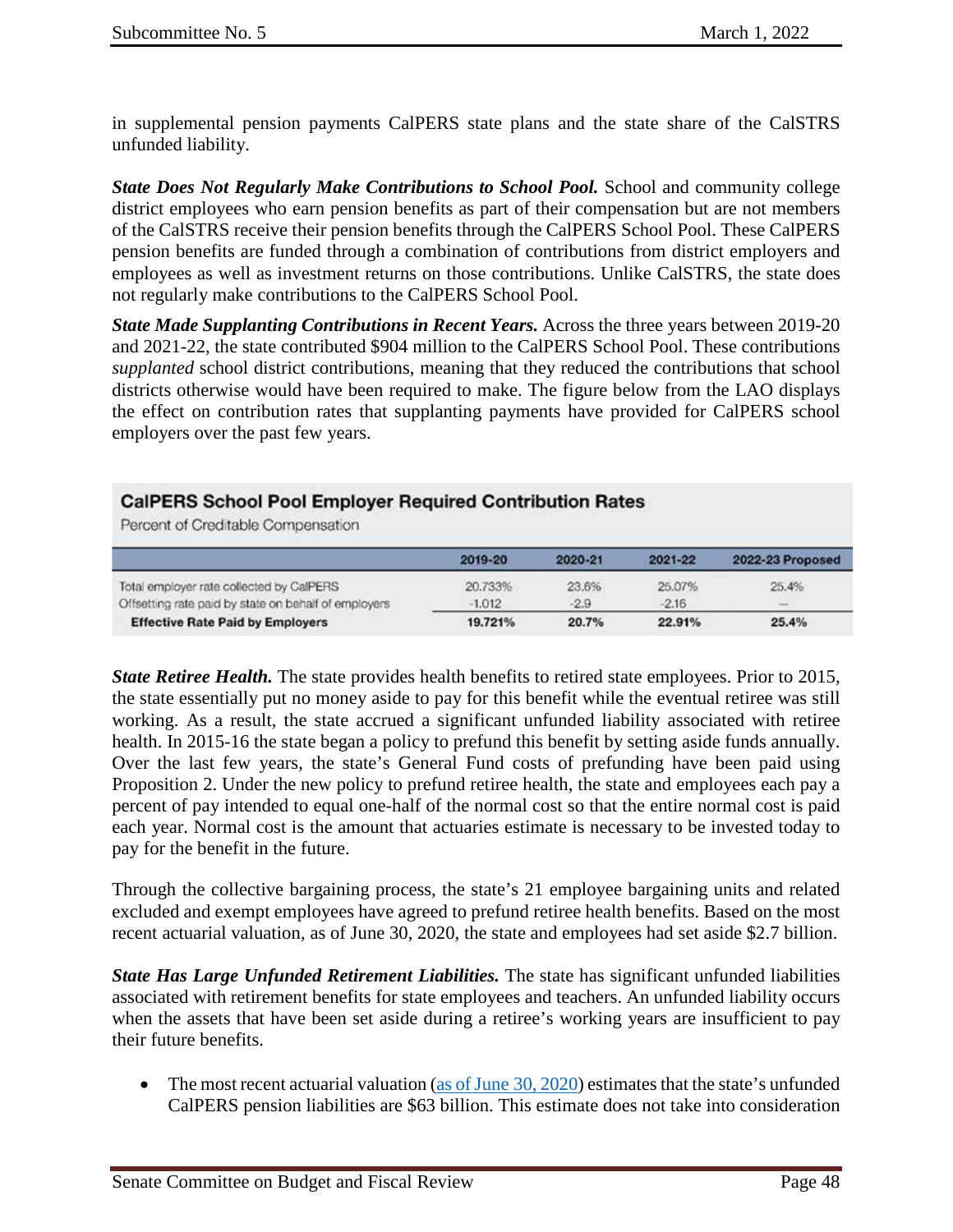in supplemental pension payments CalPERS state plans and the state share of the CalSTRS unfunded liability.

***State Does Not Regularly Make Contributions to School Pool.*** School and community college district employees who earn pension benefits as part of their compensation but are not members of the CalSTRS receive their pension benefits through the CalPERS School Pool. These CalPERS pension benefits are funded through a combination of contributions from district employers and employees as well as investment returns on those contributions. Unlike CalSTRS, the state does not regularly make contributions to the CalPERS School Pool.

***State Made Supplanting Contributions in Recent Years.*** Across the three years between 2019-20 and 2021-22, the state contributed $904 million to the CalPERS School Pool. These contributions *supplanted* school district contributions, meaning that they reduced the contributions that school districts otherwise would have been required to make. The figure below from the LAO displays the effect on contribution rates that supplanting payments have provided for CalPERS school employers over the past few years.

**CalPERS School Pool Employer Required Contribution Rates**

Percent of Creditable Compensation

| | 2019-20 | 2020-21 | 2021-22 | 2022-23 Proposed |
|---|---|---|---|---|
| Total employer rate collected by CalPERS | 20.733% | 23.6% | 25.07% | 25.4% |
| Offsetting rate paid by state on behalf of employers | -1.012 | -2.9 | -2.16 | — |
| **Effective Rate Paid by Employers** | **19.721%** | **20.7%** | **22.91%** | **25.4%** |

***State Retiree Health.*** The state provides health benefits to retired state employees. Prior to 2015, the state essentially put no money aside to pay for this benefit while the eventual retiree was still working. As a result, the state accrued a significant unfunded liability associated with retiree health. In 2015-16 the state began a policy to prefund this benefit by setting aside funds annually. Over the last few years, the state's General Fund costs of prefunding have been paid using Proposition 2. Under the new policy to prefund retiree health, the state and employees each pay a percent of pay intended to equal one-half of the normal cost so that the entire normal cost is paid each year. Normal cost is the amount that actuaries estimate is necessary to be invested today to pay for the benefit in the future.

Through the collective bargaining process, the state's 21 employee bargaining units and related excluded and exempt employees have agreed to prefund retiree health benefits. Based on the most recent actuarial valuation, as of June 30, 2020, the state and employees had set aside $2.7 billion.

***State Has Large Unfunded Retirement Liabilities.*** The state has significant unfunded liabilities associated with retirement benefits for state employees and teachers. An unfunded liability occurs when the assets that have been set aside during a retiree's working years are insufficient to pay their future benefits.

- The most recent actuarial valuation (as of June 30, 2020) estimates that the state's unfunded CalPERS pension liabilities are $63 billion. This estimate does not take into consideration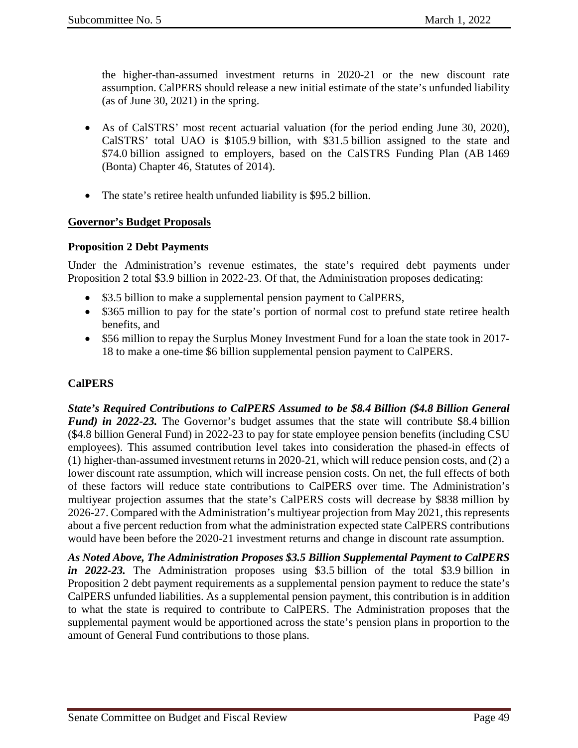the higher-than-assumed investment returns in 2020-21 or the new discount rate assumption. CalPERS should release a new initial estimate of the state's unfunded liability (as of June 30, 2021) in the spring.

- As of CalSTRS' most recent actuarial valuation (for the period ending June 30, 2020), CalSTRS' total UAO is $105.9 billion, with $31.5 billion assigned to the state and $74.0 billion assigned to employers, based on the CalSTRS Funding Plan (AB 1469 (Bonta) Chapter 46, Statutes of 2014).

- The state's retiree health unfunded liability is $95.2 billion.

## Governor's Budget Proposals

### Proposition 2 Debt Payments

Under the Administration's revenue estimates, the state's required debt payments under Proposition 2 total $3.9 billion in 2022-23. Of that, the Administration proposes dedicating:

- $3.5 billion to make a supplemental pension payment to CalPERS,
- $365 million to pay for the state's portion of normal cost to prefund state retiree health benefits, and
- $56 million to repay the Surplus Money Investment Fund for a loan the state took in 2017-18 to make a one-time $6 billion supplemental pension payment to CalPERS.

### CalPERS

***State's Required Contributions to CalPERS Assumed to be $8.4 Billion ($4.8 Billion General Fund) in 2022-23.*** The Governor's budget assumes that the state will contribute $8.4 billion ($4.8 billion General Fund) in 2022-23 to pay for state employee pension benefits (including CSU employees). This assumed contribution level takes into consideration the phased-in effects of (1) higher-than-assumed investment returns in 2020-21, which will reduce pension costs, and (2) a lower discount rate assumption, which will increase pension costs. On net, the full effects of both of these factors will reduce state contributions to CalPERS over time. The Administration's multiyear projection assumes that the state's CalPERS costs will decrease by $838 million by 2026-27. Compared with the Administration's multiyear projection from May 2021, this represents about a five percent reduction from what the administration expected state CalPERS contributions would have been before the 2020-21 investment returns and change in discount rate assumption.

***As Noted Above, The Administration Proposes $3.5 Billion Supplemental Payment to CalPERS in 2022-23.*** The Administration proposes using $3.5 billion of the total $3.9 billion in Proposition 2 debt payment requirements as a supplemental pension payment to reduce the state's CalPERS unfunded liabilities. As a supplemental pension payment, this contribution is in addition to what the state is required to contribute to CalPERS. The Administration proposes that the supplemental payment would be apportioned across the state's pension plans in proportion to the amount of General Fund contributions to those plans.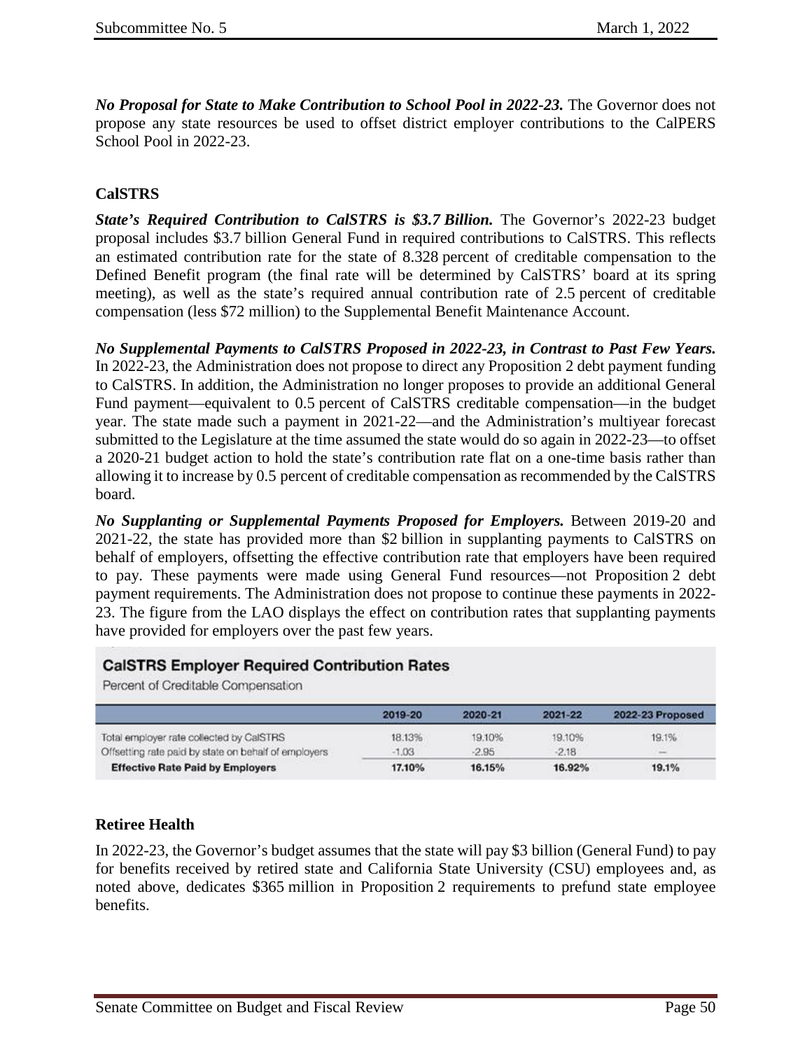***No Proposal for State to Make Contribution to School Pool in 2022-23.*** The Governor does not propose any state resources be used to offset district employer contributions to the CalPERS School Pool in 2022-23.

## CalSTRS

***State's Required Contribution to CalSTRS is $3.7 Billion.*** The Governor's 2022-23 budget proposal includes $3.7 billion General Fund in required contributions to CalSTRS. This reflects an estimated contribution rate for the state of 8.328 percent of creditable compensation to the Defined Benefit program (the final rate will be determined by CalSTRS' board at its spring meeting), as well as the state's required annual contribution rate of 2.5 percent of creditable compensation (less $72 million) to the Supplemental Benefit Maintenance Account.

***No Supplemental Payments to CalSTRS Proposed in 2022-23, in Contrast to Past Few Years.*** In 2022-23, the Administration does not propose to direct any Proposition 2 debt payment funding to CalSTRS. In addition, the Administration no longer proposes to provide an additional General Fund payment—equivalent to 0.5 percent of CalSTRS creditable compensation—in the budget year. The state made such a payment in 2021-22—and the Administration's multiyear forecast submitted to the Legislature at the time assumed the state would do so again in 2022-23—to offset a 2020-21 budget action to hold the state's contribution rate flat on a one-time basis rather than allowing it to increase by 0.5 percent of creditable compensation as recommended by the CalSTRS board.

***No Supplanting or Supplemental Payments Proposed for Employers.*** Between 2019-20 and 2021-22, the state has provided more than $2 billion in supplanting payments to CalSTRS on behalf of employers, offsetting the effective contribution rate that employers have been required to pay. These payments were made using General Fund resources—not Proposition 2 debt payment requirements. The Administration does not propose to continue these payments in 2022-23. The figure from the LAO displays the effect on contribution rates that supplanting payments have provided for employers over the past few years.

**CalSTRS Employer Required Contribution Rates**

Percent of Creditable Compensation

| | 2019-20 | 2020-21 | 2021-22 | 2022-23 Proposed |
|---|---|---|---|---|
| Total employer rate collected by CalSTRS | 18.13% | 19.10% | 19.10% | 19.1% |
| Offsetting rate paid by state on behalf of employers | -1.03 | -2.95 | -2.18 | — |
| **Effective Rate Paid by Employers** | **17.10%** | **16.15%** | **16.92%** | **19.1%** |

## Retiree Health

In 2022-23, the Governor's budget assumes that the state will pay $3 billion (General Fund) to pay for benefits received by retired state and California State University (CSU) employees and, as noted above, dedicates $365 million in Proposition 2 requirements to prefund state employee benefits.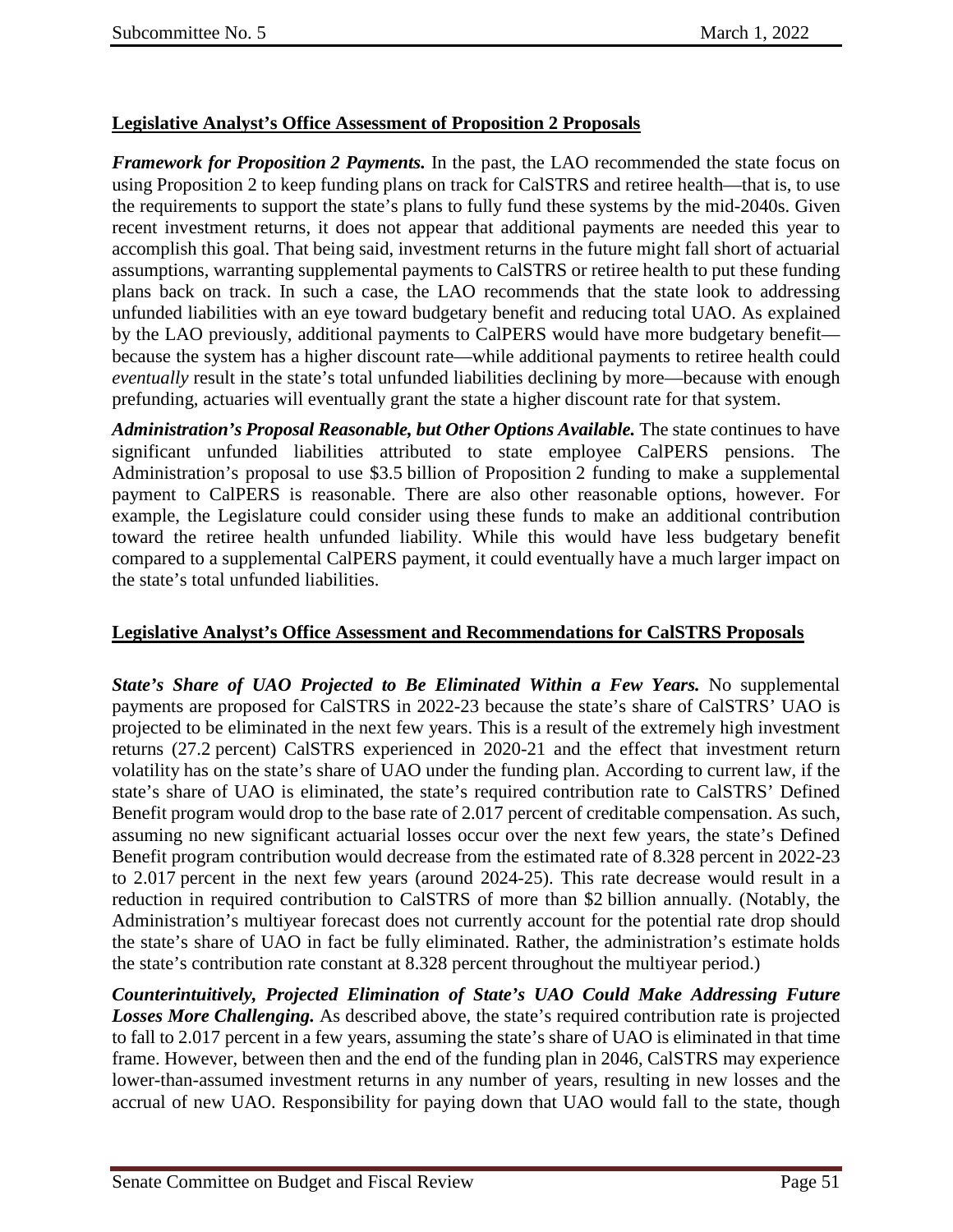**Legislative Analyst's Office Assessment of Proposition 2 Proposals**

***Framework for Proposition 2 Payments.*** In the past, the LAO recommended the state focus on using Proposition 2 to keep funding plans on track for CalSTRS and retiree health—that is, to use the requirements to support the state's plans to fully fund these systems by the mid-2040s. Given recent investment returns, it does not appear that additional payments are needed this year to accomplish this goal. That being said, investment returns in the future might fall short of actuarial assumptions, warranting supplemental payments to CalSTRS or retiree health to put these funding plans back on track. In such a case, the LAO recommends that the state look to addressing unfunded liabilities with an eye toward budgetary benefit and reducing total UAO. As explained by the LAO previously, additional payments to CalPERS would have more budgetary benefit—because the system has a higher discount rate—while additional payments to retiree health could *eventually* result in the state's total unfunded liabilities declining by more—because with enough prefunding, actuaries will eventually grant the state a higher discount rate for that system.

***Administration's Proposal Reasonable, but Other Options Available.*** The state continues to have significant unfunded liabilities attributed to state employee CalPERS pensions. The Administration's proposal to use $3.5 billion of Proposition 2 funding to make a supplemental payment to CalPERS is reasonable. There are also other reasonable options, however. For example, the Legislature could consider using these funds to make an additional contribution toward the retiree health unfunded liability. While this would have less budgetary benefit compared to a supplemental CalPERS payment, it could eventually have a much larger impact on the state's total unfunded liabilities.

**Legislative Analyst's Office Assessment and Recommendations for CalSTRS Proposals**

***State's Share of UAO Projected to Be Eliminated Within a Few Years.*** No supplemental payments are proposed for CalSTRS in 2022-23 because the state's share of CalSTRS' UAO is projected to be eliminated in the next few years. This is a result of the extremely high investment returns (27.2 percent) CalSTRS experienced in 2020-21 and the effect that investment return volatility has on the state's share of UAO under the funding plan. According to current law, if the state's share of UAO is eliminated, the state's required contribution rate to CalSTRS' Defined Benefit program would drop to the base rate of 2.017 percent of creditable compensation. As such, assuming no new significant actuarial losses occur over the next few years, the state's Defined Benefit program contribution would decrease from the estimated rate of 8.328 percent in 2022-23 to 2.017 percent in the next few years (around 2024-25). This rate decrease would result in a reduction in required contribution to CalSTRS of more than $2 billion annually. (Notably, the Administration's multiyear forecast does not currently account for the potential rate drop should the state's share of UAO in fact be fully eliminated. Rather, the administration's estimate holds the state's contribution rate constant at 8.328 percent throughout the multiyear period.)

***Counterintuitively, Projected Elimination of State's UAO Could Make Addressing Future Losses More Challenging.*** As described above, the state's required contribution rate is projected to fall to 2.017 percent in a few years, assuming the state's share of UAO is eliminated in that time frame. However, between then and the end of the funding plan in 2046, CalSTRS may experience lower-than-assumed investment returns in any number of years, resulting in new losses and the accrual of new UAO. Responsibility for paying down that UAO would fall to the state, though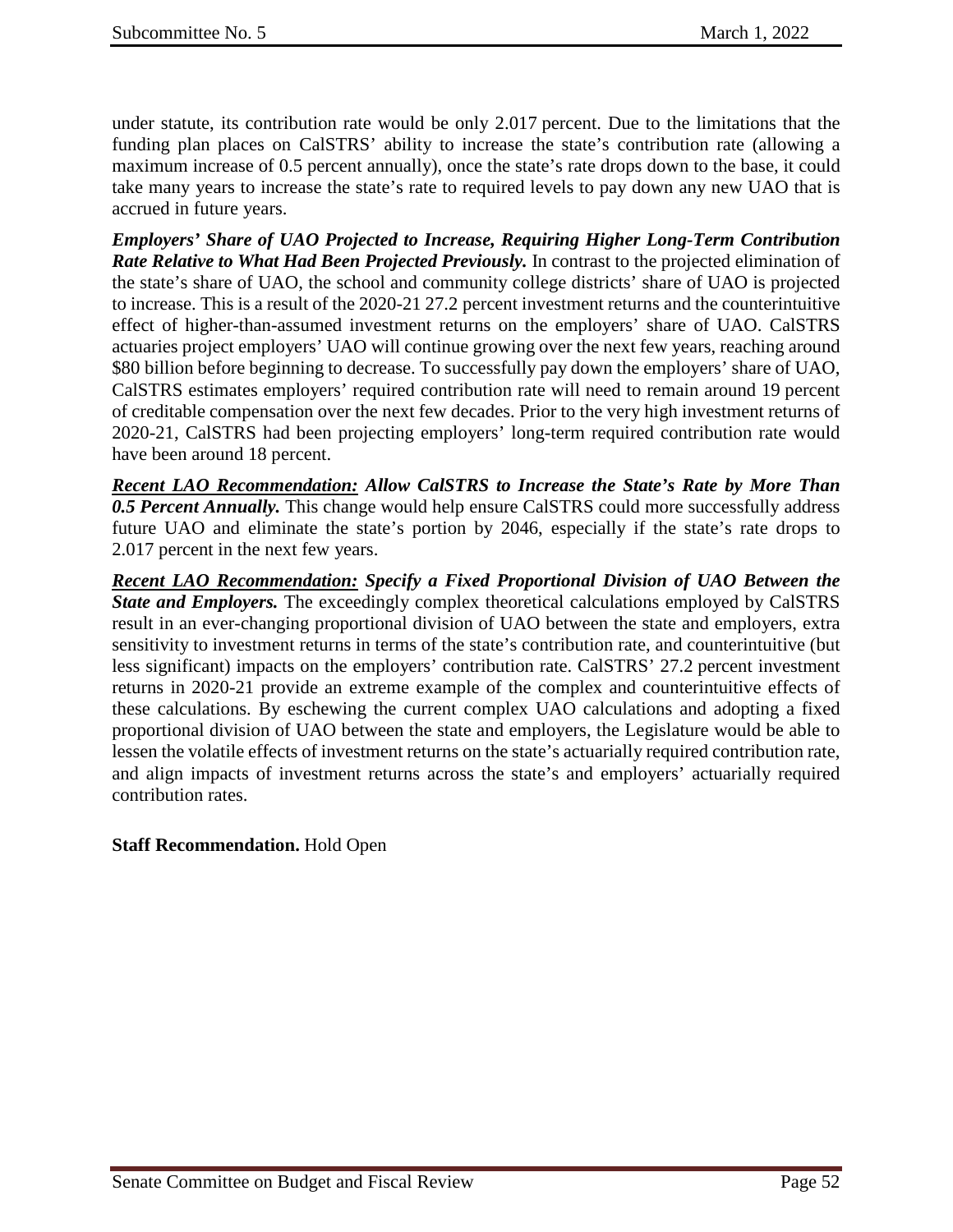under statute, its contribution rate would be only 2.017 percent. Due to the limitations that the funding plan places on CalSTRS' ability to increase the state's contribution rate (allowing a maximum increase of 0.5 percent annually), once the state's rate drops down to the base, it could take many years to increase the state's rate to required levels to pay down any new UAO that is accrued in future years.

***Employers' Share of UAO Projected to Increase, Requiring Higher Long-Term Contribution Rate Relative to What Had Been Projected Previously.*** In contrast to the projected elimination of the state's share of UAO, the school and community college districts' share of UAO is projected to increase. This is a result of the 2020-21 27.2 percent investment returns and the counterintuitive effect of higher-than-assumed investment returns on the employers' share of UAO. CalSTRS actuaries project employers' UAO will continue growing over the next few years, reaching around \$80 billion before beginning to decrease. To successfully pay down the employers' share of UAO, CalSTRS estimates employers' required contribution rate will need to remain around 19 percent of creditable compensation over the next few decades. Prior to the very high investment returns of 2020-21, CalSTRS had been projecting employers' long-term required contribution rate would have been around 18 percent.

***<u>Recent LAO Recommendation:</u> Allow CalSTRS to Increase the State's Rate by More Than 0.5 Percent Annually.*** This change would help ensure CalSTRS could more successfully address future UAO and eliminate the state's portion by 2046, especially if the state's rate drops to 2.017 percent in the next few years.

***<u>Recent LAO Recommendation:</u> Specify a Fixed Proportional Division of UAO Between the State and Employers.*** The exceedingly complex theoretical calculations employed by CalSTRS result in an ever-changing proportional division of UAO between the state and employers, extra sensitivity to investment returns in terms of the state's contribution rate, and counterintuitive (but less significant) impacts on the employers' contribution rate. CalSTRS' 27.2 percent investment returns in 2020-21 provide an extreme example of the complex and counterintuitive effects of these calculations. By eschewing the current complex UAO calculations and adopting a fixed proportional division of UAO between the state and employers, the Legislature would be able to lessen the volatile effects of investment returns on the state's actuarially required contribution rate, and align impacts of investment returns across the state's and employers' actuarially required contribution rates.

**Staff Recommendation.** Hold Open